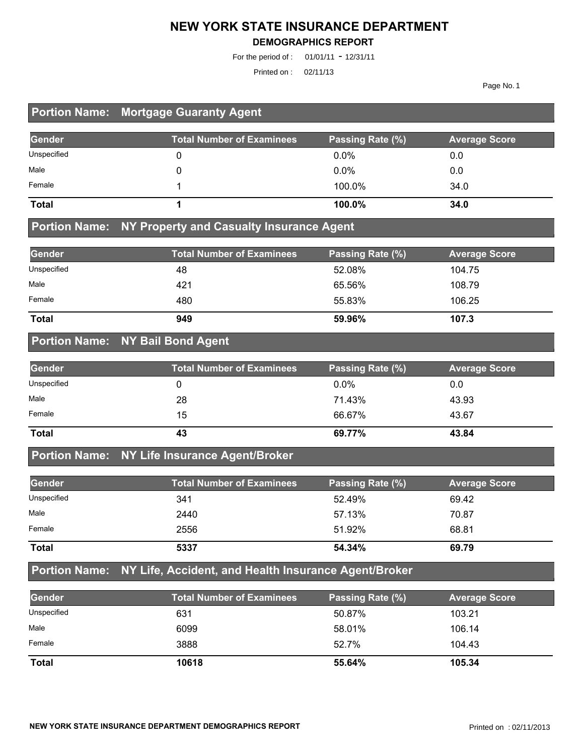# NEW YORK STATE INSURANCE DEPARTMENT

## DEMOGRAPHICS REPORT

For the period of : 01/01/11 - 12/31/11

Printed on : 02/11/13

## Portion Name: Mortgage Guaranty Agent

| Gender | Total Number of Examinees | Passing Rate (%) | Average Score |
|---|---|---|---|
| Unspecified | 0 | 0.0% | 0.0 |
| Male | 0 | 0.0% | 0.0 |
| Female | 1 | 100.0% | 34.0 |
| **Total** | **1** | **100.0%** | **34.0** |

## Portion Name: NY Property and Casualty Insurance Agent

| Gender | Total Number of Examinees | Passing Rate (%) | Average Score |
|---|---|---|---|
| Unspecified | 48 | 52.08% | 104.75 |
| Male | 421 | 65.56% | 108.79 |
| Female | 480 | 55.83% | 106.25 |
| **Total** | **949** | **59.96%** | **107.3** |

## Portion Name: NY Bail Bond Agent

| Gender | Total Number of Examinees | Passing Rate (%) | Average Score |
|---|---|---|---|
| Unspecified | 0 | 0.0% | 0.0 |
| Male | 28 | 71.43% | 43.93 |
| Female | 15 | 66.67% | 43.67 |
| **Total** | **43** | **69.77%** | **43.84** |

## Portion Name: NY Life Insurance Agent/Broker

| Gender | Total Number of Examinees | Passing Rate (%) | Average Score |
|---|---|---|---|
| Unspecified | 341 | 52.49% | 69.42 |
| Male | 2440 | 57.13% | 70.87 |
| Female | 2556 | 51.92% | 68.81 |
| **Total** | **5337** | **54.34%** | **69.79** |

## Portion Name: NY Life, Accident, and Health Insurance Agent/Broker

| Gender | Total Number of Examinees | Passing Rate (%) | Average Score |
|---|---|---|---|
| Unspecified | 631 | 50.87% | 103.21 |
| Male | 6099 | 58.01% | 106.14 |
| Female | 3888 | 52.7% | 104.43 |
| **Total** | **10618** | **55.64%** | **105.34** |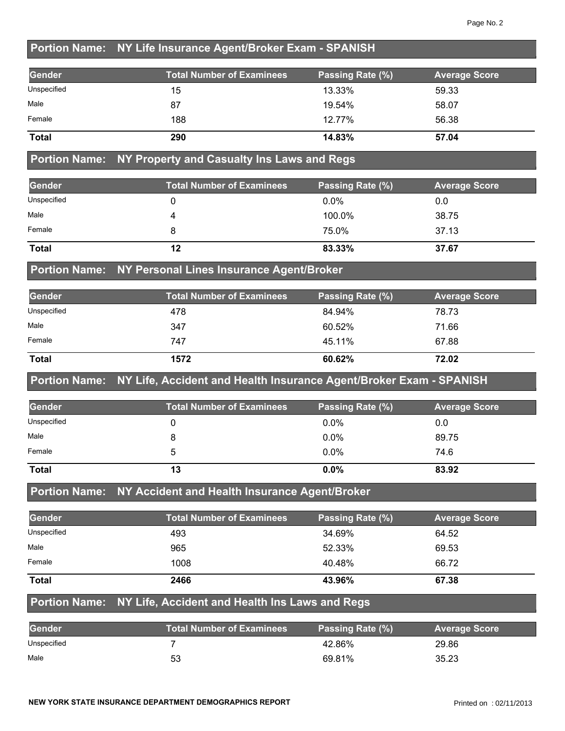## Portion Name: NY Life Insurance Agent/Broker Exam - SPANISH

| Gender | Total Number of Examinees | Passing Rate (%) | Average Score |
|---|---|---|---|
| Unspecified | 15 | 13.33% | 59.33 |
| Male | 87 | 19.54% | 58.07 |
| Female | 188 | 12.77% | 56.38 |
| **Total** | **290** | **14.83%** | **57.04** |

## Portion Name: NY Property and Casualty Ins Laws and Regs

| Gender | Total Number of Examinees | Passing Rate (%) | Average Score |
|---|---|---|---|
| Unspecified | 0 | 0.0% | 0.0 |
| Male | 4 | 100.0% | 38.75 |
| Female | 8 | 75.0% | 37.13 |
| **Total** | **12** | **83.33%** | **37.67** |

## Portion Name: NY Personal Lines Insurance Agent/Broker

| Gender | Total Number of Examinees | Passing Rate (%) | Average Score |
|---|---|---|---|
| Unspecified | 478 | 84.94% | 78.73 |
| Male | 347 | 60.52% | 71.66 |
| Female | 747 | 45.11% | 67.88 |
| **Total** | **1572** | **60.62%** | **72.02** |

## Portion Name: NY Life, Accident and Health Insurance Agent/Broker Exam - SPANISH

| Gender | Total Number of Examinees | Passing Rate (%) | Average Score |
|---|---|---|---|
| Unspecified | 0 | 0.0% | 0.0 |
| Male | 8 | 0.0% | 89.75 |
| Female | 5 | 0.0% | 74.6 |
| **Total** | **13** | **0.0%** | **83.92** |

## Portion Name: NY Accident and Health Insurance Agent/Broker

| Gender | Total Number of Examinees | Passing Rate (%) | Average Score |
|---|---|---|---|
| Unspecified | 493 | 34.69% | 64.52 |
| Male | 965 | 52.33% | 69.53 |
| Female | 1008 | 40.48% | 66.72 |
| **Total** | **2466** | **43.96%** | **67.38** |

## Portion Name: NY Life, Accident and Health Ins Laws and Regs

| Gender | Total Number of Examinees | Passing Rate (%) | Average Score |
|---|---|---|---|
| Unspecified | 7 | 42.86% | 29.86 |
| Male | 53 | 69.81% | 35.23 |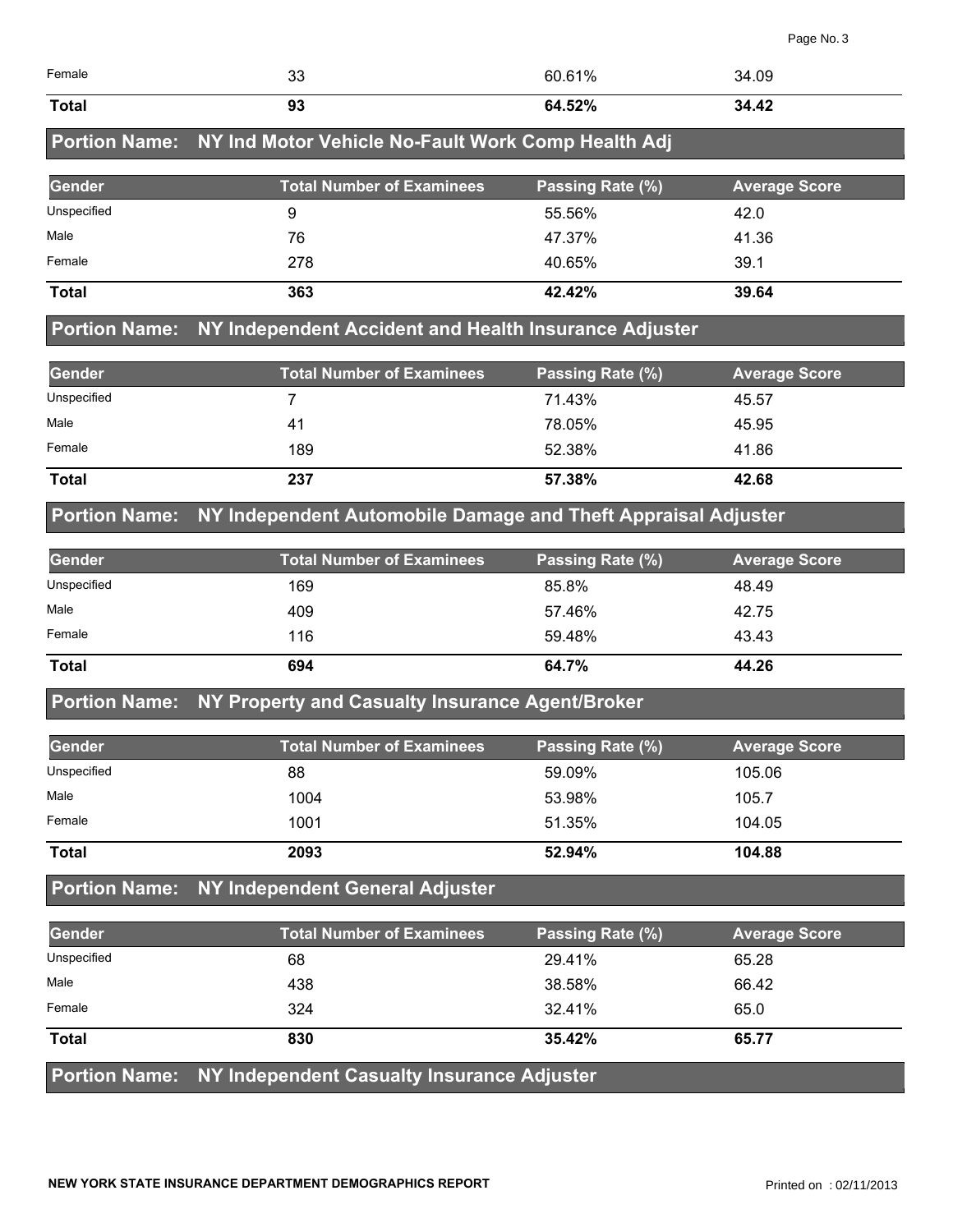| Gender | Total Number of Examinees | Passing Rate (%) | Average Score |
|---|---|---|---|
| Female | 33 | 60.61% | 34.09 |
| **Total** | **93** | **64.52%** | **34.42** |

## Portion Name: NY Ind Motor Vehicle No-Fault Work Comp Health Adj

| Gender | Total Number of Examinees | Passing Rate (%) | Average Score |
|---|---|---|---|
| Unspecified | 9 | 55.56% | 42.0 |
| Male | 76 | 47.37% | 41.36 |
| Female | 278 | 40.65% | 39.1 |
| **Total** | **363** | **42.42%** | **39.64** |

## Portion Name: NY Independent Accident and Health Insurance Adjuster

| Gender | Total Number of Examinees | Passing Rate (%) | Average Score |
|---|---|---|---|
| Unspecified | 7 | 71.43% | 45.57 |
| Male | 41 | 78.05% | 45.95 |
| Female | 189 | 52.38% | 41.86 |
| **Total** | **237** | **57.38%** | **42.68** |

## Portion Name: NY Independent Automobile Damage and Theft Appraisal Adjuster

| Gender | Total Number of Examinees | Passing Rate (%) | Average Score |
|---|---|---|---|
| Unspecified | 169 | 85.8% | 48.49 |
| Male | 409 | 57.46% | 42.75 |
| Female | 116 | 59.48% | 43.43 |
| **Total** | **694** | **64.7%** | **44.26** |

## Portion Name: NY Property and Casualty Insurance Agent/Broker

| Gender | Total Number of Examinees | Passing Rate (%) | Average Score |
|---|---|---|---|
| Unspecified | 88 | 59.09% | 105.06 |
| Male | 1004 | 53.98% | 105.7 |
| Female | 1001 | 51.35% | 104.05 |
| **Total** | **2093** | **52.94%** | **104.88** |

## Portion Name: NY Independent General Adjuster

| Gender | Total Number of Examinees | Passing Rate (%) | Average Score |
|---|---|---|---|
| Unspecified | 68 | 29.41% | 65.28 |
| Male | 438 | 38.58% | 66.42 |
| Female | 324 | 32.41% | 65.0 |
| **Total** | **830** | **35.42%** | **65.77** |

## Portion Name: NY Independent Casualty Insurance Adjuster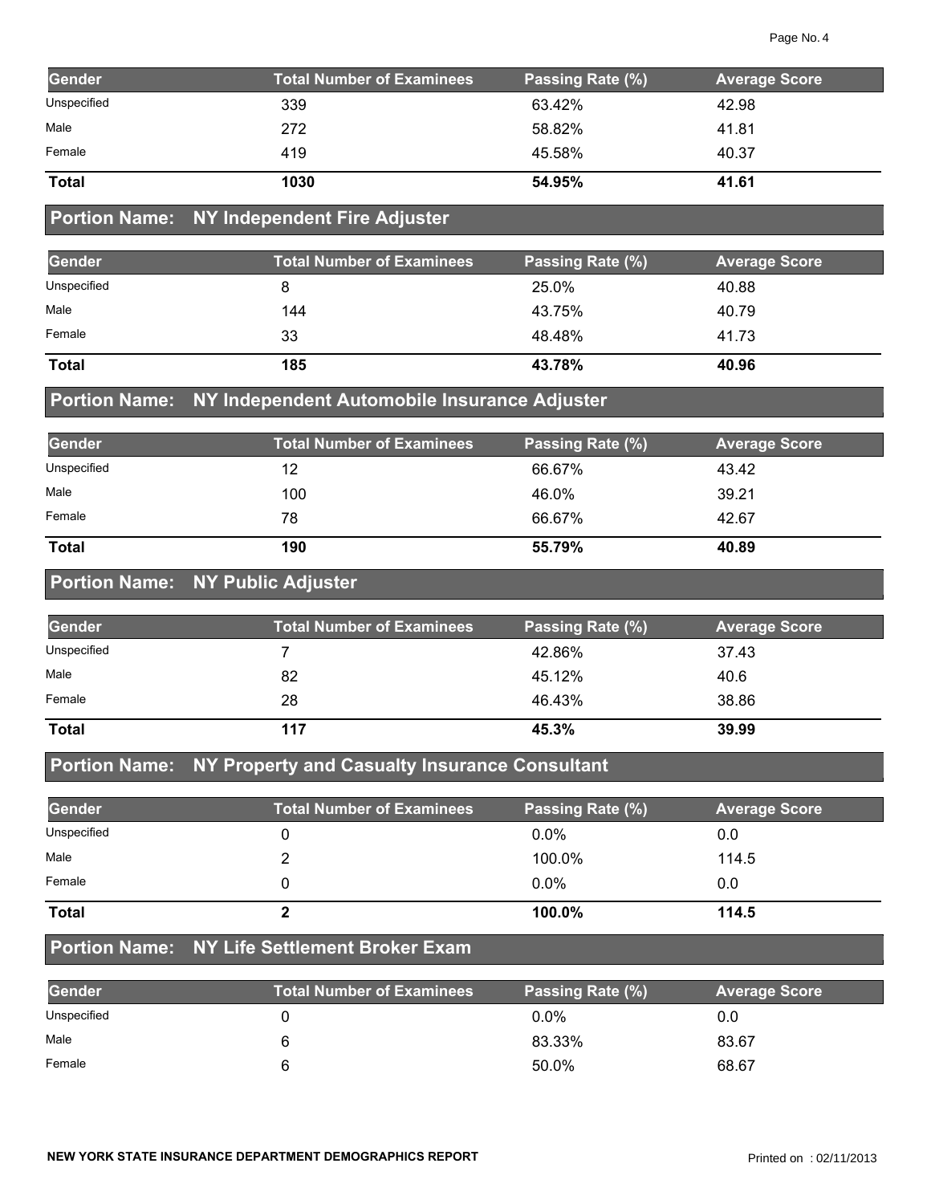| Gender | Total Number of Examinees | Passing Rate (%) | Average Score |
|---|---|---|---|
| Unspecified | 339 | 63.42% | 42.98 |
| Male | 272 | 58.82% | 41.81 |
| Female | 419 | 45.58% | 40.37 |
| **Total** | **1030** | **54.95%** | **41.61** |

## Portion Name: NY Independent Fire Adjuster

| Gender | Total Number of Examinees | Passing Rate (%) | Average Score |
|---|---|---|---|
| Unspecified | 8 | 25.0% | 40.88 |
| Male | 144 | 43.75% | 40.79 |
| Female | 33 | 48.48% | 41.73 |
| **Total** | **185** | **43.78%** | **40.96** |

## Portion Name: NY Independent Automobile Insurance Adjuster

| Gender | Total Number of Examinees | Passing Rate (%) | Average Score |
|---|---|---|---|
| Unspecified | 12 | 66.67% | 43.42 |
| Male | 100 | 46.0% | 39.21 |
| Female | 78 | 66.67% | 42.67 |
| **Total** | **190** | **55.79%** | **40.89** |

## Portion Name: NY Public Adjuster

| Gender | Total Number of Examinees | Passing Rate (%) | Average Score |
|---|---|---|---|
| Unspecified | 7 | 42.86% | 37.43 |
| Male | 82 | 45.12% | 40.6 |
| Female | 28 | 46.43% | 38.86 |
| **Total** | **117** | **45.3%** | **39.99** |

## Portion Name: NY Property and Casualty Insurance Consultant

| Gender | Total Number of Examinees | Passing Rate (%) | Average Score |
|---|---|---|---|
| Unspecified | 0 | 0.0% | 0.0 |
| Male | 2 | 100.0% | 114.5 |
| Female | 0 | 0.0% | 0.0 |
| **Total** | **2** | **100.0%** | **114.5** |

## Portion Name: NY Life Settlement Broker Exam

| Gender | Total Number of Examinees | Passing Rate (%) | Average Score |
|---|---|---|---|
| Unspecified | 0 | 0.0% | 0.0 |
| Male | 6 | 83.33% | 83.67 |
| Female | 6 | 50.0% | 68.67 |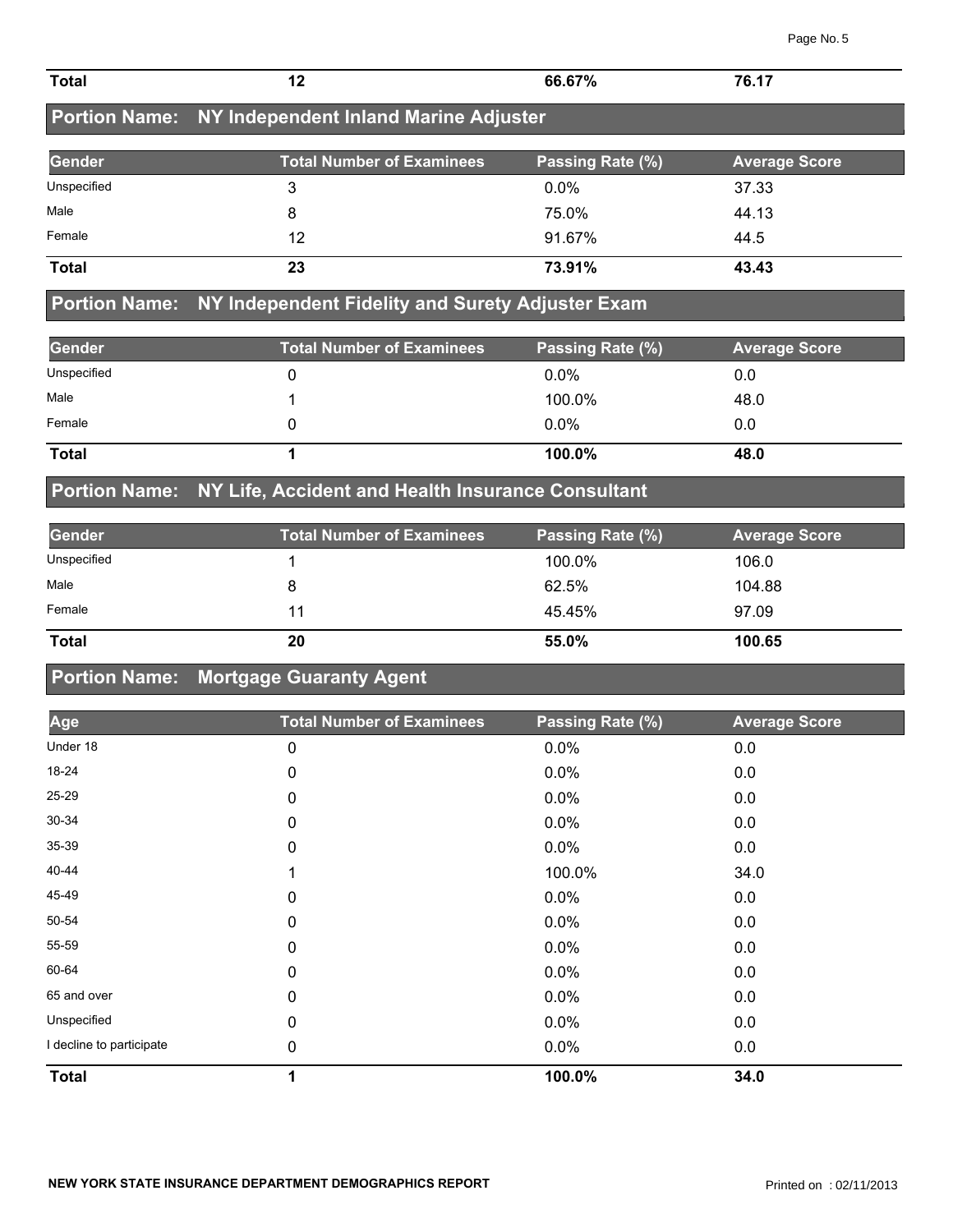| Total | 12 | 66.67% | 76.17 |
|---|---|---|---|

## Portion Name: NY Independent Inland Marine Adjuster

| Gender | Total Number of Examinees | Passing Rate (%) | Average Score |
|---|---|---|---|
| Unspecified | 3 | 0.0% | 37.33 |
| Male | 8 | 75.0% | 44.13 |
| Female | 12 | 91.67% | 44.5 |
| **Total** | **23** | **73.91%** | **43.43** |

## Portion Name: NY Independent Fidelity and Surety Adjuster Exam

| Gender | Total Number of Examinees | Passing Rate (%) | Average Score |
|---|---|---|---|
| Unspecified | 0 | 0.0% | 0.0 |
| Male | 1 | 100.0% | 48.0 |
| Female | 0 | 0.0% | 0.0 |
| **Total** | **1** | **100.0%** | **48.0** |

## Portion Name: NY Life, Accident and Health Insurance Consultant

| Gender | Total Number of Examinees | Passing Rate (%) | Average Score |
|---|---|---|---|
| Unspecified | 1 | 100.0% | 106.0 |
| Male | 8 | 62.5% | 104.88 |
| Female | 11 | 45.45% | 97.09 |
| **Total** | **20** | **55.0%** | **100.65** |

## Portion Name: Mortgage Guaranty Agent

| Age | Total Number of Examinees | Passing Rate (%) | Average Score |
|---|---|---|---|
| Under 18 | 0 | 0.0% | 0.0 |
| 18-24 | 0 | 0.0% | 0.0 |
| 25-29 | 0 | 0.0% | 0.0 |
| 30-34 | 0 | 0.0% | 0.0 |
| 35-39 | 0 | 0.0% | 0.0 |
| 40-44 | 1 | 100.0% | 34.0 |
| 45-49 | 0 | 0.0% | 0.0 |
| 50-54 | 0 | 0.0% | 0.0 |
| 55-59 | 0 | 0.0% | 0.0 |
| 60-64 | 0 | 0.0% | 0.0 |
| 65 and over | 0 | 0.0% | 0.0 |
| Unspecified | 0 | 0.0% | 0.0 |
| I decline to participate | 0 | 0.0% | 0.0 |
| **Total** | **1** | **100.0%** | **34.0** |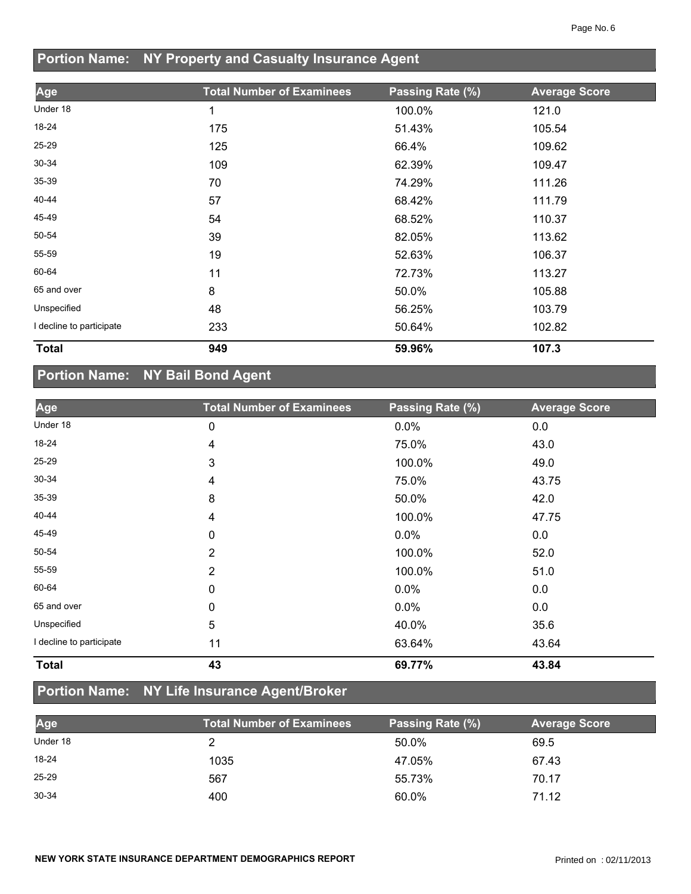## Portion Name: NY Property and Casualty Insurance Agent

| Age | Total Number of Examinees | Passing Rate (%) | Average Score |
|---|---|---|---|
| Under 18 | 1 | 100.0% | 121.0 |
| 18-24 | 175 | 51.43% | 105.54 |
| 25-29 | 125 | 66.4% | 109.62 |
| 30-34 | 109 | 62.39% | 109.47 |
| 35-39 | 70 | 74.29% | 111.26 |
| 40-44 | 57 | 68.42% | 111.79 |
| 45-49 | 54 | 68.52% | 110.37 |
| 50-54 | 39 | 82.05% | 113.62 |
| 55-59 | 19 | 52.63% | 106.37 |
| 60-64 | 11 | 72.73% | 113.27 |
| 65 and over | 8 | 50.0% | 105.88 |
| Unspecified | 48 | 56.25% | 103.79 |
| I decline to participate | 233 | 50.64% | 102.82 |
| **Total** | **949** | **59.96%** | **107.3** |

## Portion Name: NY Bail Bond Agent

| Age | Total Number of Examinees | Passing Rate (%) | Average Score |
|---|---|---|---|
| Under 18 | 0 | 0.0% | 0.0 |
| 18-24 | 4 | 75.0% | 43.0 |
| 25-29 | 3 | 100.0% | 49.0 |
| 30-34 | 4 | 75.0% | 43.75 |
| 35-39 | 8 | 50.0% | 42.0 |
| 40-44 | 4 | 100.0% | 47.75 |
| 45-49 | 0 | 0.0% | 0.0 |
| 50-54 | 2 | 100.0% | 52.0 |
| 55-59 | 2 | 100.0% | 51.0 |
| 60-64 | 0 | 0.0% | 0.0 |
| 65 and over | 0 | 0.0% | 0.0 |
| Unspecified | 5 | 40.0% | 35.6 |
| I decline to participate | 11 | 63.64% | 43.64 |
| **Total** | **43** | **69.77%** | **43.84** |

## Portion Name: NY Life Insurance Agent/Broker

| Age | Total Number of Examinees | Passing Rate (%) | Average Score |
|---|---|---|---|
| Under 18 | 2 | 50.0% | 69.5 |
| 18-24 | 1035 | 47.05% | 67.43 |
| 25-29 | 567 | 55.73% | 70.17 |
| 30-34 | 400 | 60.0% | 71.12 |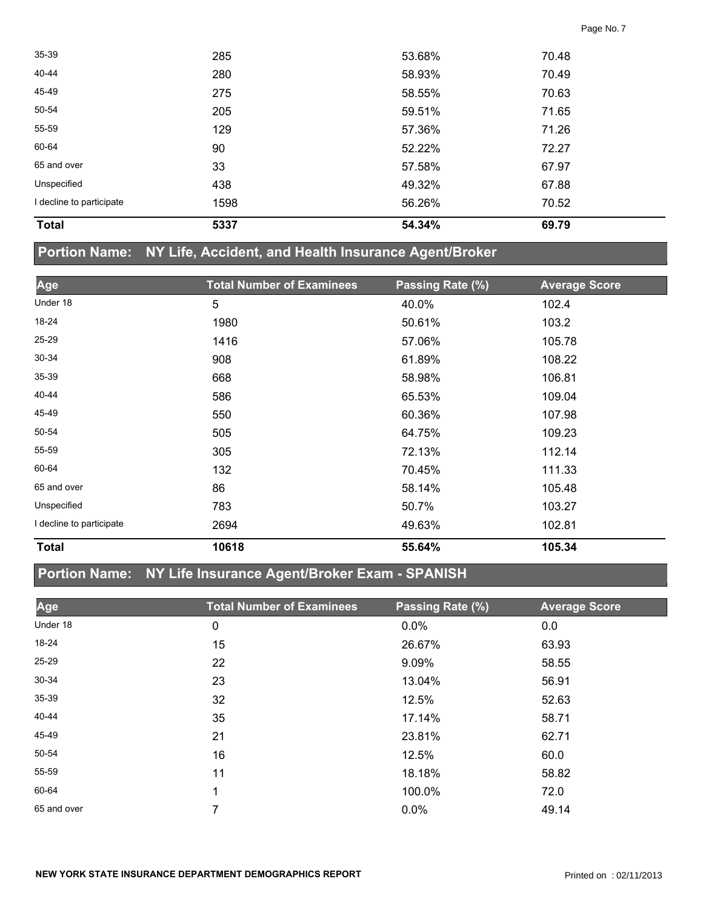| Age | Total Number of Examinees | Passing Rate (%) | Average Score |
|---|---|---|---|
| 35-39 | 285 | 53.68% | 70.48 |
| 40-44 | 280 | 58.93% | 70.49 |
| 45-49 | 275 | 58.55% | 70.63 |
| 50-54 | 205 | 59.51% | 71.65 |
| 55-59 | 129 | 57.36% | 71.26 |
| 60-64 | 90 | 52.22% | 72.27 |
| 65 and over | 33 | 57.58% | 67.97 |
| Unspecified | 438 | 49.32% | 67.88 |
| I decline to participate | 1598 | 56.26% | 70.52 |
| **Total** | **5337** | **54.34%** | **69.79** |

## Portion Name: NY Life, Accident, and Health Insurance Agent/Broker

| Age | Total Number of Examinees | Passing Rate (%) | Average Score |
|---|---|---|---|
| Under 18 | 5 | 40.0% | 102.4 |
| 18-24 | 1980 | 50.61% | 103.2 |
| 25-29 | 1416 | 57.06% | 105.78 |
| 30-34 | 908 | 61.89% | 108.22 |
| 35-39 | 668 | 58.98% | 106.81 |
| 40-44 | 586 | 65.53% | 109.04 |
| 45-49 | 550 | 60.36% | 107.98 |
| 50-54 | 505 | 64.75% | 109.23 |
| 55-59 | 305 | 72.13% | 112.14 |
| 60-64 | 132 | 70.45% | 111.33 |
| 65 and over | 86 | 58.14% | 105.48 |
| Unspecified | 783 | 50.7% | 103.27 |
| I decline to participate | 2694 | 49.63% | 102.81 |
| **Total** | **10618** | **55.64%** | **105.34** |

## Portion Name: NY Life Insurance Agent/Broker Exam - SPANISH

| Age | Total Number of Examinees | Passing Rate (%) | Average Score |
|---|---|---|---|
| Under 18 | 0 | 0.0% | 0.0 |
| 18-24 | 15 | 26.67% | 63.93 |
| 25-29 | 22 | 9.09% | 58.55 |
| 30-34 | 23 | 13.04% | 56.91 |
| 35-39 | 32 | 12.5% | 52.63 |
| 40-44 | 35 | 17.14% | 58.71 |
| 45-49 | 21 | 23.81% | 62.71 |
| 50-54 | 16 | 12.5% | 60.0 |
| 55-59 | 11 | 18.18% | 58.82 |
| 60-64 | 1 | 100.0% | 72.0 |
| 65 and over | 7 | 0.0% | 49.14 |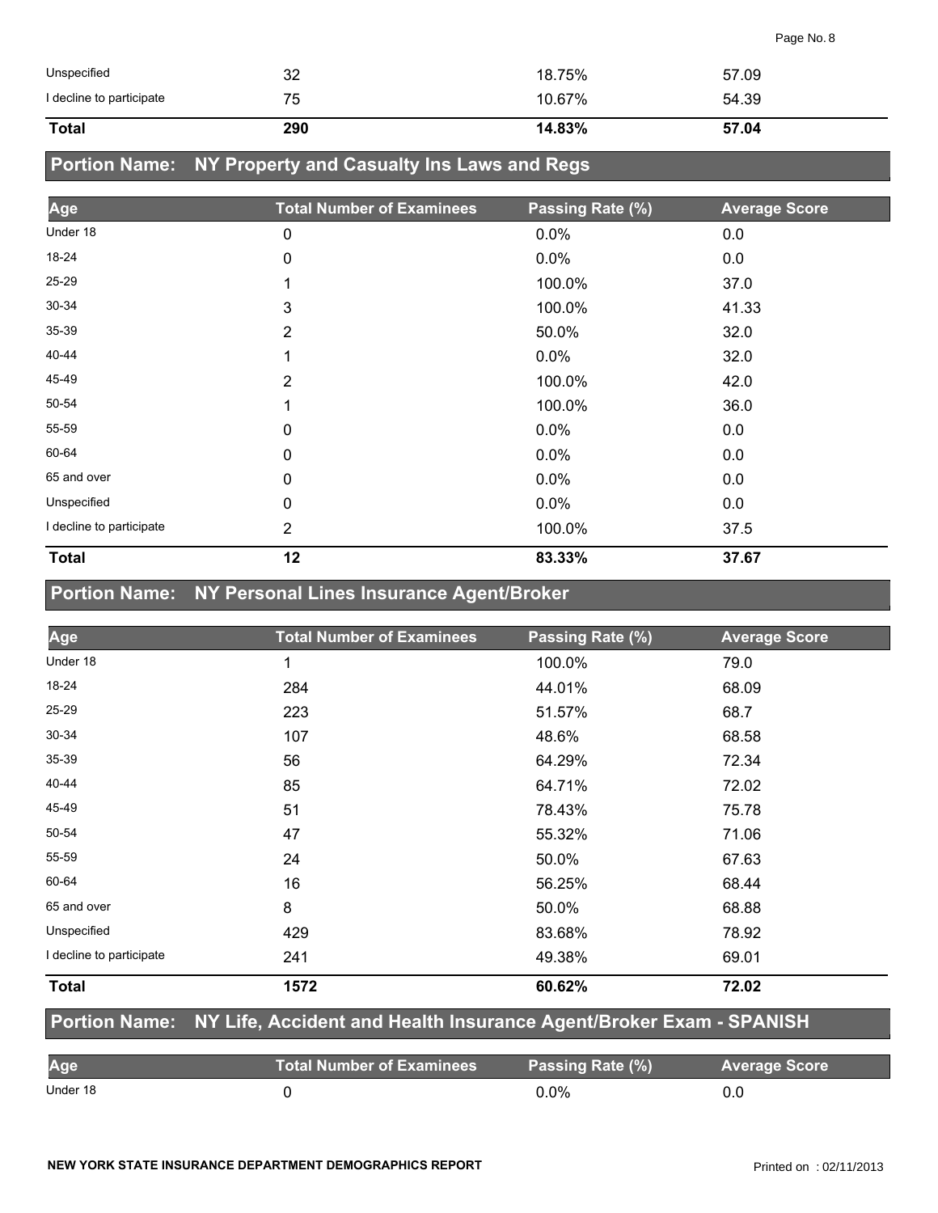| | | | |
|---|---|---|---|
| Unspecified | 32 | 18.75% | 57.09 |
| I decline to participate | 75 | 10.67% | 54.39 |
| **Total** | **290** | **14.83%** | **57.04** |

## Portion Name: NY Property and Casualty Ins Laws and Regs

| Age | Total Number of Examinees | Passing Rate (%) | Average Score |
|---|---|---|---|
| Under 18 | 0 | 0.0% | 0.0 |
| 18-24 | 0 | 0.0% | 0.0 |
| 25-29 | 1 | 100.0% | 37.0 |
| 30-34 | 3 | 100.0% | 41.33 |
| 35-39 | 2 | 50.0% | 32.0 |
| 40-44 | 1 | 0.0% | 32.0 |
| 45-49 | 2 | 100.0% | 42.0 |
| 50-54 | 1 | 100.0% | 36.0 |
| 55-59 | 0 | 0.0% | 0.0 |
| 60-64 | 0 | 0.0% | 0.0 |
| 65 and over | 0 | 0.0% | 0.0 |
| Unspecified | 0 | 0.0% | 0.0 |
| I decline to participate | 2 | 100.0% | 37.5 |
| **Total** | **12** | **83.33%** | **37.67** |

## Portion Name: NY Personal Lines Insurance Agent/Broker

| Age | Total Number of Examinees | Passing Rate (%) | Average Score |
|---|---|---|---|
| Under 18 | 1 | 100.0% | 79.0 |
| 18-24 | 284 | 44.01% | 68.09 |
| 25-29 | 223 | 51.57% | 68.7 |
| 30-34 | 107 | 48.6% | 68.58 |
| 35-39 | 56 | 64.29% | 72.34 |
| 40-44 | 85 | 64.71% | 72.02 |
| 45-49 | 51 | 78.43% | 75.78 |
| 50-54 | 47 | 55.32% | 71.06 |
| 55-59 | 24 | 50.0% | 67.63 |
| 60-64 | 16 | 56.25% | 68.44 |
| 65 and over | 8 | 50.0% | 68.88 |
| Unspecified | 429 | 83.68% | 78.92 |
| I decline to participate | 241 | 49.38% | 69.01 |
| **Total** | **1572** | **60.62%** | **72.02** |

## Portion Name: NY Life, Accident and Health Insurance Agent/Broker Exam - SPANISH

| Age | Total Number of Examinees | Passing Rate (%) | Average Score |
|---|---|---|---|
| Under 18 | 0 | 0.0% | 0.0 |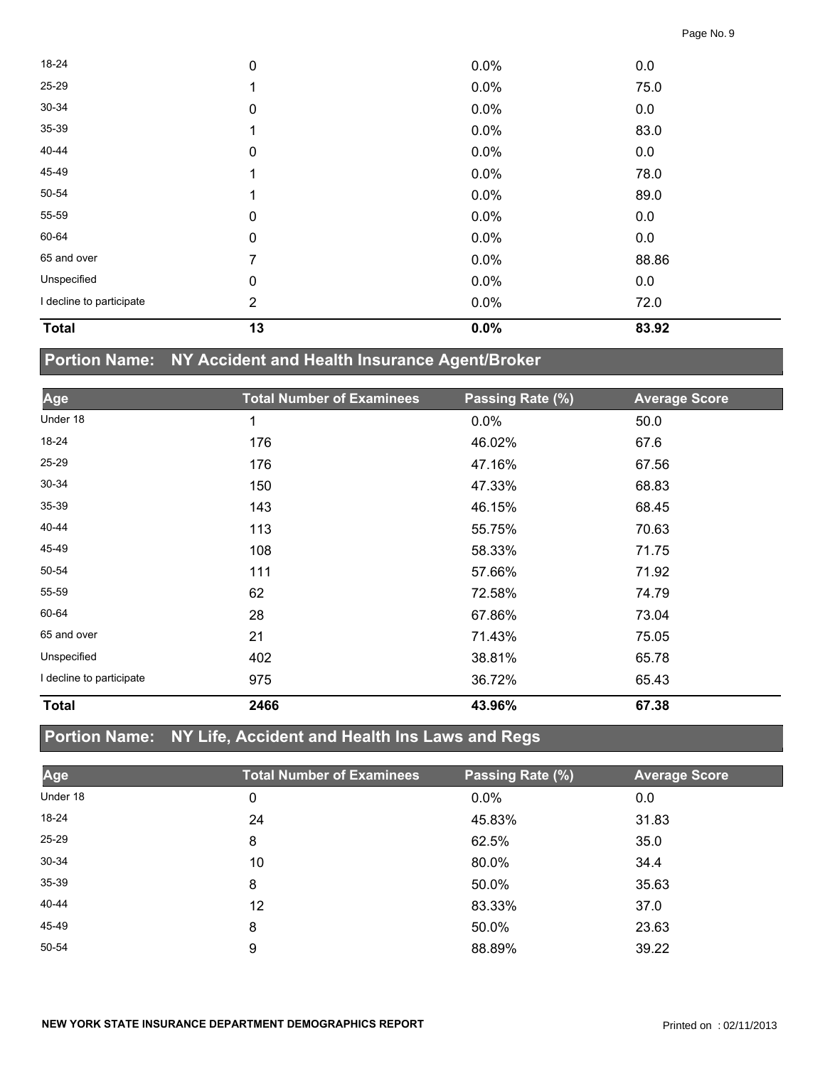| Age | Total Number of Examinees | Passing Rate (%) | Average Score |
|---|---|---|---|
| 18-24 | 0 | 0.0% | 0.0 |
| 25-29 | 1 | 0.0% | 75.0 |
| 30-34 | 0 | 0.0% | 0.0 |
| 35-39 | 1 | 0.0% | 83.0 |
| 40-44 | 0 | 0.0% | 0.0 |
| 45-49 | 1 | 0.0% | 78.0 |
| 50-54 | 1 | 0.0% | 89.0 |
| 55-59 | 0 | 0.0% | 0.0 |
| 60-64 | 0 | 0.0% | 0.0 |
| 65 and over | 7 | 0.0% | 88.86 |
| Unspecified | 0 | 0.0% | 0.0 |
| I decline to participate | 2 | 0.0% | 72.0 |
| **Total** | **13** | **0.0%** | **83.92** |

## Portion Name: NY Accident and Health Insurance Agent/Broker

| Age | Total Number of Examinees | Passing Rate (%) | Average Score |
|---|---|---|---|
| Under 18 | 1 | 0.0% | 50.0 |
| 18-24 | 176 | 46.02% | 67.6 |
| 25-29 | 176 | 47.16% | 67.56 |
| 30-34 | 150 | 47.33% | 68.83 |
| 35-39 | 143 | 46.15% | 68.45 |
| 40-44 | 113 | 55.75% | 70.63 |
| 45-49 | 108 | 58.33% | 71.75 |
| 50-54 | 111 | 57.66% | 71.92 |
| 55-59 | 62 | 72.58% | 74.79 |
| 60-64 | 28 | 67.86% | 73.04 |
| 65 and over | 21 | 71.43% | 75.05 |
| Unspecified | 402 | 38.81% | 65.78 |
| I decline to participate | 975 | 36.72% | 65.43 |
| **Total** | **2466** | **43.96%** | **67.38** |

## Portion Name: NY Life, Accident and Health Ins Laws and Regs

| Age | Total Number of Examinees | Passing Rate (%) | Average Score |
|---|---|---|---|
| Under 18 | 0 | 0.0% | 0.0 |
| 18-24 | 24 | 45.83% | 31.83 |
| 25-29 | 8 | 62.5% | 35.0 |
| 30-34 | 10 | 80.0% | 34.4 |
| 35-39 | 8 | 50.0% | 35.63 |
| 40-44 | 12 | 83.33% | 37.0 |
| 45-49 | 8 | 50.0% | 23.63 |
| 50-54 | 9 | 88.89% | 39.22 |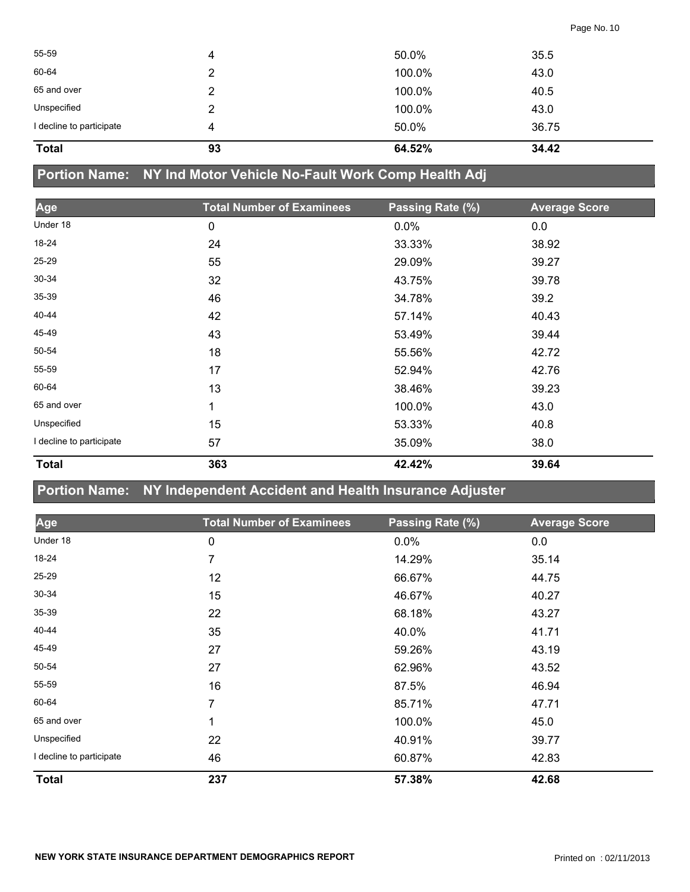| Age | Total Number of Examinees | Passing Rate (%) | Average Score |
|---|---|---|---|
| 55-59 | 4 | 50.0% | 35.5 |
| 60-64 | 2 | 100.0% | 43.0 |
| 65 and over | 2 | 100.0% | 40.5 |
| Unspecified | 2 | 100.0% | 43.0 |
| I decline to participate | 4 | 50.0% | 36.75 |
| **Total** | **93** | **64.52%** | **34.42** |

## Portion Name: NY Ind Motor Vehicle No-Fault Work Comp Health Adj

| Age | Total Number of Examinees | Passing Rate (%) | Average Score |
|---|---|---|---|
| Under 18 | 0 | 0.0% | 0.0 |
| 18-24 | 24 | 33.33% | 38.92 |
| 25-29 | 55 | 29.09% | 39.27 |
| 30-34 | 32 | 43.75% | 39.78 |
| 35-39 | 46 | 34.78% | 39.2 |
| 40-44 | 42 | 57.14% | 40.43 |
| 45-49 | 43 | 53.49% | 39.44 |
| 50-54 | 18 | 55.56% | 42.72 |
| 55-59 | 17 | 52.94% | 42.76 |
| 60-64 | 13 | 38.46% | 39.23 |
| 65 and over | 1 | 100.0% | 43.0 |
| Unspecified | 15 | 53.33% | 40.8 |
| I decline to participate | 57 | 35.09% | 38.0 |
| **Total** | **363** | **42.42%** | **39.64** |

## Portion Name: NY Independent Accident and Health Insurance Adjuster

| Age | Total Number of Examinees | Passing Rate (%) | Average Score |
|---|---|---|---|
| Under 18 | 0 | 0.0% | 0.0 |
| 18-24 | 7 | 14.29% | 35.14 |
| 25-29 | 12 | 66.67% | 44.75 |
| 30-34 | 15 | 46.67% | 40.27 |
| 35-39 | 22 | 68.18% | 43.27 |
| 40-44 | 35 | 40.0% | 41.71 |
| 45-49 | 27 | 59.26% | 43.19 |
| 50-54 | 27 | 62.96% | 43.52 |
| 55-59 | 16 | 87.5% | 46.94 |
| 60-64 | 7 | 85.71% | 47.71 |
| 65 and over | 1 | 100.0% | 45.0 |
| Unspecified | 22 | 40.91% | 39.77 |
| I decline to participate | 46 | 60.87% | 42.83 |
| **Total** | **237** | **57.38%** | **42.68** |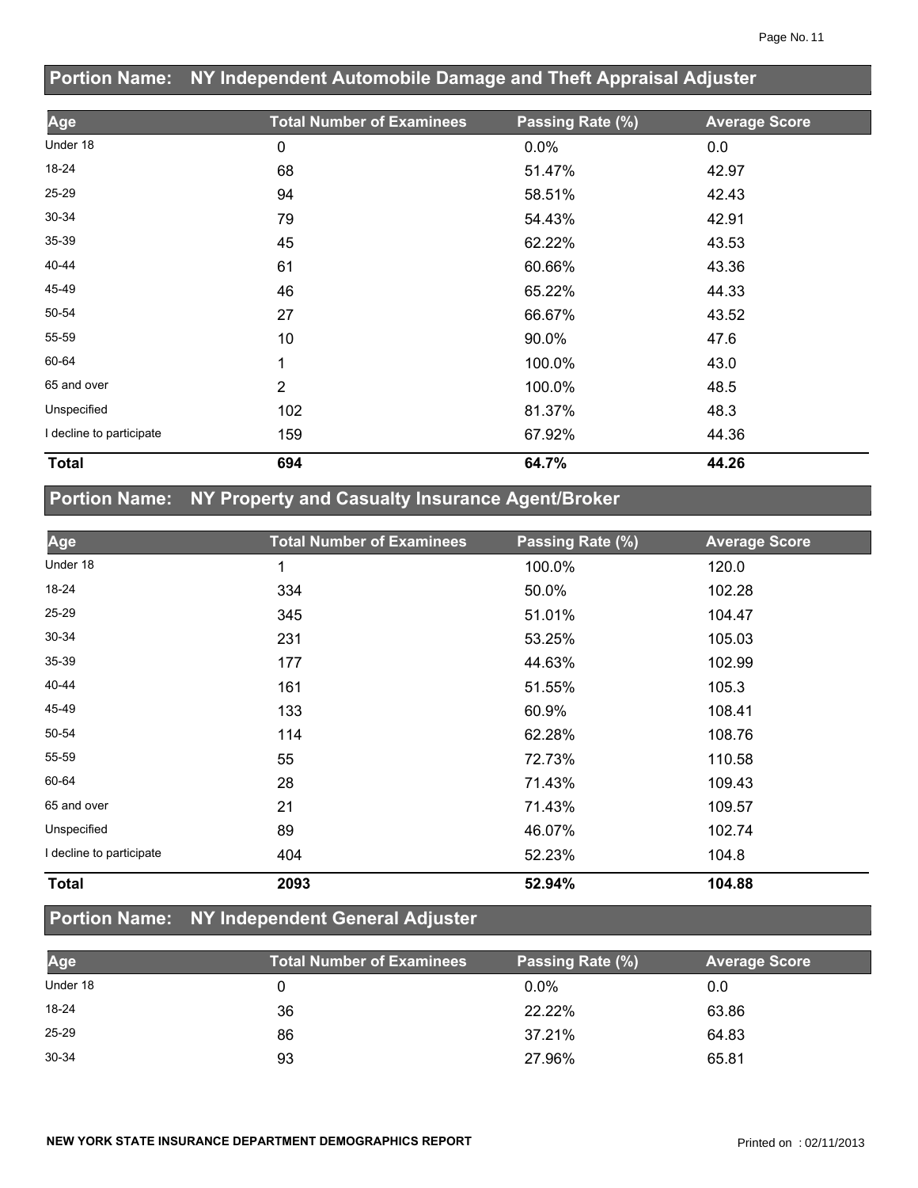## Portion Name: NY Independent Automobile Damage and Theft Appraisal Adjuster

| Age | Total Number of Examinees | Passing Rate (%) | Average Score |
|---|---|---|---|
| Under 18 | 0 | 0.0% | 0.0 |
| 18-24 | 68 | 51.47% | 42.97 |
| 25-29 | 94 | 58.51% | 42.43 |
| 30-34 | 79 | 54.43% | 42.91 |
| 35-39 | 45 | 62.22% | 43.53 |
| 40-44 | 61 | 60.66% | 43.36 |
| 45-49 | 46 | 65.22% | 44.33 |
| 50-54 | 27 | 66.67% | 43.52 |
| 55-59 | 10 | 90.0% | 47.6 |
| 60-64 | 1 | 100.0% | 43.0 |
| 65 and over | 2 | 100.0% | 48.5 |
| Unspecified | 102 | 81.37% | 48.3 |
| I decline to participate | 159 | 67.92% | 44.36 |
| **Total** | **694** | **64.7%** | **44.26** |

## Portion Name: NY Property and Casualty Insurance Agent/Broker

| Age | Total Number of Examinees | Passing Rate (%) | Average Score |
|---|---|---|---|
| Under 18 | 1 | 100.0% | 120.0 |
| 18-24 | 334 | 50.0% | 102.28 |
| 25-29 | 345 | 51.01% | 104.47 |
| 30-34 | 231 | 53.25% | 105.03 |
| 35-39 | 177 | 44.63% | 102.99 |
| 40-44 | 161 | 51.55% | 105.3 |
| 45-49 | 133 | 60.9% | 108.41 |
| 50-54 | 114 | 62.28% | 108.76 |
| 55-59 | 55 | 72.73% | 110.58 |
| 60-64 | 28 | 71.43% | 109.43 |
| 65 and over | 21 | 71.43% | 109.57 |
| Unspecified | 89 | 46.07% | 102.74 |
| I decline to participate | 404 | 52.23% | 104.8 |
| **Total** | **2093** | **52.94%** | **104.88** |

## Portion Name: NY Independent General Adjuster

| Age | Total Number of Examinees | Passing Rate (%) | Average Score |
|---|---|---|---|
| Under 18 | 0 | 0.0% | 0.0 |
| 18-24 | 36 | 22.22% | 63.86 |
| 25-29 | 86 | 37.21% | 64.83 |
| 30-34 | 93 | 27.96% | 65.81 |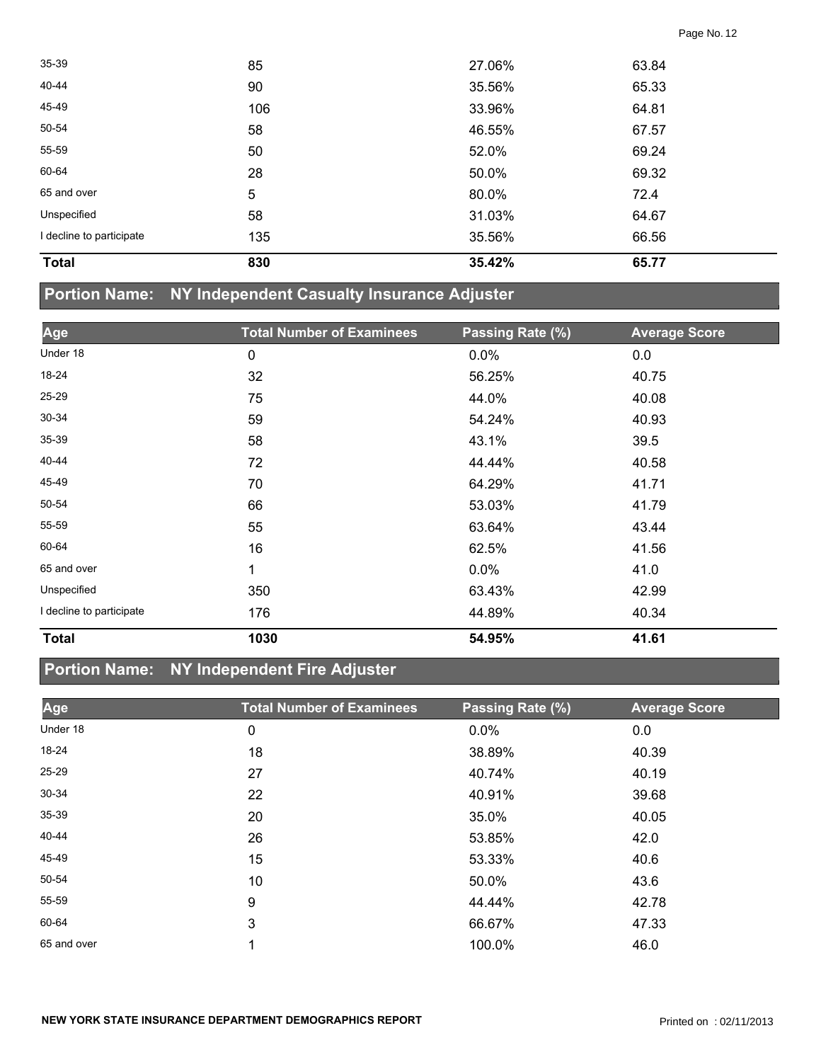| Age | Total Number of Examinees | Passing Rate (%) | Average Score |
|---|---|---|---|
| 35-39 | 85 | 27.06% | 63.84 |
| 40-44 | 90 | 35.56% | 65.33 |
| 45-49 | 106 | 33.96% | 64.81 |
| 50-54 | 58 | 46.55% | 67.57 |
| 55-59 | 50 | 52.0% | 69.24 |
| 60-64 | 28 | 50.0% | 69.32 |
| 65 and over | 5 | 80.0% | 72.4 |
| Unspecified | 58 | 31.03% | 64.67 |
| I decline to participate | 135 | 35.56% | 66.56 |
| **Total** | **830** | **35.42%** | **65.77** |

## Portion Name: NY Independent Casualty Insurance Adjuster

| Age | Total Number of Examinees | Passing Rate (%) | Average Score |
|---|---|---|---|
| Under 18 | 0 | 0.0% | 0.0 |
| 18-24 | 32 | 56.25% | 40.75 |
| 25-29 | 75 | 44.0% | 40.08 |
| 30-34 | 59 | 54.24% | 40.93 |
| 35-39 | 58 | 43.1% | 39.5 |
| 40-44 | 72 | 44.44% | 40.58 |
| 45-49 | 70 | 64.29% | 41.71 |
| 50-54 | 66 | 53.03% | 41.79 |
| 55-59 | 55 | 63.64% | 43.44 |
| 60-64 | 16 | 62.5% | 41.56 |
| 65 and over | 1 | 0.0% | 41.0 |
| Unspecified | 350 | 63.43% | 42.99 |
| I decline to participate | 176 | 44.89% | 40.34 |
| **Total** | **1030** | **54.95%** | **41.61** |

## Portion Name: NY Independent Fire Adjuster

| Age | Total Number of Examinees | Passing Rate (%) | Average Score |
|---|---|---|---|
| Under 18 | 0 | 0.0% | 0.0 |
| 18-24 | 18 | 38.89% | 40.39 |
| 25-29 | 27 | 40.74% | 40.19 |
| 30-34 | 22 | 40.91% | 39.68 |
| 35-39 | 20 | 35.0% | 40.05 |
| 40-44 | 26 | 53.85% | 42.0 |
| 45-49 | 15 | 53.33% | 40.6 |
| 50-54 | 10 | 50.0% | 43.6 |
| 55-59 | 9 | 44.44% | 42.78 |
| 60-64 | 3 | 66.67% | 47.33 |
| 65 and over | 1 | 100.0% | 46.0 |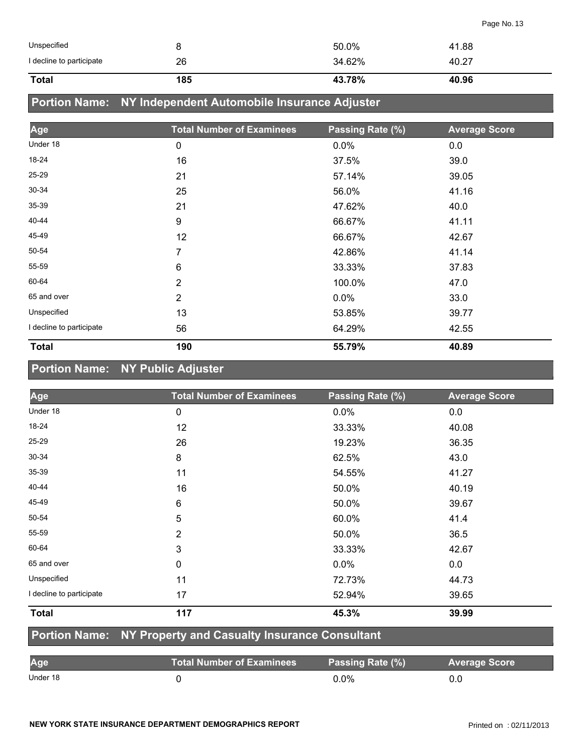| Unspecified | 8 | 50.0% | 41.88 |
|---|---|---|---|
| I decline to participate | 26 | 34.62% | 40.27 |
| **Total** | **185** | **43.78%** | **40.96** |

## Portion Name: NY Independent Automobile Insurance Adjuster

| Age | Total Number of Examinees | Passing Rate (%) | Average Score |
|---|---|---|---|
| Under 18 | 0 | 0.0% | 0.0 |
| 18-24 | 16 | 37.5% | 39.0 |
| 25-29 | 21 | 57.14% | 39.05 |
| 30-34 | 25 | 56.0% | 41.16 |
| 35-39 | 21 | 47.62% | 40.0 |
| 40-44 | 9 | 66.67% | 41.11 |
| 45-49 | 12 | 66.67% | 42.67 |
| 50-54 | 7 | 42.86% | 41.14 |
| 55-59 | 6 | 33.33% | 37.83 |
| 60-64 | 2 | 100.0% | 47.0 |
| 65 and over | 2 | 0.0% | 33.0 |
| Unspecified | 13 | 53.85% | 39.77 |
| I decline to participate | 56 | 64.29% | 42.55 |
| **Total** | **190** | **55.79%** | **40.89** |

## Portion Name: NY Public Adjuster

| Age | Total Number of Examinees | Passing Rate (%) | Average Score |
|---|---|---|---|
| Under 18 | 0 | 0.0% | 0.0 |
| 18-24 | 12 | 33.33% | 40.08 |
| 25-29 | 26 | 19.23% | 36.35 |
| 30-34 | 8 | 62.5% | 43.0 |
| 35-39 | 11 | 54.55% | 41.27 |
| 40-44 | 16 | 50.0% | 40.19 |
| 45-49 | 6 | 50.0% | 39.67 |
| 50-54 | 5 | 60.0% | 41.4 |
| 55-59 | 2 | 50.0% | 36.5 |
| 60-64 | 3 | 33.33% | 42.67 |
| 65 and over | 0 | 0.0% | 0.0 |
| Unspecified | 11 | 72.73% | 44.73 |
| I decline to participate | 17 | 52.94% | 39.65 |
| **Total** | **117** | **45.3%** | **39.99** |

## Portion Name: NY Property and Casualty Insurance Consultant

| Age | Total Number of Examinees | Passing Rate (%) | Average Score |
|---|---|---|---|
| Under 18 | 0 | 0.0% | 0.0 |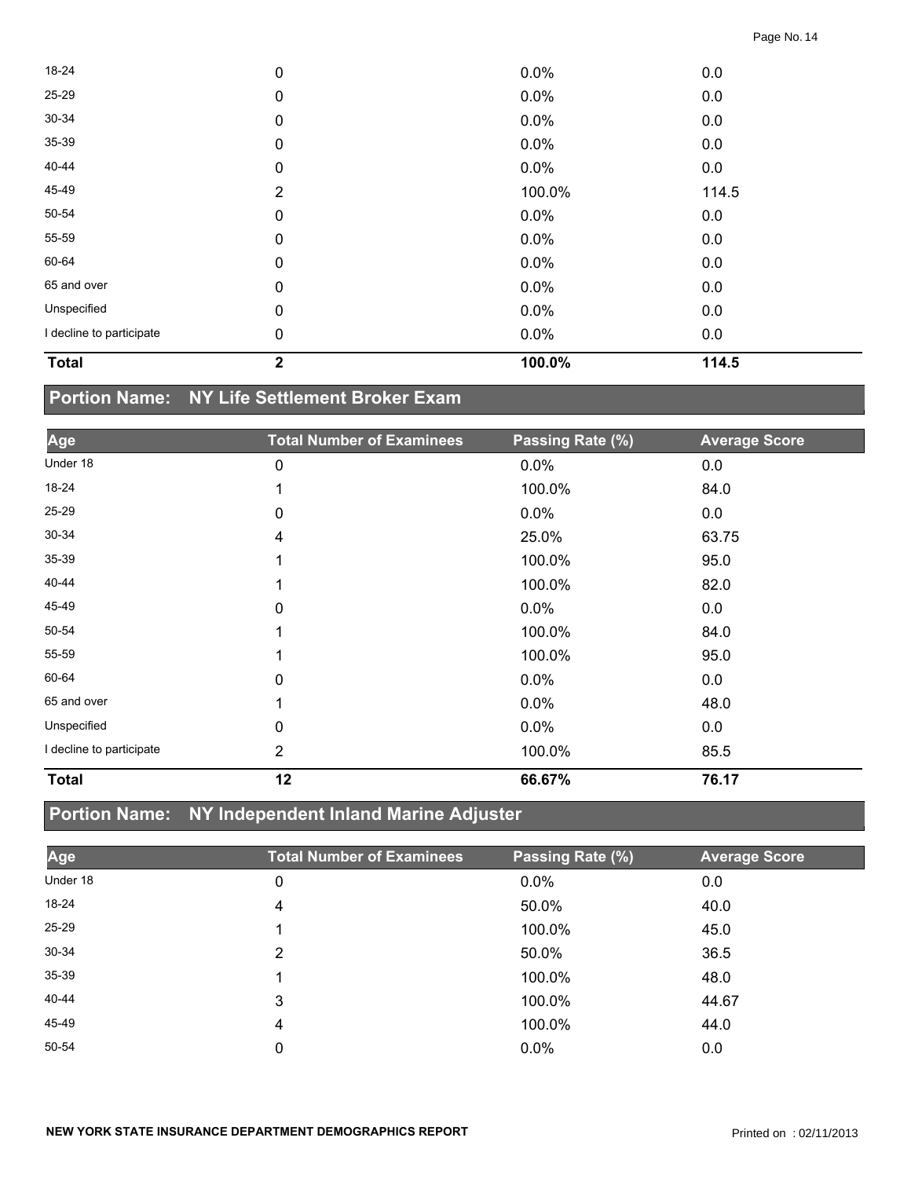| | | | |
|---|---|---|---|
| 18-24 | 0 | 0.0% | 0.0 |
| 25-29 | 0 | 0.0% | 0.0 |
| 30-34 | 0 | 0.0% | 0.0 |
| 35-39 | 0 | 0.0% | 0.0 |
| 40-44 | 0 | 0.0% | 0.0 |
| 45-49 | 2 | 100.0% | 114.5 |
| 50-54 | 0 | 0.0% | 0.0 |
| 55-59 | 0 | 0.0% | 0.0 |
| 60-64 | 0 | 0.0% | 0.0 |
| 65 and over | 0 | 0.0% | 0.0 |
| Unspecified | 0 | 0.0% | 0.0 |
| I decline to participate | 0 | 0.0% | 0.0 |
| **Total** | **2** | **100.0%** | **114.5** |

## Portion Name: NY Life Settlement Broker Exam

| Age | Total Number of Examinees | Passing Rate (%) | Average Score |
|---|---|---|---|
| Under 18 | 0 | 0.0% | 0.0 |
| 18-24 | 1 | 100.0% | 84.0 |
| 25-29 | 0 | 0.0% | 0.0 |
| 30-34 | 4 | 25.0% | 63.75 |
| 35-39 | 1 | 100.0% | 95.0 |
| 40-44 | 1 | 100.0% | 82.0 |
| 45-49 | 0 | 0.0% | 0.0 |
| 50-54 | 1 | 100.0% | 84.0 |
| 55-59 | 1 | 100.0% | 95.0 |
| 60-64 | 0 | 0.0% | 0.0 |
| 65 and over | 1 | 0.0% | 48.0 |
| Unspecified | 0 | 0.0% | 0.0 |
| I decline to participate | 2 | 100.0% | 85.5 |
| **Total** | **12** | **66.67%** | **76.17** |

## Portion Name: NY Independent Inland Marine Adjuster

| Age | Total Number of Examinees | Passing Rate (%) | Average Score |
|---|---|---|---|
| Under 18 | 0 | 0.0% | 0.0 |
| 18-24 | 4 | 50.0% | 40.0 |
| 25-29 | 1 | 100.0% | 45.0 |
| 30-34 | 2 | 50.0% | 36.5 |
| 35-39 | 1 | 100.0% | 48.0 |
| 40-44 | 3 | 100.0% | 44.67 |
| 45-49 | 4 | 100.0% | 44.0 |
| 50-54 | 0 | 0.0% | 0.0 |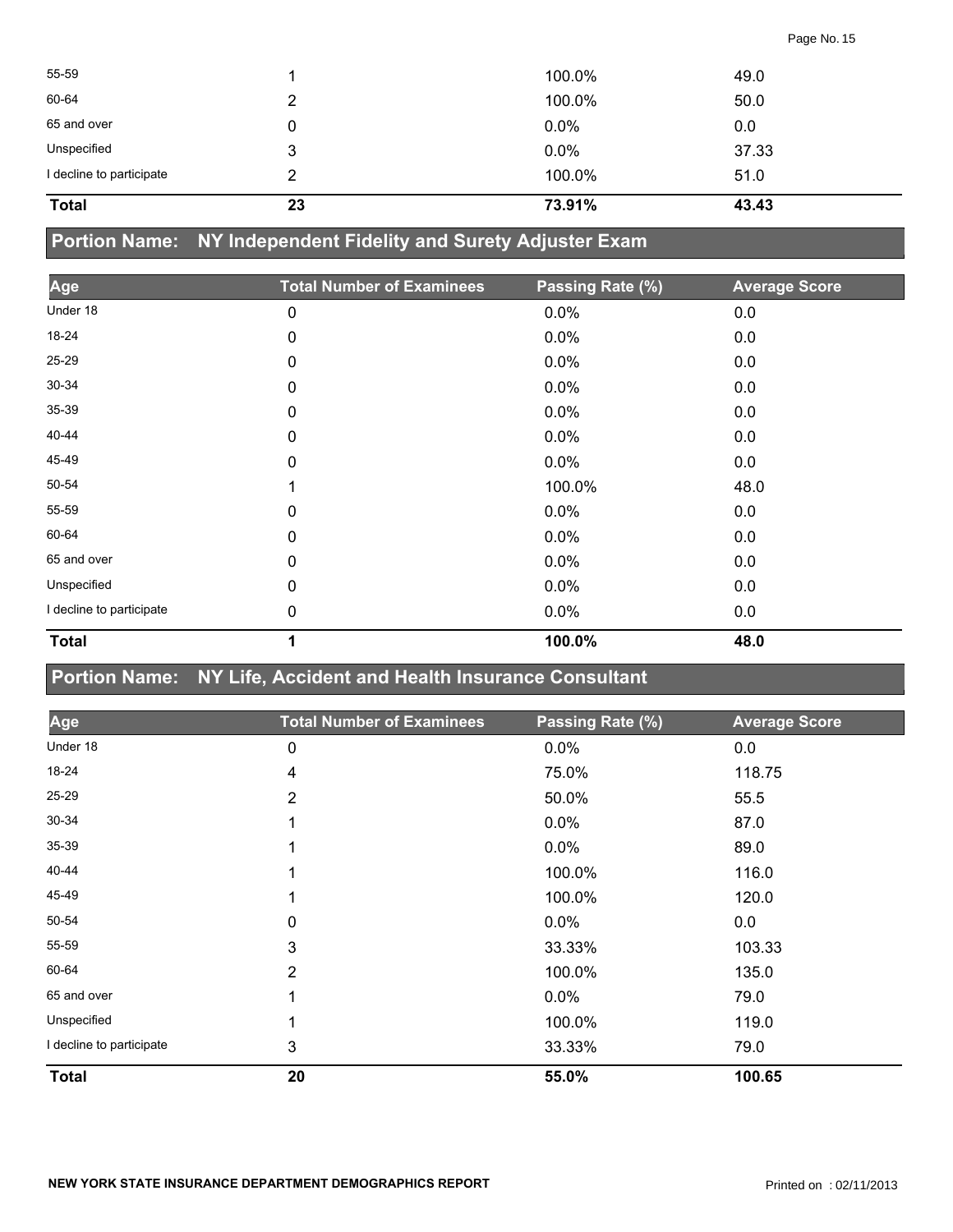| | | | |
|---|---|---|---|
| 55-59 | 1 | 100.0% | 49.0 |
| 60-64 | 2 | 100.0% | 50.0 |
| 65 and over | 0 | 0.0% | 0.0 |
| Unspecified | 3 | 0.0% | 37.33 |
| I decline to participate | 2 | 100.0% | 51.0 |
| **Total** | **23** | **73.91%** | **43.43** |

## Portion Name: NY Independent Fidelity and Surety Adjuster Exam

| Age | Total Number of Examinees | Passing Rate (%) | Average Score |
|---|---|---|---|
| Under 18 | 0 | 0.0% | 0.0 |
| 18-24 | 0 | 0.0% | 0.0 |
| 25-29 | 0 | 0.0% | 0.0 |
| 30-34 | 0 | 0.0% | 0.0 |
| 35-39 | 0 | 0.0% | 0.0 |
| 40-44 | 0 | 0.0% | 0.0 |
| 45-49 | 0 | 0.0% | 0.0 |
| 50-54 | 1 | 100.0% | 48.0 |
| 55-59 | 0 | 0.0% | 0.0 |
| 60-64 | 0 | 0.0% | 0.0 |
| 65 and over | 0 | 0.0% | 0.0 |
| Unspecified | 0 | 0.0% | 0.0 |
| I decline to participate | 0 | 0.0% | 0.0 |
| **Total** | **1** | **100.0%** | **48.0** |

## Portion Name: NY Life, Accident and Health Insurance Consultant

| Age | Total Number of Examinees | Passing Rate (%) | Average Score |
|---|---|---|---|
| Under 18 | 0 | 0.0% | 0.0 |
| 18-24 | 4 | 75.0% | 118.75 |
| 25-29 | 2 | 50.0% | 55.5 |
| 30-34 | 1 | 0.0% | 87.0 |
| 35-39 | 1 | 0.0% | 89.0 |
| 40-44 | 1 | 100.0% | 116.0 |
| 45-49 | 1 | 100.0% | 120.0 |
| 50-54 | 0 | 0.0% | 0.0 |
| 55-59 | 3 | 33.33% | 103.33 |
| 60-64 | 2 | 100.0% | 135.0 |
| 65 and over | 1 | 0.0% | 79.0 |
| Unspecified | 1 | 100.0% | 119.0 |
| I decline to participate | 3 | 33.33% | 79.0 |
| **Total** | **20** | **55.0%** | **100.65** |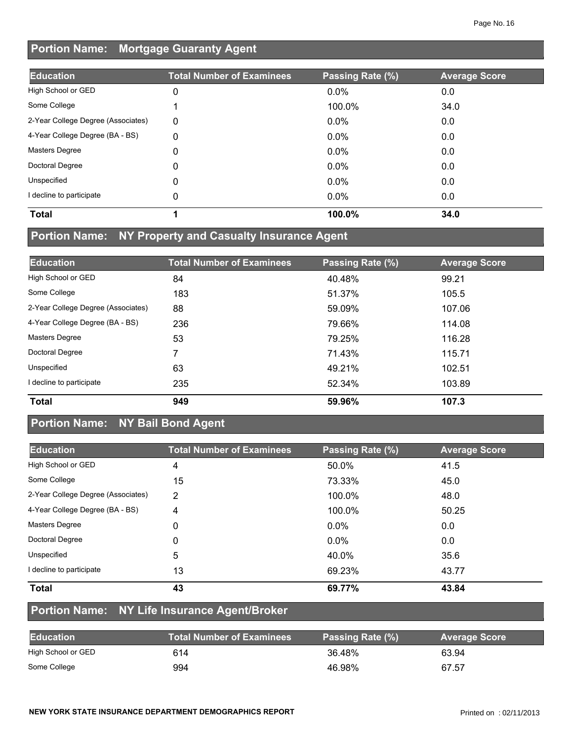## Portion Name: Mortgage Guaranty Agent

| Education | Total Number of Examinees | Passing Rate (%) | Average Score |
|---|---|---|---|
| High School or GED | 0 | 0.0% | 0.0 |
| Some College | 1 | 100.0% | 34.0 |
| 2-Year College Degree (Associates) | 0 | 0.0% | 0.0 |
| 4-Year College Degree (BA - BS) | 0 | 0.0% | 0.0 |
| Masters Degree | 0 | 0.0% | 0.0 |
| Doctoral Degree | 0 | 0.0% | 0.0 |
| Unspecified | 0 | 0.0% | 0.0 |
| I decline to participate | 0 | 0.0% | 0.0 |
| **Total** | **1** | **100.0%** | **34.0** |

## Portion Name: NY Property and Casualty Insurance Agent

| Education | Total Number of Examinees | Passing Rate (%) | Average Score |
|---|---|---|---|
| High School or GED | 84 | 40.48% | 99.21 |
| Some College | 183 | 51.37% | 105.5 |
| 2-Year College Degree (Associates) | 88 | 59.09% | 107.06 |
| 4-Year College Degree (BA - BS) | 236 | 79.66% | 114.08 |
| Masters Degree | 53 | 79.25% | 116.28 |
| Doctoral Degree | 7 | 71.43% | 115.71 |
| Unspecified | 63 | 49.21% | 102.51 |
| I decline to participate | 235 | 52.34% | 103.89 |
| **Total** | **949** | **59.96%** | **107.3** |

## Portion Name: NY Bail Bond Agent

| Education | Total Number of Examinees | Passing Rate (%) | Average Score |
|---|---|---|---|
| High School or GED | 4 | 50.0% | 41.5 |
| Some College | 15 | 73.33% | 45.0 |
| 2-Year College Degree (Associates) | 2 | 100.0% | 48.0 |
| 4-Year College Degree (BA - BS) | 4 | 100.0% | 50.25 |
| Masters Degree | 0 | 0.0% | 0.0 |
| Doctoral Degree | 0 | 0.0% | 0.0 |
| Unspecified | 5 | 40.0% | 35.6 |
| I decline to participate | 13 | 69.23% | 43.77 |
| **Total** | **43** | **69.77%** | **43.84** |

## Portion Name: NY Life Insurance Agent/Broker

| Education | Total Number of Examinees | Passing Rate (%) | Average Score |
|---|---|---|---|
| High School or GED | 614 | 36.48% | 63.94 |
| Some College | 994 | 46.98% | 67.57 |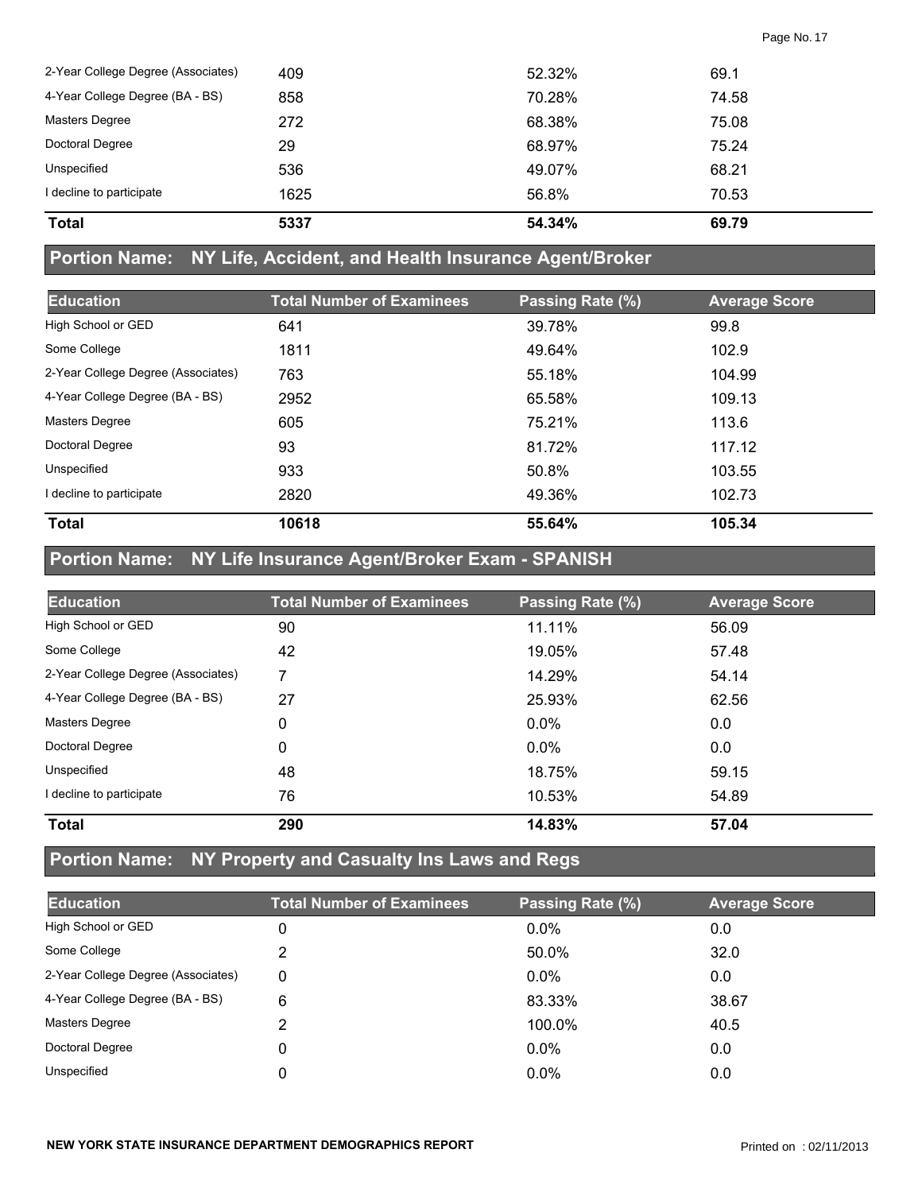| | | | |
|---|---|---|---|
| 2-Year College Degree (Associates) | 409 | 52.32% | 69.1 |
| 4-Year College Degree (BA - BS) | 858 | 70.28% | 74.58 |
| Masters Degree | 272 | 68.38% | 75.08 |
| Doctoral Degree | 29 | 68.97% | 75.24 |
| Unspecified | 536 | 49.07% | 68.21 |
| I decline to participate | 1625 | 56.8% | 70.53 |
| **Total** | **5337** | **54.34%** | **69.79** |

## Portion Name: NY Life, Accident, and Health Insurance Agent/Broker

| Education | Total Number of Examinees | Passing Rate (%) | Average Score |
|---|---|---|---|
| High School or GED | 641 | 39.78% | 99.8 |
| Some College | 1811 | 49.64% | 102.9 |
| 2-Year College Degree (Associates) | 763 | 55.18% | 104.99 |
| 4-Year College Degree (BA - BS) | 2952 | 65.58% | 109.13 |
| Masters Degree | 605 | 75.21% | 113.6 |
| Doctoral Degree | 93 | 81.72% | 117.12 |
| Unspecified | 933 | 50.8% | 103.55 |
| I decline to participate | 2820 | 49.36% | 102.73 |
| **Total** | **10618** | **55.64%** | **105.34** |

## Portion Name: NY Life Insurance Agent/Broker Exam - SPANISH

| Education | Total Number of Examinees | Passing Rate (%) | Average Score |
|---|---|---|---|
| High School or GED | 90 | 11.11% | 56.09 |
| Some College | 42 | 19.05% | 57.48 |
| 2-Year College Degree (Associates) | 7 | 14.29% | 54.14 |
| 4-Year College Degree (BA - BS) | 27 | 25.93% | 62.56 |
| Masters Degree | 0 | 0.0% | 0.0 |
| Doctoral Degree | 0 | 0.0% | 0.0 |
| Unspecified | 48 | 18.75% | 59.15 |
| I decline to participate | 76 | 10.53% | 54.89 |
| **Total** | **290** | **14.83%** | **57.04** |

## Portion Name: NY Property and Casualty Ins Laws and Regs

| Education | Total Number of Examinees | Passing Rate (%) | Average Score |
|---|---|---|---|
| High School or GED | 0 | 0.0% | 0.0 |
| Some College | 2 | 50.0% | 32.0 |
| 2-Year College Degree (Associates) | 0 | 0.0% | 0.0 |
| 4-Year College Degree (BA - BS) | 6 | 83.33% | 38.67 |
| Masters Degree | 2 | 100.0% | 40.5 |
| Doctoral Degree | 0 | 0.0% | 0.0 |
| Unspecified | 0 | 0.0% | 0.0 |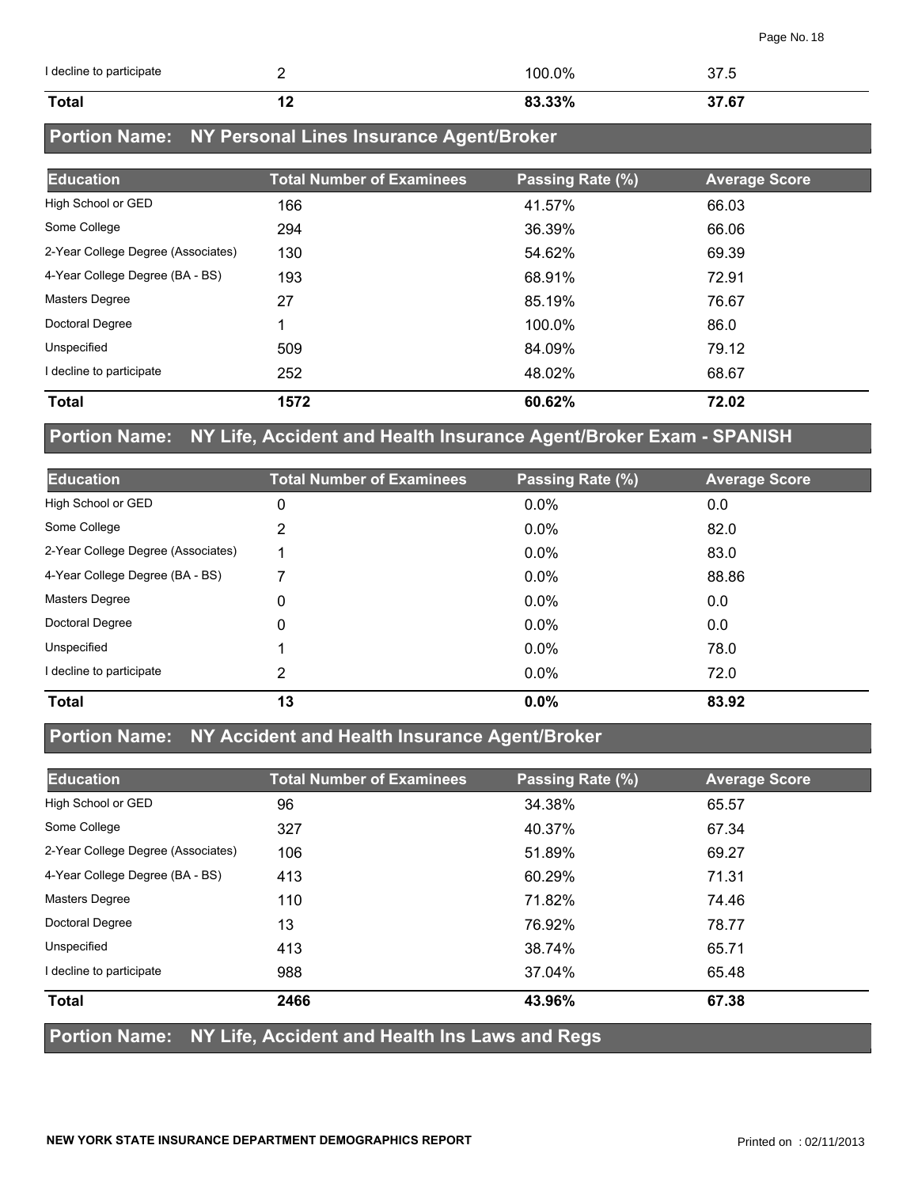| | | | |
|---|---|---|---|
| I decline to participate | 2 | 100.0% | 37.5 |
| **Total** | **12** | **83.33%** | **37.67** |

## Portion Name: NY Personal Lines Insurance Agent/Broker

| Education | Total Number of Examinees | Passing Rate (%) | Average Score |
|---|---|---|---|
| High School or GED | 166 | 41.57% | 66.03 |
| Some College | 294 | 36.39% | 66.06 |
| 2-Year College Degree (Associates) | 130 | 54.62% | 69.39 |
| 4-Year College Degree (BA - BS) | 193 | 68.91% | 72.91 |
| Masters Degree | 27 | 85.19% | 76.67 |
| Doctoral Degree | 1 | 100.0% | 86.0 |
| Unspecified | 509 | 84.09% | 79.12 |
| I decline to participate | 252 | 48.02% | 68.67 |
| **Total** | **1572** | **60.62%** | **72.02** |

## Portion Name: NY Life, Accident and Health Insurance Agent/Broker Exam - SPANISH

| Education | Total Number of Examinees | Passing Rate (%) | Average Score |
|---|---|---|---|
| High School or GED | 0 | 0.0% | 0.0 |
| Some College | 2 | 0.0% | 82.0 |
| 2-Year College Degree (Associates) | 1 | 0.0% | 83.0 |
| 4-Year College Degree (BA - BS) | 7 | 0.0% | 88.86 |
| Masters Degree | 0 | 0.0% | 0.0 |
| Doctoral Degree | 0 | 0.0% | 0.0 |
| Unspecified | 1 | 0.0% | 78.0 |
| I decline to participate | 2 | 0.0% | 72.0 |
| **Total** | **13** | **0.0%** | **83.92** |

## Portion Name: NY Accident and Health Insurance Agent/Broker

| Education | Total Number of Examinees | Passing Rate (%) | Average Score |
|---|---|---|---|
| High School or GED | 96 | 34.38% | 65.57 |
| Some College | 327 | 40.37% | 67.34 |
| 2-Year College Degree (Associates) | 106 | 51.89% | 69.27 |
| 4-Year College Degree (BA - BS) | 413 | 60.29% | 71.31 |
| Masters Degree | 110 | 71.82% | 74.46 |
| Doctoral Degree | 13 | 76.92% | 78.77 |
| Unspecified | 413 | 38.74% | 65.71 |
| I decline to participate | 988 | 37.04% | 65.48 |
| **Total** | **2466** | **43.96%** | **67.38** |

## Portion Name: NY Life, Accident and Health Ins Laws and Regs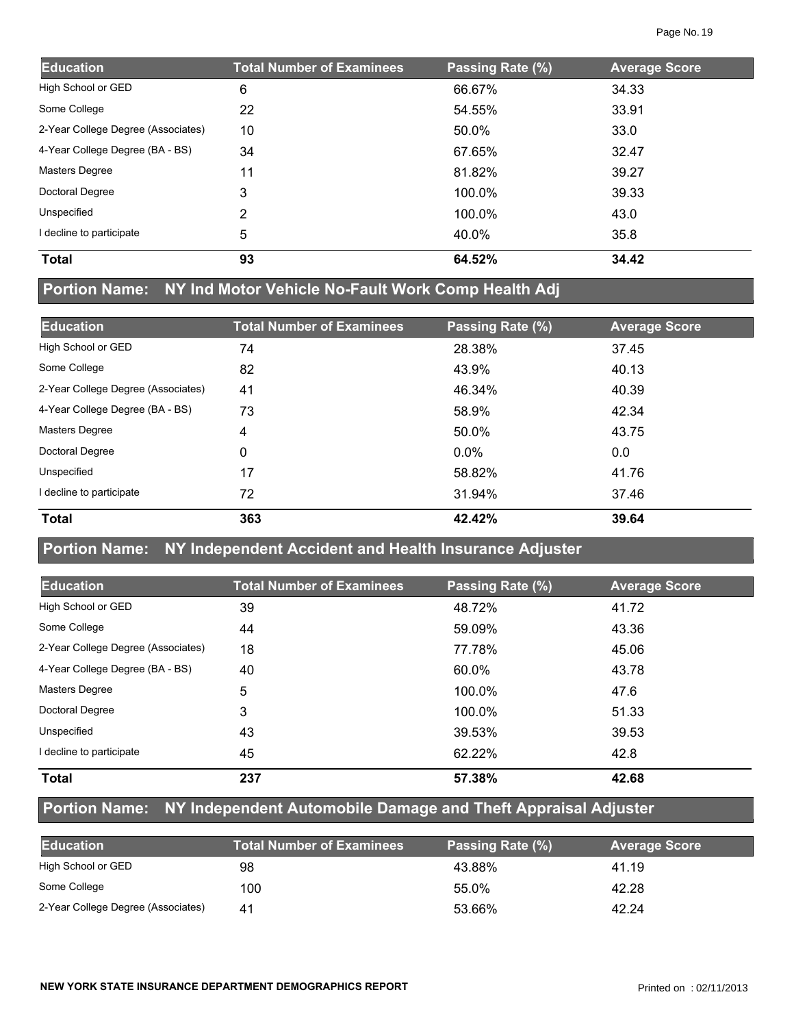| Education | Total Number of Examinees | Passing Rate (%) | Average Score |
|---|---|---|---|
| High School or GED | 6 | 66.67% | 34.33 |
| Some College | 22 | 54.55% | 33.91 |
| 2-Year College Degree (Associates) | 10 | 50.0% | 33.0 |
| 4-Year College Degree (BA - BS) | 34 | 67.65% | 32.47 |
| Masters Degree | 11 | 81.82% | 39.27 |
| Doctoral Degree | 3 | 100.0% | 39.33 |
| Unspecified | 2 | 100.0% | 43.0 |
| I decline to participate | 5 | 40.0% | 35.8 |
| **Total** | **93** | **64.52%** | **34.42** |

## Portion Name: NY Ind Motor Vehicle No-Fault Work Comp Health Adj

| Education | Total Number of Examinees | Passing Rate (%) | Average Score |
|---|---|---|---|
| High School or GED | 74 | 28.38% | 37.45 |
| Some College | 82 | 43.9% | 40.13 |
| 2-Year College Degree (Associates) | 41 | 46.34% | 40.39 |
| 4-Year College Degree (BA - BS) | 73 | 58.9% | 42.34 |
| Masters Degree | 4 | 50.0% | 43.75 |
| Doctoral Degree | 0 | 0.0% | 0.0 |
| Unspecified | 17 | 58.82% | 41.76 |
| I decline to participate | 72 | 31.94% | 37.46 |
| **Total** | **363** | **42.42%** | **39.64** |

## Portion Name: NY Independent Accident and Health Insurance Adjuster

| Education | Total Number of Examinees | Passing Rate (%) | Average Score |
|---|---|---|---|
| High School or GED | 39 | 48.72% | 41.72 |
| Some College | 44 | 59.09% | 43.36 |
| 2-Year College Degree (Associates) | 18 | 77.78% | 45.06 |
| 4-Year College Degree (BA - BS) | 40 | 60.0% | 43.78 |
| Masters Degree | 5 | 100.0% | 47.6 |
| Doctoral Degree | 3 | 100.0% | 51.33 |
| Unspecified | 43 | 39.53% | 39.53 |
| I decline to participate | 45 | 62.22% | 42.8 |
| **Total** | **237** | **57.38%** | **42.68** |

## Portion Name: NY Independent Automobile Damage and Theft Appraisal Adjuster

| Education | Total Number of Examinees | Passing Rate (%) | Average Score |
|---|---|---|---|
| High School or GED | 98 | 43.88% | 41.19 |
| Some College | 100 | 55.0% | 42.28 |
| 2-Year College Degree (Associates) | 41 | 53.66% | 42.24 |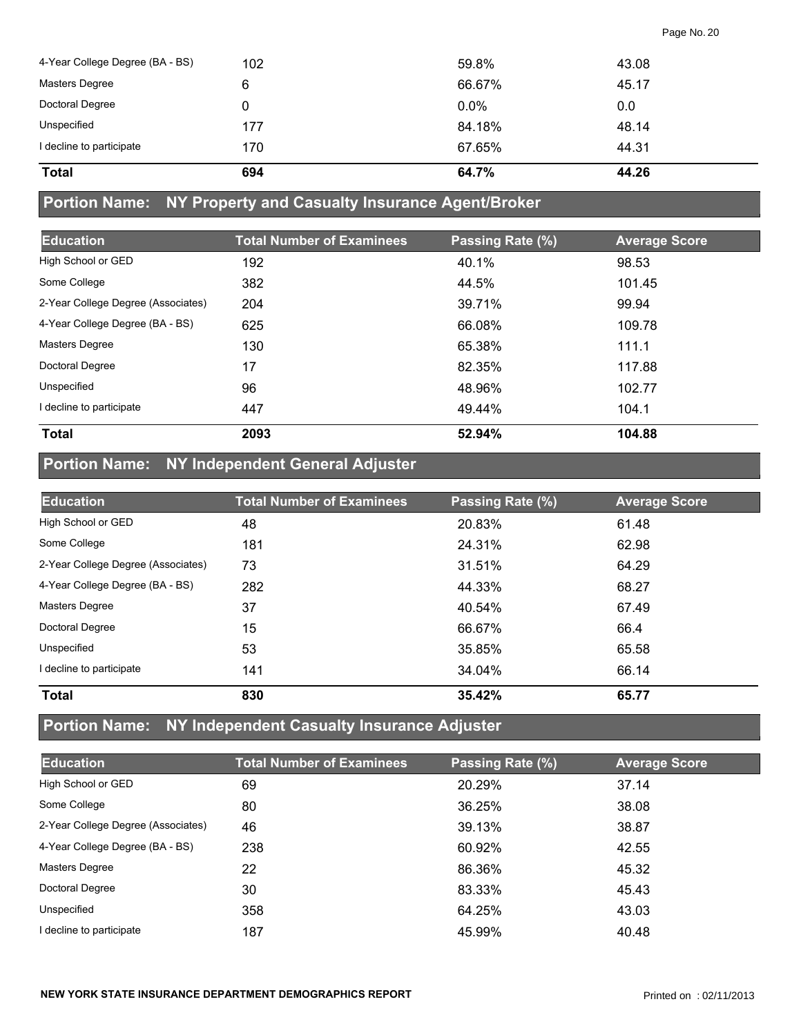| | | | |
|---|---|---|---|
| 4-Year College Degree (BA - BS) | 102 | 59.8% | 43.08 |
| Masters Degree | 6 | 66.67% | 45.17 |
| Doctoral Degree | 0 | 0.0% | 0.0 |
| Unspecified | 177 | 84.18% | 48.14 |
| I decline to participate | 170 | 67.65% | 44.31 |
| **Total** | **694** | **64.7%** | **44.26** |

## Portion Name: NY Property and Casualty Insurance Agent/Broker

| Education | Total Number of Examinees | Passing Rate (%) | Average Score |
|---|---|---|---|
| High School or GED | 192 | 40.1% | 98.53 |
| Some College | 382 | 44.5% | 101.45 |
| 2-Year College Degree (Associates) | 204 | 39.71% | 99.94 |
| 4-Year College Degree (BA - BS) | 625 | 66.08% | 109.78 |
| Masters Degree | 130 | 65.38% | 111.1 |
| Doctoral Degree | 17 | 82.35% | 117.88 |
| Unspecified | 96 | 48.96% | 102.77 |
| I decline to participate | 447 | 49.44% | 104.1 |
| **Total** | **2093** | **52.94%** | **104.88** |

## Portion Name: NY Independent General Adjuster

| Education | Total Number of Examinees | Passing Rate (%) | Average Score |
|---|---|---|---|
| High School or GED | 48 | 20.83% | 61.48 |
| Some College | 181 | 24.31% | 62.98 |
| 2-Year College Degree (Associates) | 73 | 31.51% | 64.29 |
| 4-Year College Degree (BA - BS) | 282 | 44.33% | 68.27 |
| Masters Degree | 37 | 40.54% | 67.49 |
| Doctoral Degree | 15 | 66.67% | 66.4 |
| Unspecified | 53 | 35.85% | 65.58 |
| I decline to participate | 141 | 34.04% | 66.14 |
| **Total** | **830** | **35.42%** | **65.77** |

## Portion Name: NY Independent Casualty Insurance Adjuster

| Education | Total Number of Examinees | Passing Rate (%) | Average Score |
|---|---|---|---|
| High School or GED | 69 | 20.29% | 37.14 |
| Some College | 80 | 36.25% | 38.08 |
| 2-Year College Degree (Associates) | 46 | 39.13% | 38.87 |
| 4-Year College Degree (BA - BS) | 238 | 60.92% | 42.55 |
| Masters Degree | 22 | 86.36% | 45.32 |
| Doctoral Degree | 30 | 83.33% | 45.43 |
| Unspecified | 358 | 64.25% | 43.03 |
| I decline to participate | 187 | 45.99% | 40.48 |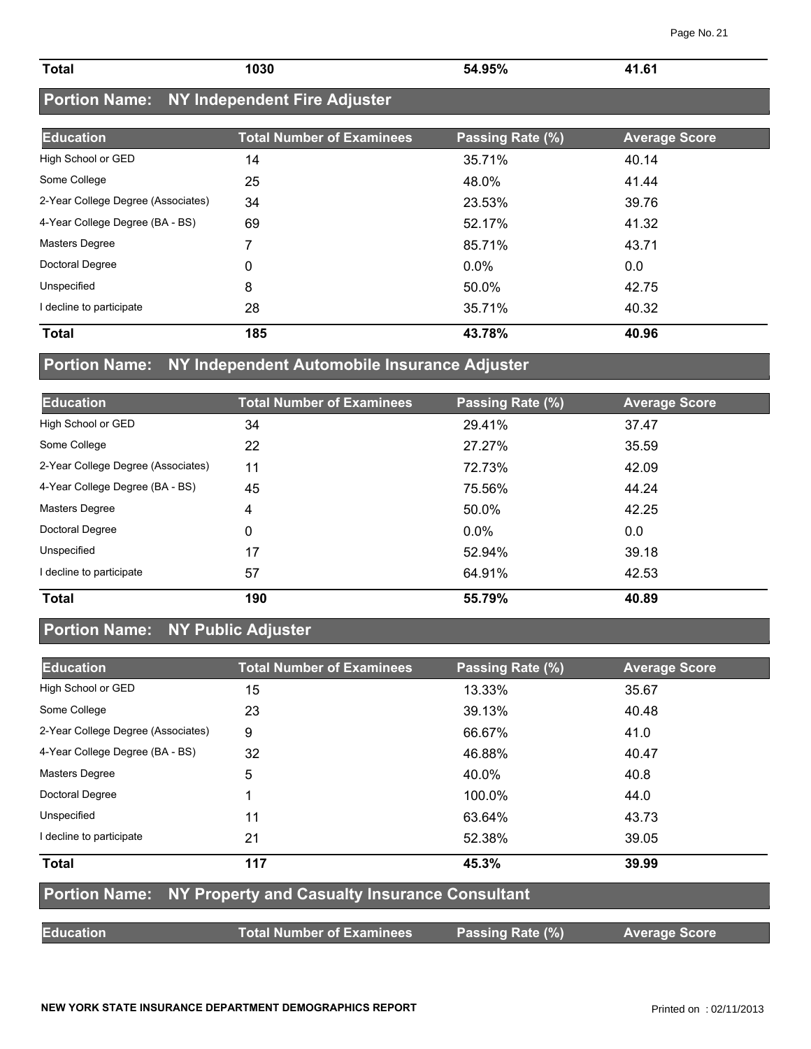| Total | 1030 | 54.95% | 41.61 |
|---|---|---|---|

## Portion Name: NY Independent Fire Adjuster

| Education | Total Number of Examinees | Passing Rate (%) | Average Score |
|---|---|---|---|
| High School or GED | 14 | 35.71% | 40.14 |
| Some College | 25 | 48.0% | 41.44 |
| 2-Year College Degree (Associates) | 34 | 23.53% | 39.76 |
| 4-Year College Degree (BA - BS) | 69 | 52.17% | 41.32 |
| Masters Degree | 7 | 85.71% | 43.71 |
| Doctoral Degree | 0 | 0.0% | 0.0 |
| Unspecified | 8 | 50.0% | 42.75 |
| I decline to participate | 28 | 35.71% | 40.32 |
| **Total** | **185** | **43.78%** | **40.96** |

## Portion Name: NY Independent Automobile Insurance Adjuster

| Education | Total Number of Examinees | Passing Rate (%) | Average Score |
|---|---|---|---|
| High School or GED | 34 | 29.41% | 37.47 |
| Some College | 22 | 27.27% | 35.59 |
| 2-Year College Degree (Associates) | 11 | 72.73% | 42.09 |
| 4-Year College Degree (BA - BS) | 45 | 75.56% | 44.24 |
| Masters Degree | 4 | 50.0% | 42.25 |
| Doctoral Degree | 0 | 0.0% | 0.0 |
| Unspecified | 17 | 52.94% | 39.18 |
| I decline to participate | 57 | 64.91% | 42.53 |
| **Total** | **190** | **55.79%** | **40.89** |

## Portion Name: NY Public Adjuster

| Education | Total Number of Examinees | Passing Rate (%) | Average Score |
|---|---|---|---|
| High School or GED | 15 | 13.33% | 35.67 |
| Some College | 23 | 39.13% | 40.48 |
| 2-Year College Degree (Associates) | 9 | 66.67% | 41.0 |
| 4-Year College Degree (BA - BS) | 32 | 46.88% | 40.47 |
| Masters Degree | 5 | 40.0% | 40.8 |
| Doctoral Degree | 1 | 100.0% | 44.0 |
| Unspecified | 11 | 63.64% | 43.73 |
| I decline to participate | 21 | 52.38% | 39.05 |
| **Total** | **117** | **45.3%** | **39.99** |

## Portion Name: NY Property and Casualty Insurance Consultant

| Education | Total Number of Examinees | Passing Rate (%) | Average Score |
|---|---|---|---|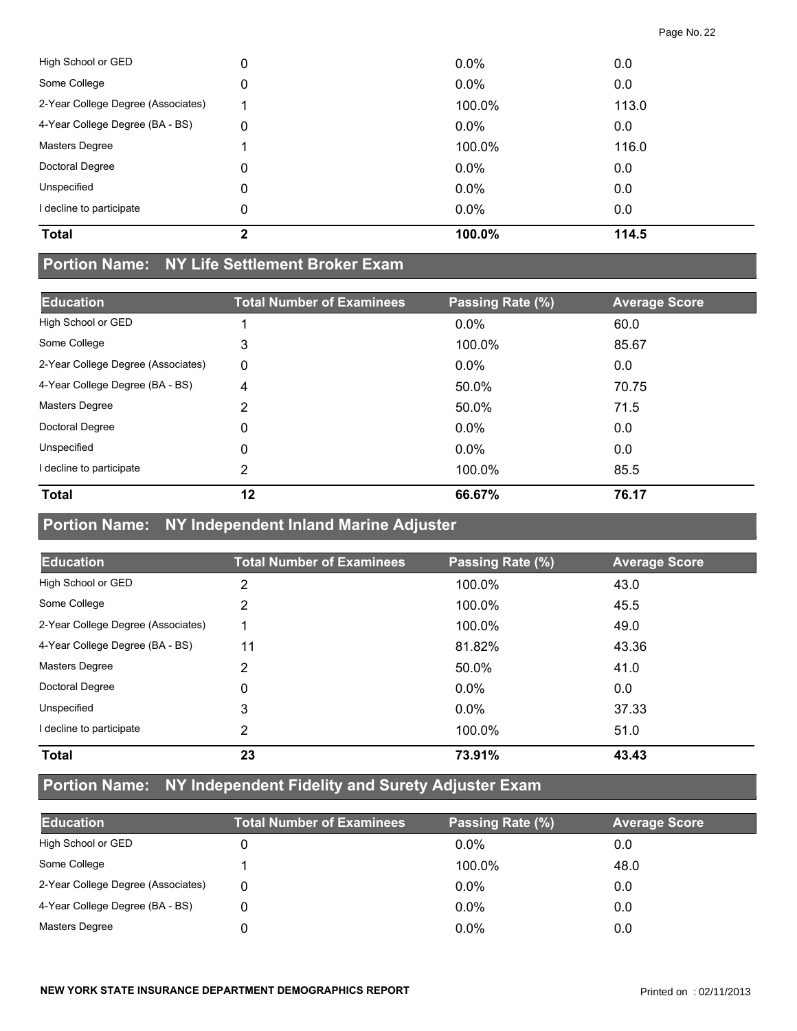| Education | Total Number of Examinees | Passing Rate (%) | Average Score |
|---|---|---|---|
| High School or GED | 0 | 0.0% | 0.0 |
| Some College | 0 | 0.0% | 0.0 |
| 2-Year College Degree (Associates) | 1 | 100.0% | 113.0 |
| 4-Year College Degree (BA - BS) | 0 | 0.0% | 0.0 |
| Masters Degree | 1 | 100.0% | 116.0 |
| Doctoral Degree | 0 | 0.0% | 0.0 |
| Unspecified | 0 | 0.0% | 0.0 |
| I decline to participate | 0 | 0.0% | 0.0 |
| **Total** | **2** | **100.0%** | **114.5** |

## Portion Name: NY Life Settlement Broker Exam

| Education | Total Number of Examinees | Passing Rate (%) | Average Score |
|---|---|---|---|
| High School or GED | 1 | 0.0% | 60.0 |
| Some College | 3 | 100.0% | 85.67 |
| 2-Year College Degree (Associates) | 0 | 0.0% | 0.0 |
| 4-Year College Degree (BA - BS) | 4 | 50.0% | 70.75 |
| Masters Degree | 2 | 50.0% | 71.5 |
| Doctoral Degree | 0 | 0.0% | 0.0 |
| Unspecified | 0 | 0.0% | 0.0 |
| I decline to participate | 2 | 100.0% | 85.5 |
| **Total** | **12** | **66.67%** | **76.17** |

## Portion Name: NY Independent Inland Marine Adjuster

| Education | Total Number of Examinees | Passing Rate (%) | Average Score |
|---|---|---|---|
| High School or GED | 2 | 100.0% | 43.0 |
| Some College | 2 | 100.0% | 45.5 |
| 2-Year College Degree (Associates) | 1 | 100.0% | 49.0 |
| 4-Year College Degree (BA - BS) | 11 | 81.82% | 43.36 |
| Masters Degree | 2 | 50.0% | 41.0 |
| Doctoral Degree | 0 | 0.0% | 0.0 |
| Unspecified | 3 | 0.0% | 37.33 |
| I decline to participate | 2 | 100.0% | 51.0 |
| **Total** | **23** | **73.91%** | **43.43** |

## Portion Name: NY Independent Fidelity and Surety Adjuster Exam

| Education | Total Number of Examinees | Passing Rate (%) | Average Score |
|---|---|---|---|
| High School or GED | 0 | 0.0% | 0.0 |
| Some College | 1 | 100.0% | 48.0 |
| 2-Year College Degree (Associates) | 0 | 0.0% | 0.0 |
| 4-Year College Degree (BA - BS) | 0 | 0.0% | 0.0 |
| Masters Degree | 0 | 0.0% | 0.0 |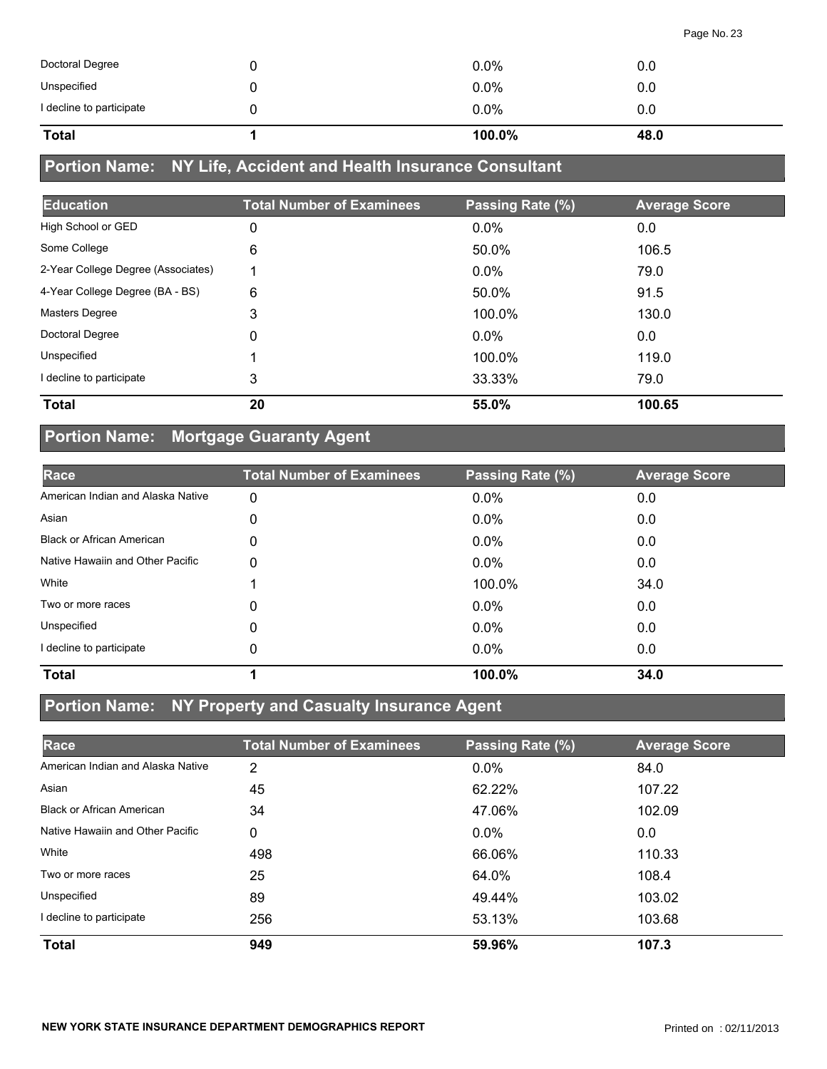| | | | |
|---|---|---|---|
| Doctoral Degree | 0 | 0.0% | 0.0 |
| Unspecified | 0 | 0.0% | 0.0 |
| I decline to participate | 0 | 0.0% | 0.0 |
| **Total** | **1** | **100.0%** | **48.0** |

## Portion Name: NY Life, Accident and Health Insurance Consultant

| Education | Total Number of Examinees | Passing Rate (%) | Average Score |
|---|---|---|---|
| High School or GED | 0 | 0.0% | 0.0 |
| Some College | 6 | 50.0% | 106.5 |
| 2-Year College Degree (Associates) | 1 | 0.0% | 79.0 |
| 4-Year College Degree (BA - BS) | 6 | 50.0% | 91.5 |
| Masters Degree | 3 | 100.0% | 130.0 |
| Doctoral Degree | 0 | 0.0% | 0.0 |
| Unspecified | 1 | 100.0% | 119.0 |
| I decline to participate | 3 | 33.33% | 79.0 |
| **Total** | **20** | **55.0%** | **100.65** |

## Portion Name: Mortgage Guaranty Agent

| Race | Total Number of Examinees | Passing Rate (%) | Average Score |
|---|---|---|---|
| American Indian and Alaska Native | 0 | 0.0% | 0.0 |
| Asian | 0 | 0.0% | 0.0 |
| Black or African American | 0 | 0.0% | 0.0 |
| Native Hawaiin and Other Pacific | 0 | 0.0% | 0.0 |
| White | 1 | 100.0% | 34.0 |
| Two or more races | 0 | 0.0% | 0.0 |
| Unspecified | 0 | 0.0% | 0.0 |
| I decline to participate | 0 | 0.0% | 0.0 |
| **Total** | **1** | **100.0%** | **34.0** |

## Portion Name: NY Property and Casualty Insurance Agent

| Race | Total Number of Examinees | Passing Rate (%) | Average Score |
|---|---|---|---|
| American Indian and Alaska Native | 2 | 0.0% | 84.0 |
| Asian | 45 | 62.22% | 107.22 |
| Black or African American | 34 | 47.06% | 102.09 |
| Native Hawaiin and Other Pacific | 0 | 0.0% | 0.0 |
| White | 498 | 66.06% | 110.33 |
| Two or more races | 25 | 64.0% | 108.4 |
| Unspecified | 89 | 49.44% | 103.02 |
| I decline to participate | 256 | 53.13% | 103.68 |
| **Total** | **949** | **59.96%** | **107.3** |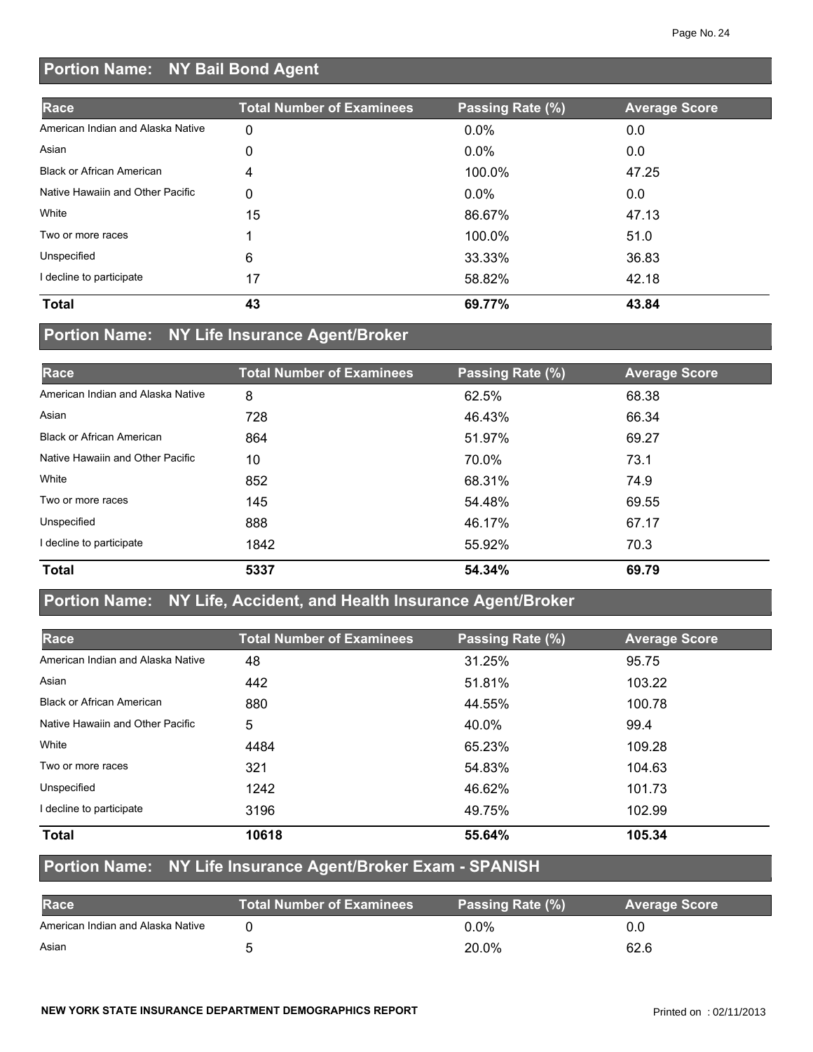## Portion Name: NY Bail Bond Agent

| Race | Total Number of Examinees | Passing Rate (%) | Average Score |
|---|---|---|---|
| American Indian and Alaska Native | 0 | 0.0% | 0.0 |
| Asian | 0 | 0.0% | 0.0 |
| Black or African American | 4 | 100.0% | 47.25 |
| Native Hawaiin and Other Pacific | 0 | 0.0% | 0.0 |
| White | 15 | 86.67% | 47.13 |
| Two or more races | 1 | 100.0% | 51.0 |
| Unspecified | 6 | 33.33% | 36.83 |
| I decline to participate | 17 | 58.82% | 42.18 |
| **Total** | **43** | **69.77%** | **43.84** |

## Portion Name: NY Life Insurance Agent/Broker

| Race | Total Number of Examinees | Passing Rate (%) | Average Score |
|---|---|---|---|
| American Indian and Alaska Native | 8 | 62.5% | 68.38 |
| Asian | 728 | 46.43% | 66.34 |
| Black or African American | 864 | 51.97% | 69.27 |
| Native Hawaiin and Other Pacific | 10 | 70.0% | 73.1 |
| White | 852 | 68.31% | 74.9 |
| Two or more races | 145 | 54.48% | 69.55 |
| Unspecified | 888 | 46.17% | 67.17 |
| I decline to participate | 1842 | 55.92% | 70.3 |
| **Total** | **5337** | **54.34%** | **69.79** |

## Portion Name: NY Life, Accident, and Health Insurance Agent/Broker

| Race | Total Number of Examinees | Passing Rate (%) | Average Score |
|---|---|---|---|
| American Indian and Alaska Native | 48 | 31.25% | 95.75 |
| Asian | 442 | 51.81% | 103.22 |
| Black or African American | 880 | 44.55% | 100.78 |
| Native Hawaiin and Other Pacific | 5 | 40.0% | 99.4 |
| White | 4484 | 65.23% | 109.28 |
| Two or more races | 321 | 54.83% | 104.63 |
| Unspecified | 1242 | 46.62% | 101.73 |
| I decline to participate | 3196 | 49.75% | 102.99 |
| **Total** | **10618** | **55.64%** | **105.34** |

## Portion Name: NY Life Insurance Agent/Broker Exam - SPANISH

| Race | Total Number of Examinees | Passing Rate (%) | Average Score |
|---|---|---|---|
| American Indian and Alaska Native | 0 | 0.0% | 0.0 |
| Asian | 5 | 20.0% | 62.6 |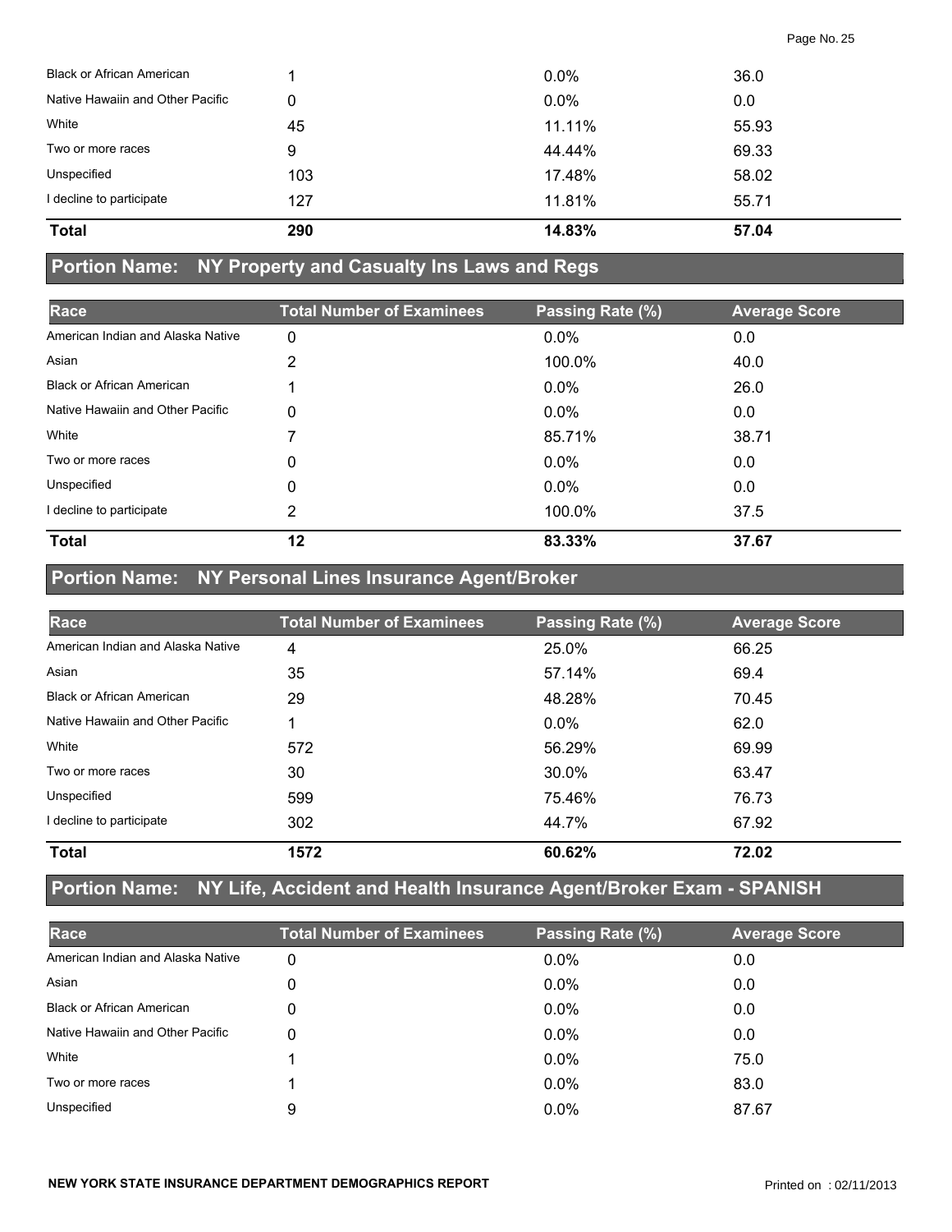| Race | Total Number of Examinees | Passing Rate (%) | Average Score |
|---|---|---|---|
| Black or African American | 1 | 0.0% | 36.0 |
| Native Hawaiin and Other Pacific | 0 | 0.0% | 0.0 |
| White | 45 | 11.11% | 55.93 |
| Two or more races | 9 | 44.44% | 69.33 |
| Unspecified | 103 | 17.48% | 58.02 |
| I decline to participate | 127 | 11.81% | 55.71 |
| **Total** | **290** | **14.83%** | **57.04** |

## Portion Name: NY Property and Casualty Ins Laws and Regs

| Race | Total Number of Examinees | Passing Rate (%) | Average Score |
|---|---|---|---|
| American Indian and Alaska Native | 0 | 0.0% | 0.0 |
| Asian | 2 | 100.0% | 40.0 |
| Black or African American | 1 | 0.0% | 26.0 |
| Native Hawaiin and Other Pacific | 0 | 0.0% | 0.0 |
| White | 7 | 85.71% | 38.71 |
| Two or more races | 0 | 0.0% | 0.0 |
| Unspecified | 0 | 0.0% | 0.0 |
| I decline to participate | 2 | 100.0% | 37.5 |
| **Total** | **12** | **83.33%** | **37.67** |

## Portion Name: NY Personal Lines Insurance Agent/Broker

| Race | Total Number of Examinees | Passing Rate (%) | Average Score |
|---|---|---|---|
| American Indian and Alaska Native | 4 | 25.0% | 66.25 |
| Asian | 35 | 57.14% | 69.4 |
| Black or African American | 29 | 48.28% | 70.45 |
| Native Hawaiin and Other Pacific | 1 | 0.0% | 62.0 |
| White | 572 | 56.29% | 69.99 |
| Two or more races | 30 | 30.0% | 63.47 |
| Unspecified | 599 | 75.46% | 76.73 |
| I decline to participate | 302 | 44.7% | 67.92 |
| **Total** | **1572** | **60.62%** | **72.02** |

## Portion Name: NY Life, Accident and Health Insurance Agent/Broker Exam - SPANISH

| Race | Total Number of Examinees | Passing Rate (%) | Average Score |
|---|---|---|---|
| American Indian and Alaska Native | 0 | 0.0% | 0.0 |
| Asian | 0 | 0.0% | 0.0 |
| Black or African American | 0 | 0.0% | 0.0 |
| Native Hawaiin and Other Pacific | 0 | 0.0% | 0.0 |
| White | 1 | 0.0% | 75.0 |
| Two or more races | 1 | 0.0% | 83.0 |
| Unspecified | 9 | 0.0% | 87.67 |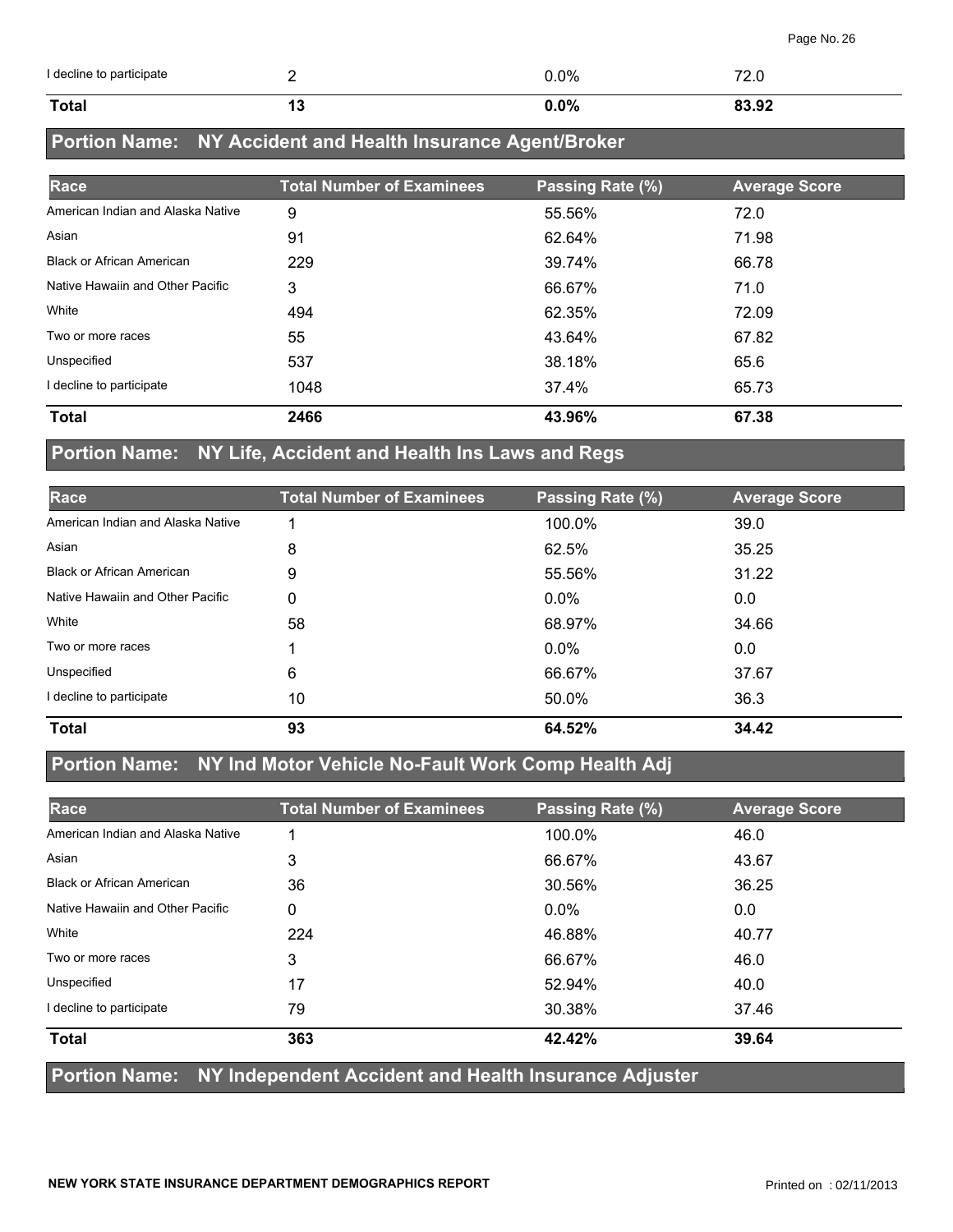| I decline to participate | 2 | 0.0% | 72.0 |
|---|---|---|---|
| **Total** | **13** | **0.0%** | **83.92** |

## Portion Name: NY Accident and Health Insurance Agent/Broker

| Race | Total Number of Examinees | Passing Rate (%) | Average Score |
|---|---|---|---|
| American Indian and Alaska Native | 9 | 55.56% | 72.0 |
| Asian | 91 | 62.64% | 71.98 |
| Black or African American | 229 | 39.74% | 66.78 |
| Native Hawaiin and Other Pacific | 3 | 66.67% | 71.0 |
| White | 494 | 62.35% | 72.09 |
| Two or more races | 55 | 43.64% | 67.82 |
| Unspecified | 537 | 38.18% | 65.6 |
| I decline to participate | 1048 | 37.4% | 65.73 |
| **Total** | **2466** | **43.96%** | **67.38** |

## Portion Name: NY Life, Accident and Health Ins Laws and Regs

| Race | Total Number of Examinees | Passing Rate (%) | Average Score |
|---|---|---|---|
| American Indian and Alaska Native | 1 | 100.0% | 39.0 |
| Asian | 8 | 62.5% | 35.25 |
| Black or African American | 9 | 55.56% | 31.22 |
| Native Hawaiin and Other Pacific | 0 | 0.0% | 0.0 |
| White | 58 | 68.97% | 34.66 |
| Two or more races | 1 | 0.0% | 0.0 |
| Unspecified | 6 | 66.67% | 37.67 |
| I decline to participate | 10 | 50.0% | 36.3 |
| **Total** | **93** | **64.52%** | **34.42** |

## Portion Name: NY Ind Motor Vehicle No-Fault Work Comp Health Adj

| Race | Total Number of Examinees | Passing Rate (%) | Average Score |
|---|---|---|---|
| American Indian and Alaska Native | 1 | 100.0% | 46.0 |
| Asian | 3 | 66.67% | 43.67 |
| Black or African American | 36 | 30.56% | 36.25 |
| Native Hawaiin and Other Pacific | 0 | 0.0% | 0.0 |
| White | 224 | 46.88% | 40.77 |
| Two or more races | 3 | 66.67% | 46.0 |
| Unspecified | 17 | 52.94% | 40.0 |
| I decline to participate | 79 | 30.38% | 37.46 |
| **Total** | **363** | **42.42%** | **39.64** |

## Portion Name: NY Independent Accident and Health Insurance Adjuster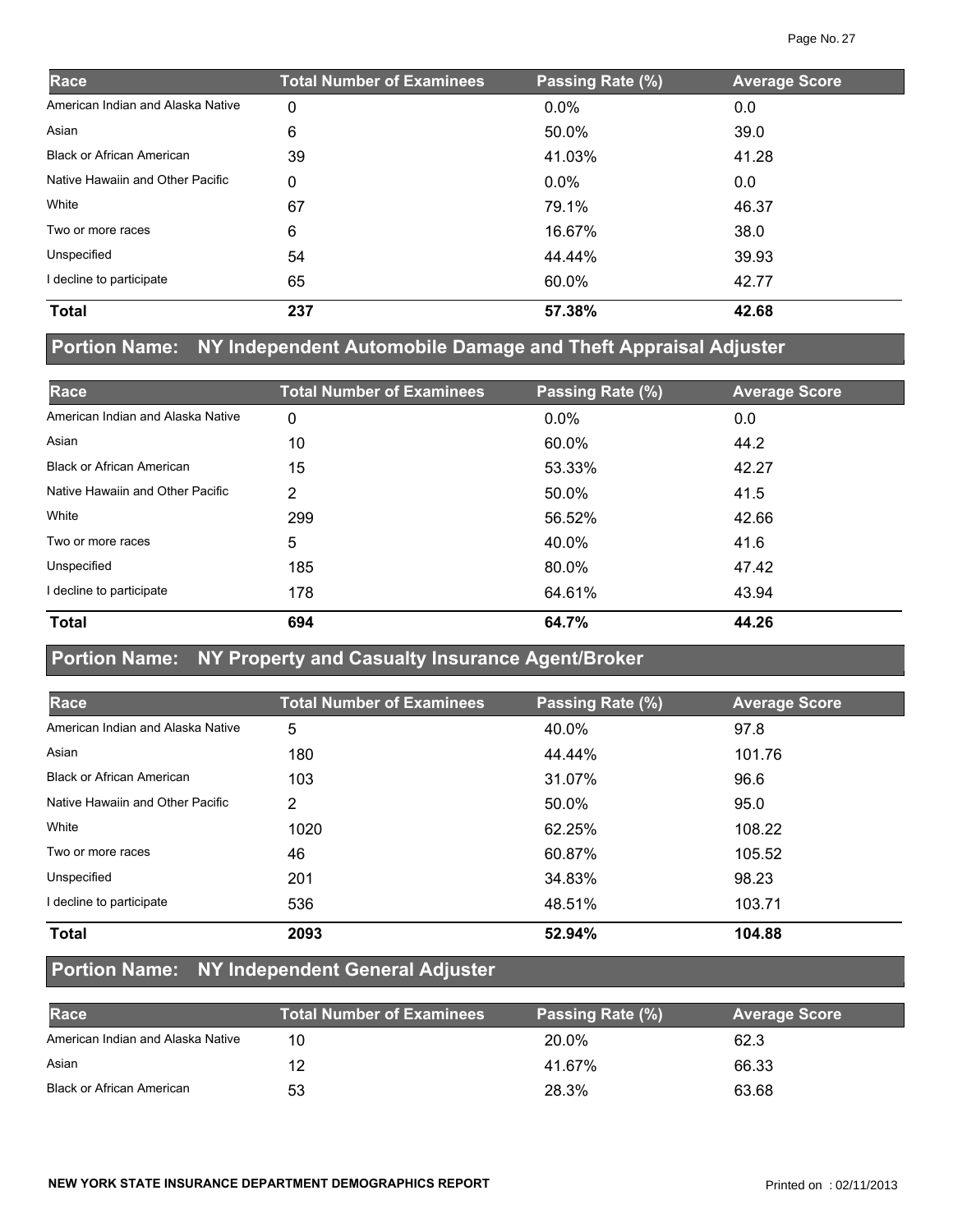| Race | Total Number of Examinees | Passing Rate (%) | Average Score |
|---|---|---|---|
| American Indian and Alaska Native | 0 | 0.0% | 0.0 |
| Asian | 6 | 50.0% | 39.0 |
| Black or African American | 39 | 41.03% | 41.28 |
| Native Hawaiin and Other Pacific | 0 | 0.0% | 0.0 |
| White | 67 | 79.1% | 46.37 |
| Two or more races | 6 | 16.67% | 38.0 |
| Unspecified | 54 | 44.44% | 39.93 |
| I decline to participate | 65 | 60.0% | 42.77 |
| **Total** | **237** | **57.38%** | **42.68** |

## Portion Name: NY Independent Automobile Damage and Theft Appraisal Adjuster

| Race | Total Number of Examinees | Passing Rate (%) | Average Score |
|---|---|---|---|
| American Indian and Alaska Native | 0 | 0.0% | 0.0 |
| Asian | 10 | 60.0% | 44.2 |
| Black or African American | 15 | 53.33% | 42.27 |
| Native Hawaiin and Other Pacific | 2 | 50.0% | 41.5 |
| White | 299 | 56.52% | 42.66 |
| Two or more races | 5 | 40.0% | 41.6 |
| Unspecified | 185 | 80.0% | 47.42 |
| I decline to participate | 178 | 64.61% | 43.94 |
| **Total** | **694** | **64.7%** | **44.26** |

## Portion Name: NY Property and Casualty Insurance Agent/Broker

| Race | Total Number of Examinees | Passing Rate (%) | Average Score |
|---|---|---|---|
| American Indian and Alaska Native | 5 | 40.0% | 97.8 |
| Asian | 180 | 44.44% | 101.76 |
| Black or African American | 103 | 31.07% | 96.6 |
| Native Hawaiin and Other Pacific | 2 | 50.0% | 95.0 |
| White | 1020 | 62.25% | 108.22 |
| Two or more races | 46 | 60.87% | 105.52 |
| Unspecified | 201 | 34.83% | 98.23 |
| I decline to participate | 536 | 48.51% | 103.71 |
| **Total** | **2093** | **52.94%** | **104.88** |

## Portion Name: NY Independent General Adjuster

| Race | Total Number of Examinees | Passing Rate (%) | Average Score |
|---|---|---|---|
| American Indian and Alaska Native | 10 | 20.0% | 62.3 |
| Asian | 12 | 41.67% | 66.33 |
| Black or African American | 53 | 28.3% | 63.68 |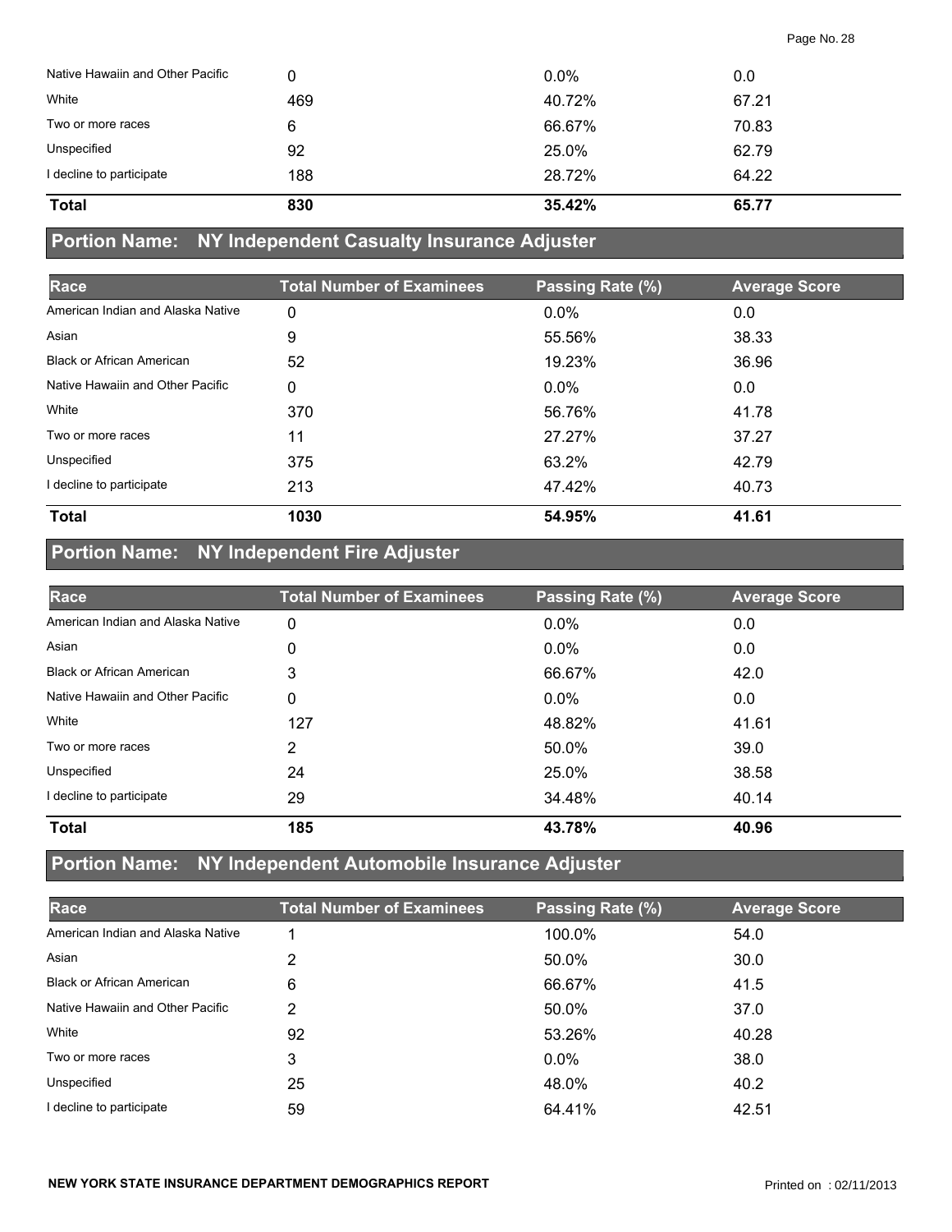| Race | Total Number of Examinees | Passing Rate (%) | Average Score |
|---|---|---|---|
| Native Hawaiin and Other Pacific | 0 | 0.0% | 0.0 |
| White | 469 | 40.72% | 67.21 |
| Two or more races | 6 | 66.67% | 70.83 |
| Unspecified | 92 | 25.0% | 62.79 |
| I decline to participate | 188 | 28.72% | 64.22 |
| **Total** | **830** | **35.42%** | **65.77** |

## Portion Name: NY Independent Casualty Insurance Adjuster

| Race | Total Number of Examinees | Passing Rate (%) | Average Score |
|---|---|---|---|
| American Indian and Alaska Native | 0 | 0.0% | 0.0 |
| Asian | 9 | 55.56% | 38.33 |
| Black or African American | 52 | 19.23% | 36.96 |
| Native Hawaiin and Other Pacific | 0 | 0.0% | 0.0 |
| White | 370 | 56.76% | 41.78 |
| Two or more races | 11 | 27.27% | 37.27 |
| Unspecified | 375 | 63.2% | 42.79 |
| I decline to participate | 213 | 47.42% | 40.73 |
| **Total** | **1030** | **54.95%** | **41.61** |

## Portion Name: NY Independent Fire Adjuster

| Race | Total Number of Examinees | Passing Rate (%) | Average Score |
|---|---|---|---|
| American Indian and Alaska Native | 0 | 0.0% | 0.0 |
| Asian | 0 | 0.0% | 0.0 |
| Black or African American | 3 | 66.67% | 42.0 |
| Native Hawaiin and Other Pacific | 0 | 0.0% | 0.0 |
| White | 127 | 48.82% | 41.61 |
| Two or more races | 2 | 50.0% | 39.0 |
| Unspecified | 24 | 25.0% | 38.58 |
| I decline to participate | 29 | 34.48% | 40.14 |
| **Total** | **185** | **43.78%** | **40.96** |

## Portion Name: NY Independent Automobile Insurance Adjuster

| Race | Total Number of Examinees | Passing Rate (%) | Average Score |
|---|---|---|---|
| American Indian and Alaska Native | 1 | 100.0% | 54.0 |
| Asian | 2 | 50.0% | 30.0 |
| Black or African American | 6 | 66.67% | 41.5 |
| Native Hawaiin and Other Pacific | 2 | 50.0% | 37.0 |
| White | 92 | 53.26% | 40.28 |
| Two or more races | 3 | 0.0% | 38.0 |
| Unspecified | 25 | 48.0% | 40.2 |
| I decline to participate | 59 | 64.41% | 42.51 |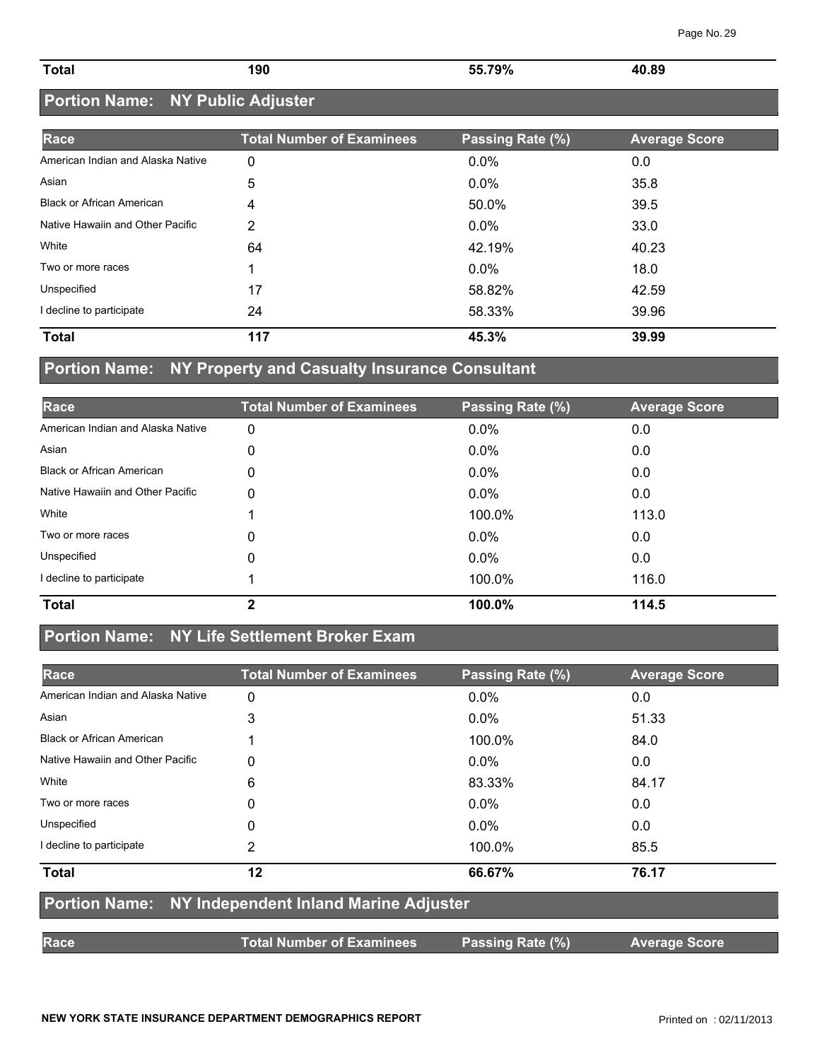| Total | 190 | 55.79% | 40.89 |
|---|---|---|---|

## Portion Name: NY Public Adjuster

| Race | Total Number of Examinees | Passing Rate (%) | Average Score |
|---|---|---|---|
| American Indian and Alaska Native | 0 | 0.0% | 0.0 |
| Asian | 5 | 0.0% | 35.8 |
| Black or African American | 4 | 50.0% | 39.5 |
| Native Hawaiin and Other Pacific | 2 | 0.0% | 33.0 |
| White | 64 | 42.19% | 40.23 |
| Two or more races | 1 | 0.0% | 18.0 |
| Unspecified | 17 | 58.82% | 42.59 |
| I decline to participate | 24 | 58.33% | 39.96 |
| **Total** | **117** | **45.3%** | **39.99** |

## Portion Name: NY Property and Casualty Insurance Consultant

| Race | Total Number of Examinees | Passing Rate (%) | Average Score |
|---|---|---|---|
| American Indian and Alaska Native | 0 | 0.0% | 0.0 |
| Asian | 0 | 0.0% | 0.0 |
| Black or African American | 0 | 0.0% | 0.0 |
| Native Hawaiin and Other Pacific | 0 | 0.0% | 0.0 |
| White | 1 | 100.0% | 113.0 |
| Two or more races | 0 | 0.0% | 0.0 |
| Unspecified | 0 | 0.0% | 0.0 |
| I decline to participate | 1 | 100.0% | 116.0 |
| **Total** | **2** | **100.0%** | **114.5** |

## Portion Name: NY Life Settlement Broker Exam

| Race | Total Number of Examinees | Passing Rate (%) | Average Score |
|---|---|---|---|
| American Indian and Alaska Native | 0 | 0.0% | 0.0 |
| Asian | 3 | 0.0% | 51.33 |
| Black or African American | 1 | 100.0% | 84.0 |
| Native Hawaiin and Other Pacific | 0 | 0.0% | 0.0 |
| White | 6 | 83.33% | 84.17 |
| Two or more races | 0 | 0.0% | 0.0 |
| Unspecified | 0 | 0.0% | 0.0 |
| I decline to participate | 2 | 100.0% | 85.5 |
| **Total** | **12** | **66.67%** | **76.17** |

## Portion Name: NY Independent Inland Marine Adjuster

| Race | Total Number of Examinees | Passing Rate (%) | Average Score |
|---|---|---|---|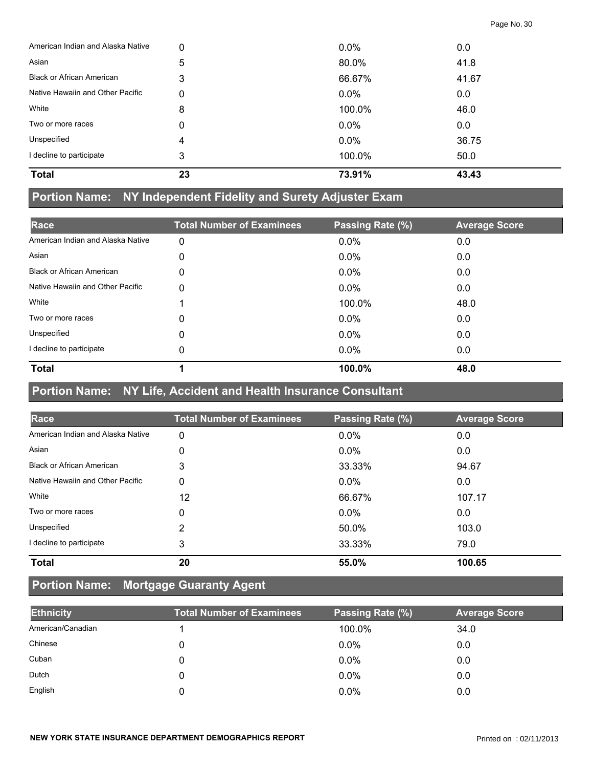| Race | Total Number of Examinees | Passing Rate (%) | Average Score |
| --- | --- | --- | --- |
| American Indian and Alaska Native | 0 | 0.0% | 0.0 |
| Asian | 5 | 80.0% | 41.8 |
| Black or African American | 3 | 66.67% | 41.67 |
| Native Hawaiin and Other Pacific | 0 | 0.0% | 0.0 |
| White | 8 | 100.0% | 46.0 |
| Two or more races | 0 | 0.0% | 0.0 |
| Unspecified | 4 | 0.0% | 36.75 |
| I decline to participate | 3 | 100.0% | 50.0 |
| **Total** | **23** | **73.91%** | **43.43** |

## Portion Name: NY Independent Fidelity and Surety Adjuster Exam

| Race | Total Number of Examinees | Passing Rate (%) | Average Score |
| --- | --- | --- | --- |
| American Indian and Alaska Native | 0 | 0.0% | 0.0 |
| Asian | 0 | 0.0% | 0.0 |
| Black or African American | 0 | 0.0% | 0.0 |
| Native Hawaiin and Other Pacific | 0 | 0.0% | 0.0 |
| White | 1 | 100.0% | 48.0 |
| Two or more races | 0 | 0.0% | 0.0 |
| Unspecified | 0 | 0.0% | 0.0 |
| I decline to participate | 0 | 0.0% | 0.0 |
| **Total** | **1** | **100.0%** | **48.0** |

## Portion Name: NY Life, Accident and Health Insurance Consultant

| Race | Total Number of Examinees | Passing Rate (%) | Average Score |
| --- | --- | --- | --- |
| American Indian and Alaska Native | 0 | 0.0% | 0.0 |
| Asian | 0 | 0.0% | 0.0 |
| Black or African American | 3 | 33.33% | 94.67 |
| Native Hawaiin and Other Pacific | 0 | 0.0% | 0.0 |
| White | 12 | 66.67% | 107.17 |
| Two or more races | 0 | 0.0% | 0.0 |
| Unspecified | 2 | 50.0% | 103.0 |
| I decline to participate | 3 | 33.33% | 79.0 |
| **Total** | **20** | **55.0%** | **100.65** |

## Portion Name: Mortgage Guaranty Agent

| Ethnicity | Total Number of Examinees | Passing Rate (%) | Average Score |
| --- | --- | --- | --- |
| American/Canadian | 1 | 100.0% | 34.0 |
| Chinese | 0 | 0.0% | 0.0 |
| Cuban | 0 | 0.0% | 0.0 |
| Dutch | 0 | 0.0% | 0.0 |
| English | 0 | 0.0% | 0.0 |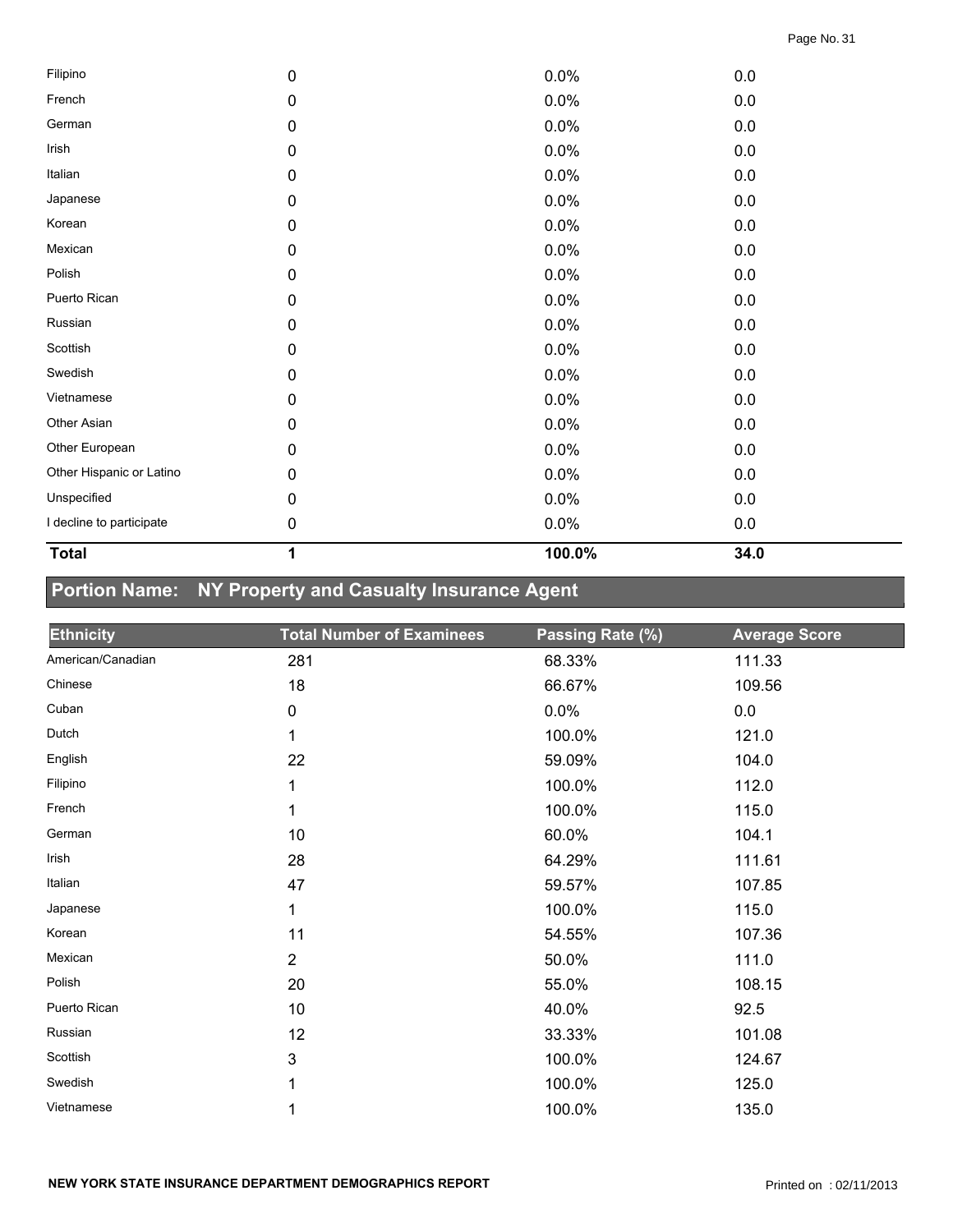| | | | |
|---|---|---|---|
| Filipino | 0 | 0.0% | 0.0 |
| French | 0 | 0.0% | 0.0 |
| German | 0 | 0.0% | 0.0 |
| Irish | 0 | 0.0% | 0.0 |
| Italian | 0 | 0.0% | 0.0 |
| Japanese | 0 | 0.0% | 0.0 |
| Korean | 0 | 0.0% | 0.0 |
| Mexican | 0 | 0.0% | 0.0 |
| Polish | 0 | 0.0% | 0.0 |
| Puerto Rican | 0 | 0.0% | 0.0 |
| Russian | 0 | 0.0% | 0.0 |
| Scottish | 0 | 0.0% | 0.0 |
| Swedish | 0 | 0.0% | 0.0 |
| Vietnamese | 0 | 0.0% | 0.0 |
| Other Asian | 0 | 0.0% | 0.0 |
| Other European | 0 | 0.0% | 0.0 |
| Other Hispanic or Latino | 0 | 0.0% | 0.0 |
| Unspecified | 0 | 0.0% | 0.0 |
| I decline to participate | 0 | 0.0% | 0.0 |
| **Total** | **1** | **100.0%** | **34.0** |

## Portion Name: NY Property and Casualty Insurance Agent

| Ethnicity | Total Number of Examinees | Passing Rate (%) | Average Score |
|---|---|---|---|
| American/Canadian | 281 | 68.33% | 111.33 |
| Chinese | 18 | 66.67% | 109.56 |
| Cuban | 0 | 0.0% | 0.0 |
| Dutch | 1 | 100.0% | 121.0 |
| English | 22 | 59.09% | 104.0 |
| Filipino | 1 | 100.0% | 112.0 |
| French | 1 | 100.0% | 115.0 |
| German | 10 | 60.0% | 104.1 |
| Irish | 28 | 64.29% | 111.61 |
| Italian | 47 | 59.57% | 107.85 |
| Japanese | 1 | 100.0% | 115.0 |
| Korean | 11 | 54.55% | 107.36 |
| Mexican | 2 | 50.0% | 111.0 |
| Polish | 20 | 55.0% | 108.15 |
| Puerto Rican | 10 | 40.0% | 92.5 |
| Russian | 12 | 33.33% | 101.08 |
| Scottish | 3 | 100.0% | 124.67 |
| Swedish | 1 | 100.0% | 125.0 |
| Vietnamese | 1 | 100.0% | 135.0 |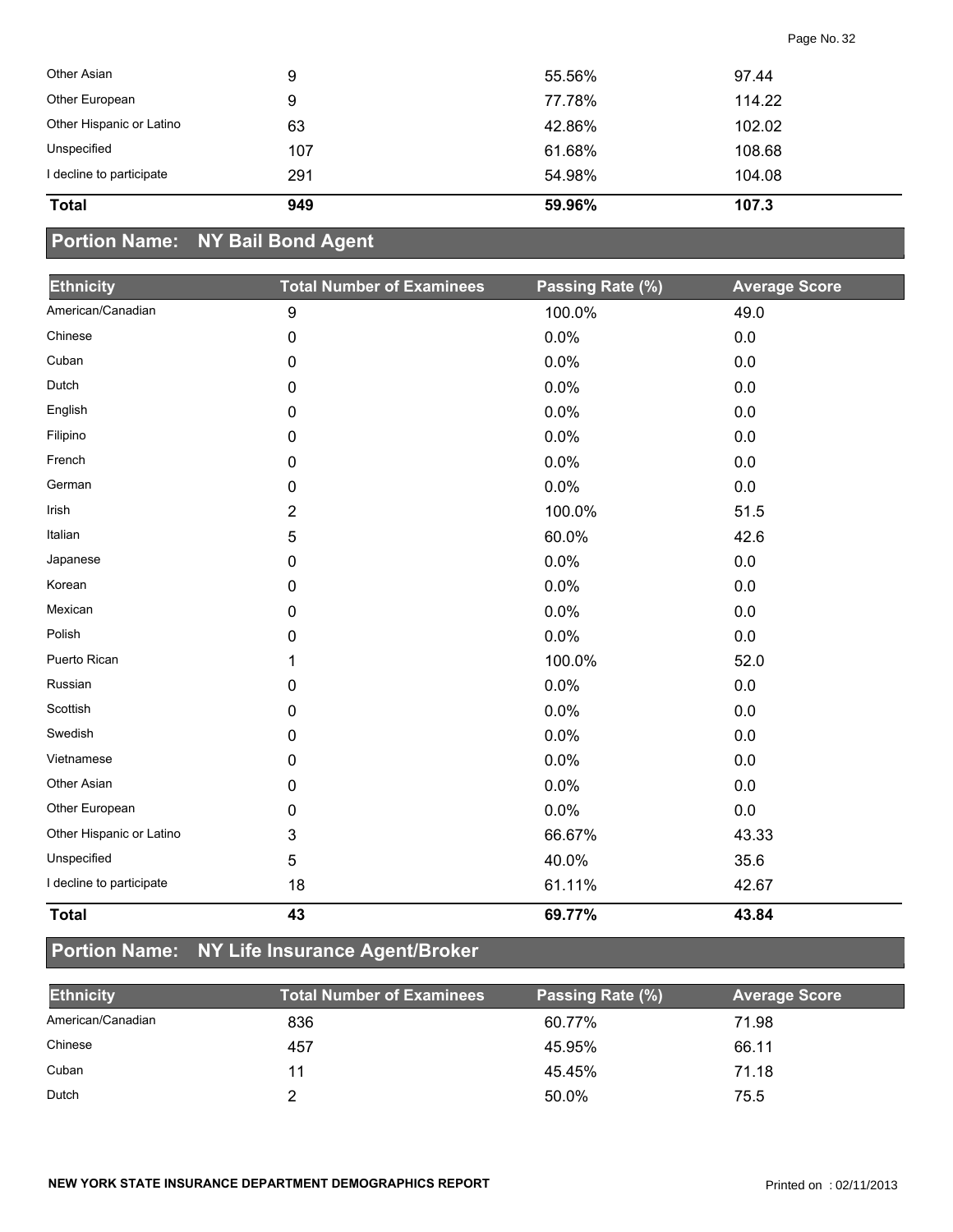| | | | |
|---|---|---|---|
| Other Asian | 9 | 55.56% | 97.44 |
| Other European | 9 | 77.78% | 114.22 |
| Other Hispanic or Latino | 63 | 42.86% | 102.02 |
| Unspecified | 107 | 61.68% | 108.68 |
| I decline to participate | 291 | 54.98% | 104.08 |
| **Total** | **949** | **59.96%** | **107.3** |

## Portion Name: NY Bail Bond Agent

| Ethnicity | Total Number of Examinees | Passing Rate (%) | Average Score |
|---|---|---|---|
| American/Canadian | 9 | 100.0% | 49.0 |
| Chinese | 0 | 0.0% | 0.0 |
| Cuban | 0 | 0.0% | 0.0 |
| Dutch | 0 | 0.0% | 0.0 |
| English | 0 | 0.0% | 0.0 |
| Filipino | 0 | 0.0% | 0.0 |
| French | 0 | 0.0% | 0.0 |
| German | 0 | 0.0% | 0.0 |
| Irish | 2 | 100.0% | 51.5 |
| Italian | 5 | 60.0% | 42.6 |
| Japanese | 0 | 0.0% | 0.0 |
| Korean | 0 | 0.0% | 0.0 |
| Mexican | 0 | 0.0% | 0.0 |
| Polish | 0 | 0.0% | 0.0 |
| Puerto Rican | 1 | 100.0% | 52.0 |
| Russian | 0 | 0.0% | 0.0 |
| Scottish | 0 | 0.0% | 0.0 |
| Swedish | 0 | 0.0% | 0.0 |
| Vietnamese | 0 | 0.0% | 0.0 |
| Other Asian | 0 | 0.0% | 0.0 |
| Other European | 0 | 0.0% | 0.0 |
| Other Hispanic or Latino | 3 | 66.67% | 43.33 |
| Unspecified | 5 | 40.0% | 35.6 |
| I decline to participate | 18 | 61.11% | 42.67 |
| **Total** | **43** | **69.77%** | **43.84** |

## Portion Name: NY Life Insurance Agent/Broker

| Ethnicity | Total Number of Examinees | Passing Rate (%) | Average Score |
|---|---|---|---|
| American/Canadian | 836 | 60.77% | 71.98 |
| Chinese | 457 | 45.95% | 66.11 |
| Cuban | 11 | 45.45% | 71.18 |
| Dutch | 2 | 50.0% | 75.5 |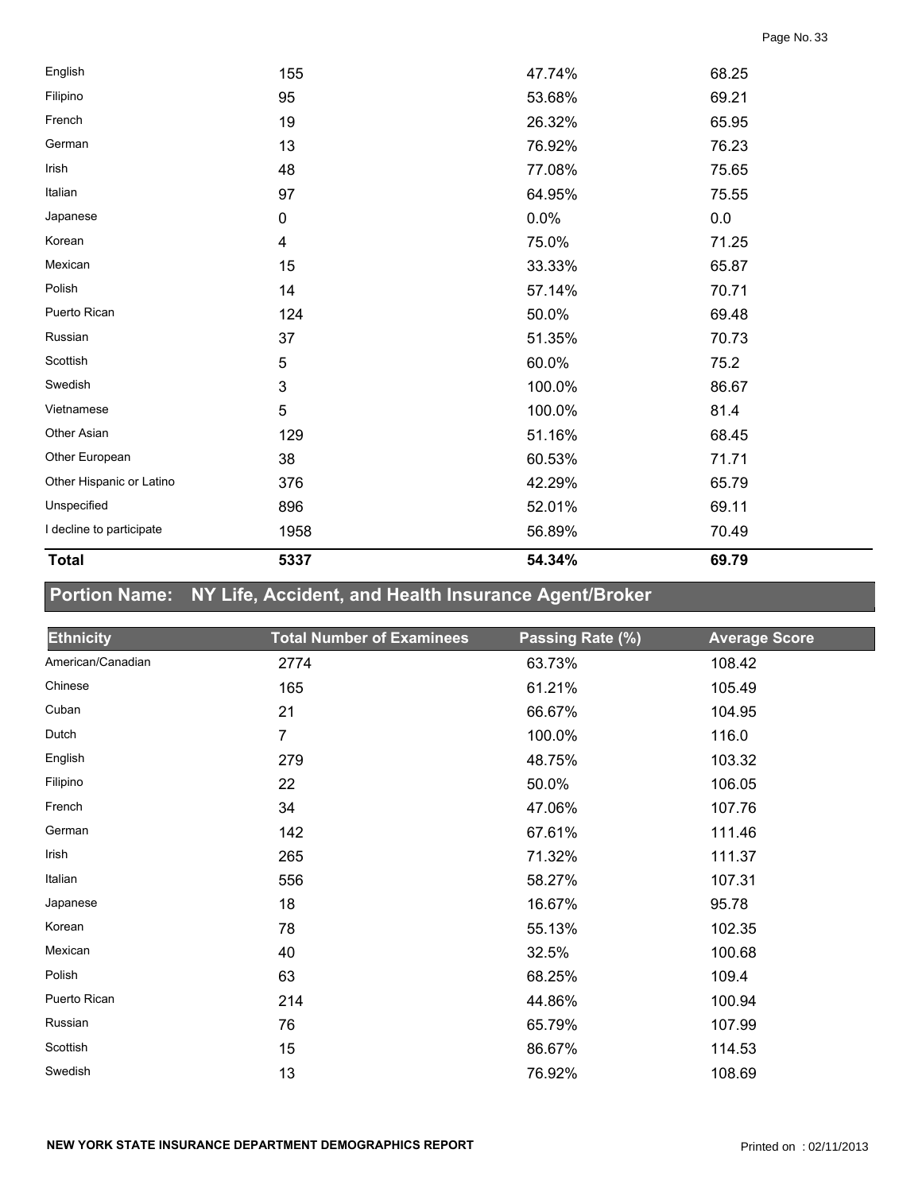| | | | |
|---|---|---|---|
| English | 155 | 47.74% | 68.25 |
| Filipino | 95 | 53.68% | 69.21 |
| French | 19 | 26.32% | 65.95 |
| German | 13 | 76.92% | 76.23 |
| Irish | 48 | 77.08% | 75.65 |
| Italian | 97 | 64.95% | 75.55 |
| Japanese | 0 | 0.0% | 0.0 |
| Korean | 4 | 75.0% | 71.25 |
| Mexican | 15 | 33.33% | 65.87 |
| Polish | 14 | 57.14% | 70.71 |
| Puerto Rican | 124 | 50.0% | 69.48 |
| Russian | 37 | 51.35% | 70.73 |
| Scottish | 5 | 60.0% | 75.2 |
| Swedish | 3 | 100.0% | 86.67 |
| Vietnamese | 5 | 100.0% | 81.4 |
| Other Asian | 129 | 51.16% | 68.45 |
| Other European | 38 | 60.53% | 71.71 |
| Other Hispanic or Latino | 376 | 42.29% | 65.79 |
| Unspecified | 896 | 52.01% | 69.11 |
| I decline to participate | 1958 | 56.89% | 70.49 |
| **Total** | **5337** | **54.34%** | **69.79** |

## Portion Name: NY Life, Accident, and Health Insurance Agent/Broker

| Ethnicity | Total Number of Examinees | Passing Rate (%) | Average Score |
|---|---|---|---|
| American/Canadian | 2774 | 63.73% | 108.42 |
| Chinese | 165 | 61.21% | 105.49 |
| Cuban | 21 | 66.67% | 104.95 |
| Dutch | 7 | 100.0% | 116.0 |
| English | 279 | 48.75% | 103.32 |
| Filipino | 22 | 50.0% | 106.05 |
| French | 34 | 47.06% | 107.76 |
| German | 142 | 67.61% | 111.46 |
| Irish | 265 | 71.32% | 111.37 |
| Italian | 556 | 58.27% | 107.31 |
| Japanese | 18 | 16.67% | 95.78 |
| Korean | 78 | 55.13% | 102.35 |
| Mexican | 40 | 32.5% | 100.68 |
| Polish | 63 | 68.25% | 109.4 |
| Puerto Rican | 214 | 44.86% | 100.94 |
| Russian | 76 | 65.79% | 107.99 |
| Scottish | 15 | 86.67% | 114.53 |
| Swedish | 13 | 76.92% | 108.69 |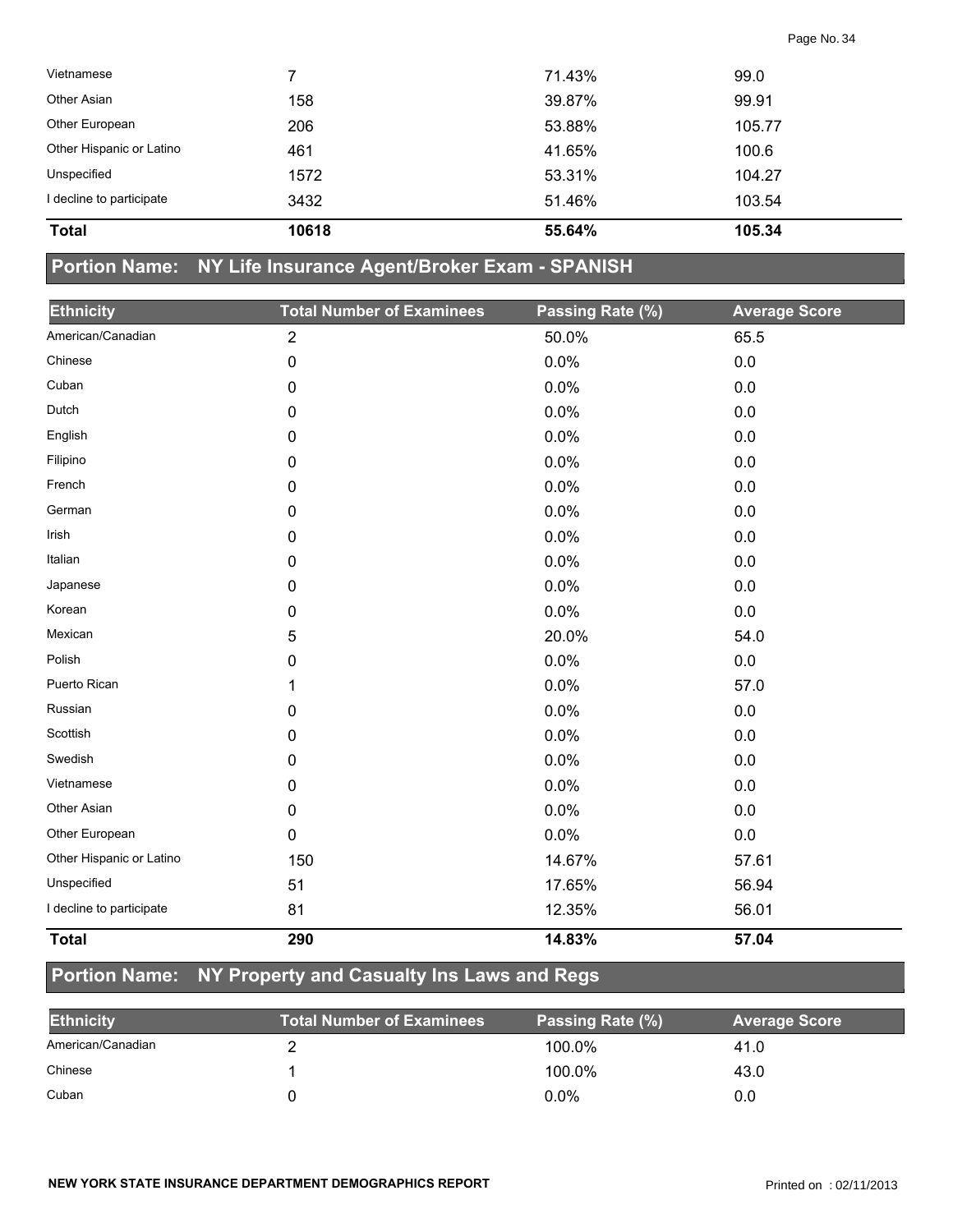| Vietnamese | 7 | 71.43% | 99.0 |
|---|---|---|---|
| Other Asian | 158 | 39.87% | 99.91 |
| Other European | 206 | 53.88% | 105.77 |
| Other Hispanic or Latino | 461 | 41.65% | 100.6 |
| Unspecified | 1572 | 53.31% | 104.27 |
| I decline to participate | 3432 | 51.46% | 103.54 |
| **Total** | **10618** | **55.64%** | **105.34** |

## Portion Name: NY Life Insurance Agent/Broker Exam - SPANISH

| Ethnicity | Total Number of Examinees | Passing Rate (%) | Average Score |
|---|---|---|---|
| American/Canadian | 2 | 50.0% | 65.5 |
| Chinese | 0 | 0.0% | 0.0 |
| Cuban | 0 | 0.0% | 0.0 |
| Dutch | 0 | 0.0% | 0.0 |
| English | 0 | 0.0% | 0.0 |
| Filipino | 0 | 0.0% | 0.0 |
| French | 0 | 0.0% | 0.0 |
| German | 0 | 0.0% | 0.0 |
| Irish | 0 | 0.0% | 0.0 |
| Italian | 0 | 0.0% | 0.0 |
| Japanese | 0 | 0.0% | 0.0 |
| Korean | 0 | 0.0% | 0.0 |
| Mexican | 5 | 20.0% | 54.0 |
| Polish | 0 | 0.0% | 0.0 |
| Puerto Rican | 1 | 0.0% | 57.0 |
| Russian | 0 | 0.0% | 0.0 |
| Scottish | 0 | 0.0% | 0.0 |
| Swedish | 0 | 0.0% | 0.0 |
| Vietnamese | 0 | 0.0% | 0.0 |
| Other Asian | 0 | 0.0% | 0.0 |
| Other European | 0 | 0.0% | 0.0 |
| Other Hispanic or Latino | 150 | 14.67% | 57.61 |
| Unspecified | 51 | 17.65% | 56.94 |
| I decline to participate | 81 | 12.35% | 56.01 |
| **Total** | **290** | **14.83%** | **57.04** |

## Portion Name: NY Property and Casualty Ins Laws and Regs

| Ethnicity | Total Number of Examinees | Passing Rate (%) | Average Score |
|---|---|---|---|
| American/Canadian | 2 | 100.0% | 41.0 |
| Chinese | 1 | 100.0% | 43.0 |
| Cuban | 0 | 0.0% | 0.0 |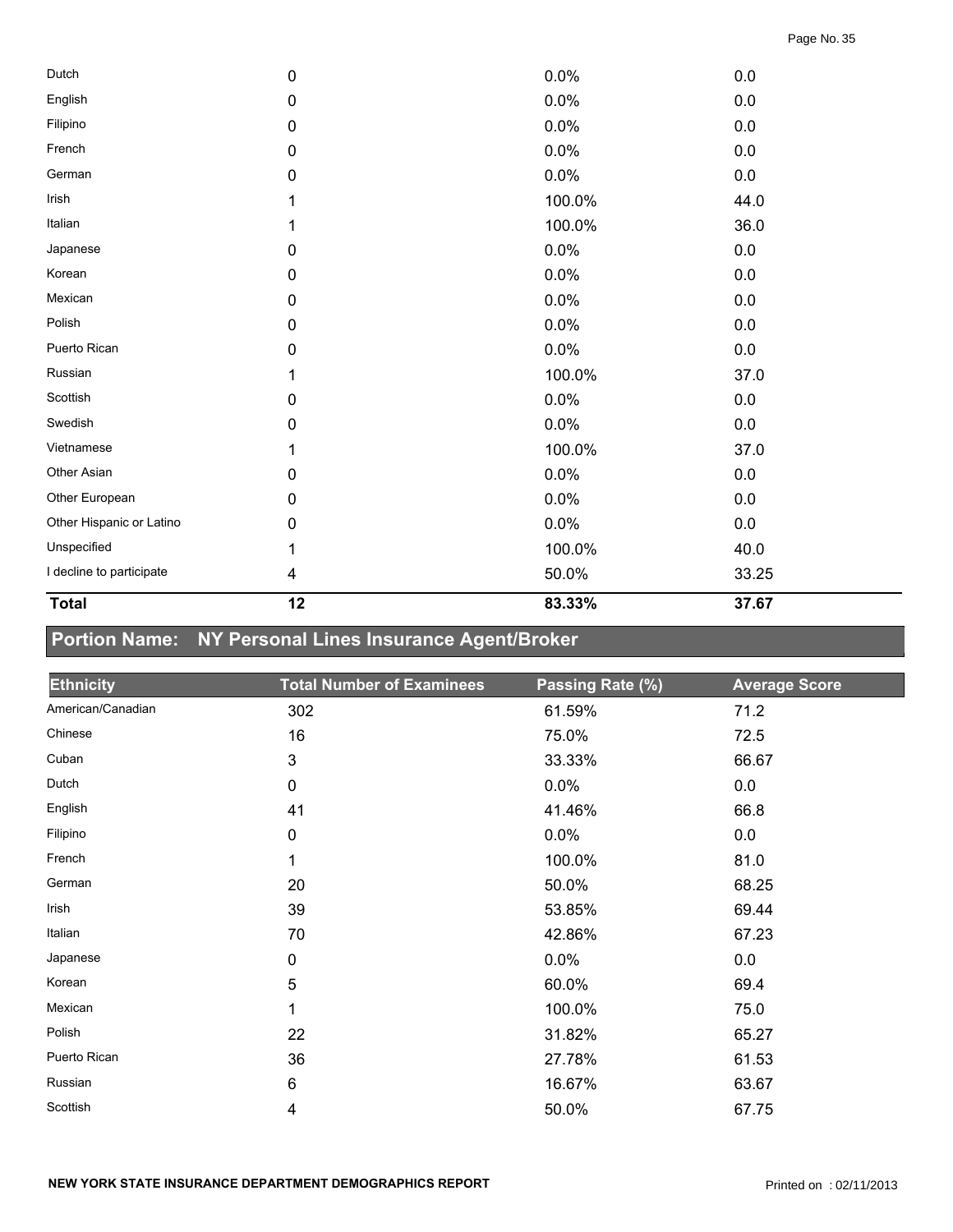| | | | |
|---|---|---|---|
| Dutch | 0 | 0.0% | 0.0 |
| English | 0 | 0.0% | 0.0 |
| Filipino | 0 | 0.0% | 0.0 |
| French | 0 | 0.0% | 0.0 |
| German | 0 | 0.0% | 0.0 |
| Irish | 1 | 100.0% | 44.0 |
| Italian | 1 | 100.0% | 36.0 |
| Japanese | 0 | 0.0% | 0.0 |
| Korean | 0 | 0.0% | 0.0 |
| Mexican | 0 | 0.0% | 0.0 |
| Polish | 0 | 0.0% | 0.0 |
| Puerto Rican | 0 | 0.0% | 0.0 |
| Russian | 1 | 100.0% | 37.0 |
| Scottish | 0 | 0.0% | 0.0 |
| Swedish | 0 | 0.0% | 0.0 |
| Vietnamese | 1 | 100.0% | 37.0 |
| Other Asian | 0 | 0.0% | 0.0 |
| Other European | 0 | 0.0% | 0.0 |
| Other Hispanic or Latino | 0 | 0.0% | 0.0 |
| Unspecified | 1 | 100.0% | 40.0 |
| I decline to participate | 4 | 50.0% | 33.25 |
| **Total** | **12** | **83.33%** | **37.67** |

## Portion Name: NY Personal Lines Insurance Agent/Broker

| Ethnicity | Total Number of Examinees | Passing Rate (%) | Average Score |
|---|---|---|---|
| American/Canadian | 302 | 61.59% | 71.2 |
| Chinese | 16 | 75.0% | 72.5 |
| Cuban | 3 | 33.33% | 66.67 |
| Dutch | 0 | 0.0% | 0.0 |
| English | 41 | 41.46% | 66.8 |
| Filipino | 0 | 0.0% | 0.0 |
| French | 1 | 100.0% | 81.0 |
| German | 20 | 50.0% | 68.25 |
| Irish | 39 | 53.85% | 69.44 |
| Italian | 70 | 42.86% | 67.23 |
| Japanese | 0 | 0.0% | 0.0 |
| Korean | 5 | 60.0% | 69.4 |
| Mexican | 1 | 100.0% | 75.0 |
| Polish | 22 | 31.82% | 65.27 |
| Puerto Rican | 36 | 27.78% | 61.53 |
| Russian | 6 | 16.67% | 63.67 |
| Scottish | 4 | 50.0% | 67.75 |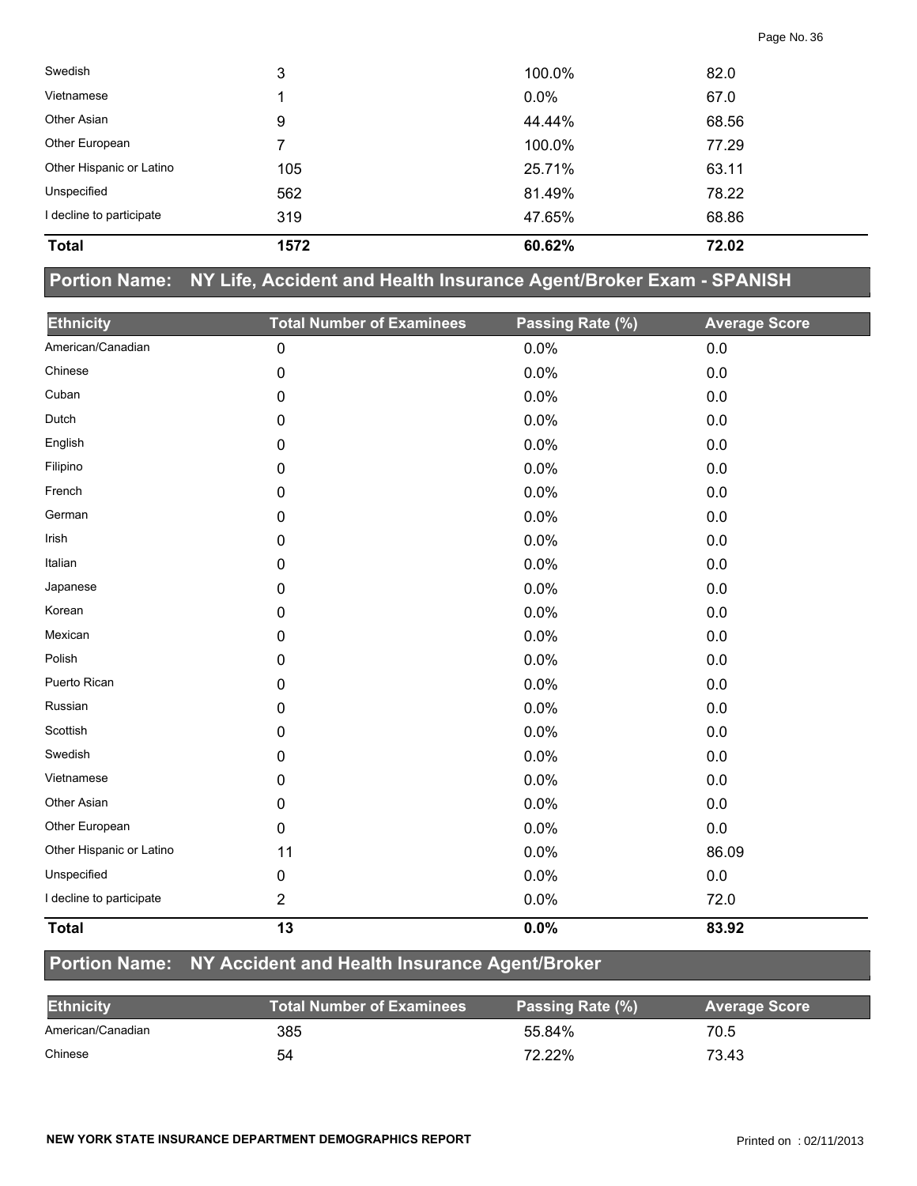| Ethnicity | Total Number of Examinees | Passing Rate (%) | Average Score |
|---|---|---|---|
| Swedish | 3 | 100.0% | 82.0 |
| Vietnamese | 1 | 0.0% | 67.0 |
| Other Asian | 9 | 44.44% | 68.56 |
| Other European | 7 | 100.0% | 77.29 |
| Other Hispanic or Latino | 105 | 25.71% | 63.11 |
| Unspecified | 562 | 81.49% | 78.22 |
| I decline to participate | 319 | 47.65% | 68.86 |
| **Total** | **1572** | **60.62%** | **72.02** |

## Portion Name: NY Life, Accident and Health Insurance Agent/Broker Exam - SPANISH

| Ethnicity | Total Number of Examinees | Passing Rate (%) | Average Score |
|---|---|---|---|
| American/Canadian | 0 | 0.0% | 0.0 |
| Chinese | 0 | 0.0% | 0.0 |
| Cuban | 0 | 0.0% | 0.0 |
| Dutch | 0 | 0.0% | 0.0 |
| English | 0 | 0.0% | 0.0 |
| Filipino | 0 | 0.0% | 0.0 |
| French | 0 | 0.0% | 0.0 |
| German | 0 | 0.0% | 0.0 |
| Irish | 0 | 0.0% | 0.0 |
| Italian | 0 | 0.0% | 0.0 |
| Japanese | 0 | 0.0% | 0.0 |
| Korean | 0 | 0.0% | 0.0 |
| Mexican | 0 | 0.0% | 0.0 |
| Polish | 0 | 0.0% | 0.0 |
| Puerto Rican | 0 | 0.0% | 0.0 |
| Russian | 0 | 0.0% | 0.0 |
| Scottish | 0 | 0.0% | 0.0 |
| Swedish | 0 | 0.0% | 0.0 |
| Vietnamese | 0 | 0.0% | 0.0 |
| Other Asian | 0 | 0.0% | 0.0 |
| Other European | 0 | 0.0% | 0.0 |
| Other Hispanic or Latino | 11 | 0.0% | 86.09 |
| Unspecified | 0 | 0.0% | 0.0 |
| I decline to participate | 2 | 0.0% | 72.0 |
| **Total** | **13** | **0.0%** | **83.92** |

## Portion Name: NY Accident and Health Insurance Agent/Broker

| Ethnicity | Total Number of Examinees | Passing Rate (%) | Average Score |
|---|---|---|---|
| American/Canadian | 385 | 55.84% | 70.5 |
| Chinese | 54 | 72.22% | 73.43 |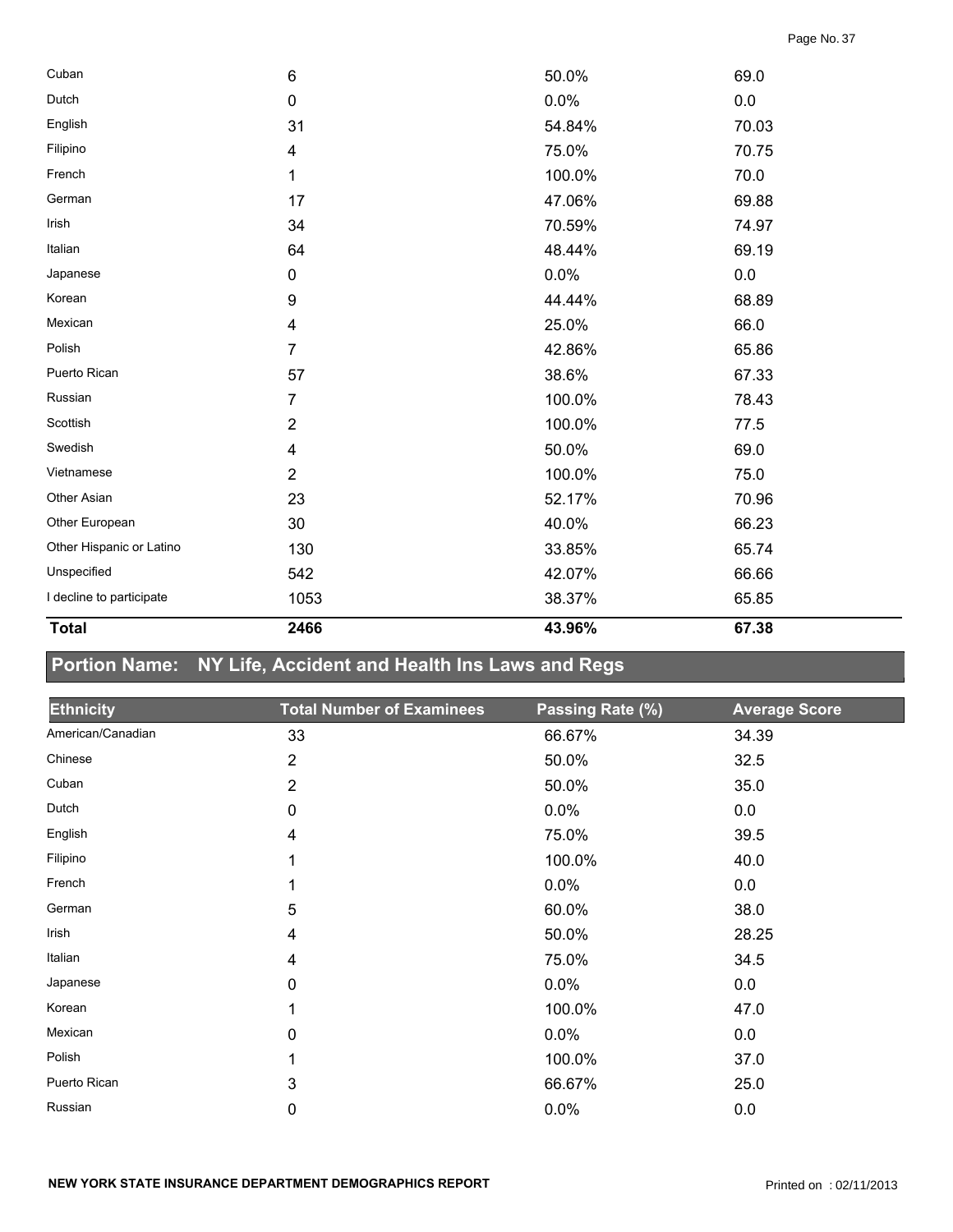| | | | |
|---|---|---|---|
| Cuban | 6 | 50.0% | 69.0 |
| Dutch | 0 | 0.0% | 0.0 |
| English | 31 | 54.84% | 70.03 |
| Filipino | 4 | 75.0% | 70.75 |
| French | 1 | 100.0% | 70.0 |
| German | 17 | 47.06% | 69.88 |
| Irish | 34 | 70.59% | 74.97 |
| Italian | 64 | 48.44% | 69.19 |
| Japanese | 0 | 0.0% | 0.0 |
| Korean | 9 | 44.44% | 68.89 |
| Mexican | 4 | 25.0% | 66.0 |
| Polish | 7 | 42.86% | 65.86 |
| Puerto Rican | 57 | 38.6% | 67.33 |
| Russian | 7 | 100.0% | 78.43 |
| Scottish | 2 | 100.0% | 77.5 |
| Swedish | 4 | 50.0% | 69.0 |
| Vietnamese | 2 | 100.0% | 75.0 |
| Other Asian | 23 | 52.17% | 70.96 |
| Other European | 30 | 40.0% | 66.23 |
| Other Hispanic or Latino | 130 | 33.85% | 65.74 |
| Unspecified | 542 | 42.07% | 66.66 |
| I decline to participate | 1053 | 38.37% | 65.85 |
| **Total** | **2466** | **43.96%** | **67.38** |

## Portion Name: NY Life, Accident and Health Ins Laws and Regs

| Ethnicity | Total Number of Examinees | Passing Rate (%) | Average Score |
|---|---|---|---|
| American/Canadian | 33 | 66.67% | 34.39 |
| Chinese | 2 | 50.0% | 32.5 |
| Cuban | 2 | 50.0% | 35.0 |
| Dutch | 0 | 0.0% | 0.0 |
| English | 4 | 75.0% | 39.5 |
| Filipino | 1 | 100.0% | 40.0 |
| French | 1 | 0.0% | 0.0 |
| German | 5 | 60.0% | 38.0 |
| Irish | 4 | 50.0% | 28.25 |
| Italian | 4 | 75.0% | 34.5 |
| Japanese | 0 | 0.0% | 0.0 |
| Korean | 1 | 100.0% | 47.0 |
| Mexican | 0 | 0.0% | 0.0 |
| Polish | 1 | 100.0% | 37.0 |
| Puerto Rican | 3 | 66.67% | 25.0 |
| Russian | 0 | 0.0% | 0.0 |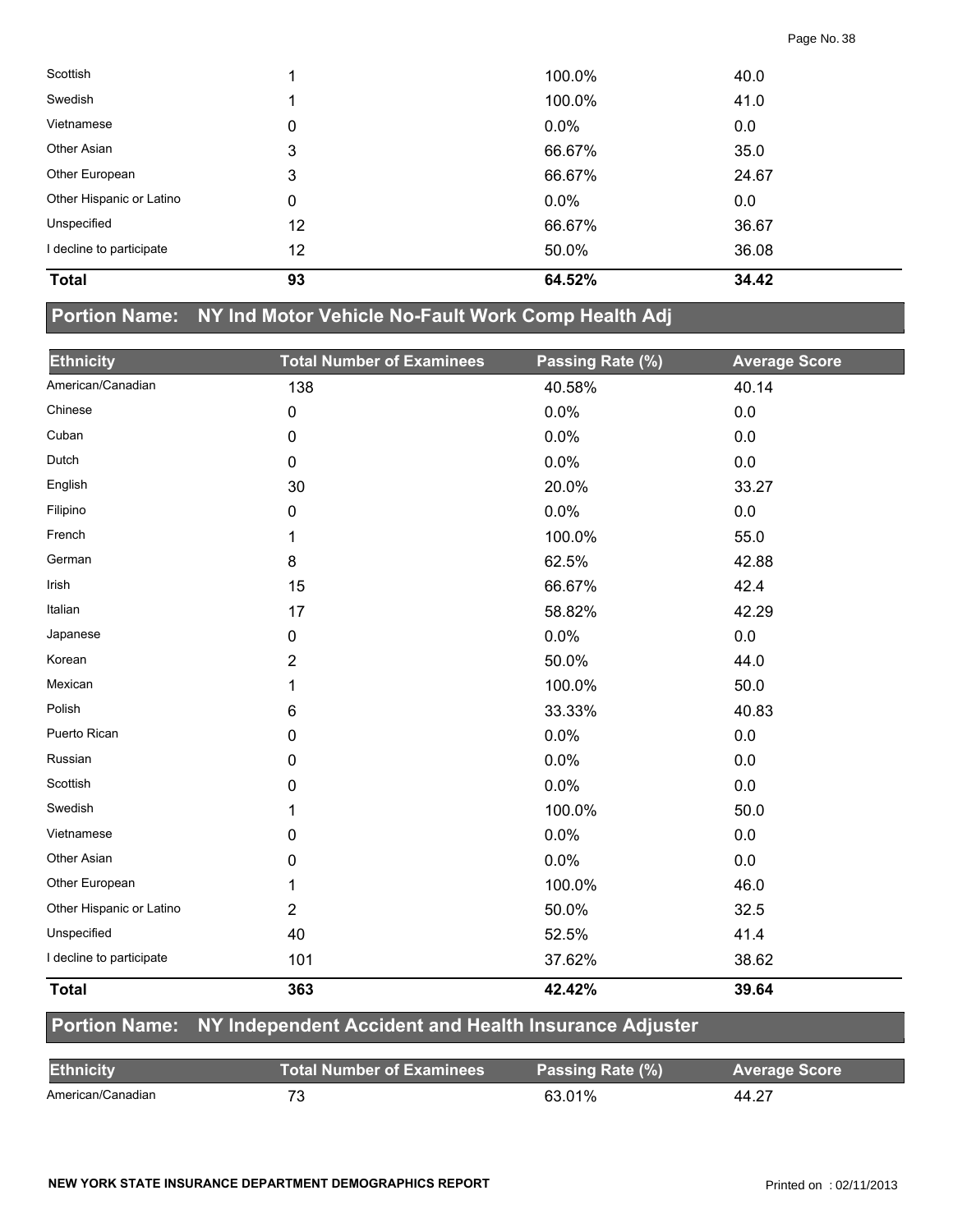| Ethnicity | Total Number of Examinees | Passing Rate (%) | Average Score |
|---|---|---|---|
| Scottish | 1 | 100.0% | 40.0 |
| Swedish | 1 | 100.0% | 41.0 |
| Vietnamese | 0 | 0.0% | 0.0 |
| Other Asian | 3 | 66.67% | 35.0 |
| Other European | 3 | 66.67% | 24.67 |
| Other Hispanic or Latino | 0 | 0.0% | 0.0 |
| Unspecified | 12 | 66.67% | 36.67 |
| I decline to participate | 12 | 50.0% | 36.08 |
| **Total** | **93** | **64.52%** | **34.42** |

## Portion Name: NY Ind Motor Vehicle No-Fault Work Comp Health Adj

| Ethnicity | Total Number of Examinees | Passing Rate (%) | Average Score |
|---|---|---|---|
| American/Canadian | 138 | 40.58% | 40.14 |
| Chinese | 0 | 0.0% | 0.0 |
| Cuban | 0 | 0.0% | 0.0 |
| Dutch | 0 | 0.0% | 0.0 |
| English | 30 | 20.0% | 33.27 |
| Filipino | 0 | 0.0% | 0.0 |
| French | 1 | 100.0% | 55.0 |
| German | 8 | 62.5% | 42.88 |
| Irish | 15 | 66.67% | 42.4 |
| Italian | 17 | 58.82% | 42.29 |
| Japanese | 0 | 0.0% | 0.0 |
| Korean | 2 | 50.0% | 44.0 |
| Mexican | 1 | 100.0% | 50.0 |
| Polish | 6 | 33.33% | 40.83 |
| Puerto Rican | 0 | 0.0% | 0.0 |
| Russian | 0 | 0.0% | 0.0 |
| Scottish | 0 | 0.0% | 0.0 |
| Swedish | 1 | 100.0% | 50.0 |
| Vietnamese | 0 | 0.0% | 0.0 |
| Other Asian | 0 | 0.0% | 0.0 |
| Other European | 1 | 100.0% | 46.0 |
| Other Hispanic or Latino | 2 | 50.0% | 32.5 |
| Unspecified | 40 | 52.5% | 41.4 |
| I decline to participate | 101 | 37.62% | 38.62 |
| **Total** | **363** | **42.42%** | **39.64** |

## Portion Name: NY Independent Accident and Health Insurance Adjuster

| Ethnicity | Total Number of Examinees | Passing Rate (%) | Average Score |
|---|---|---|---|
| American/Canadian | 73 | 63.01% | 44.27 |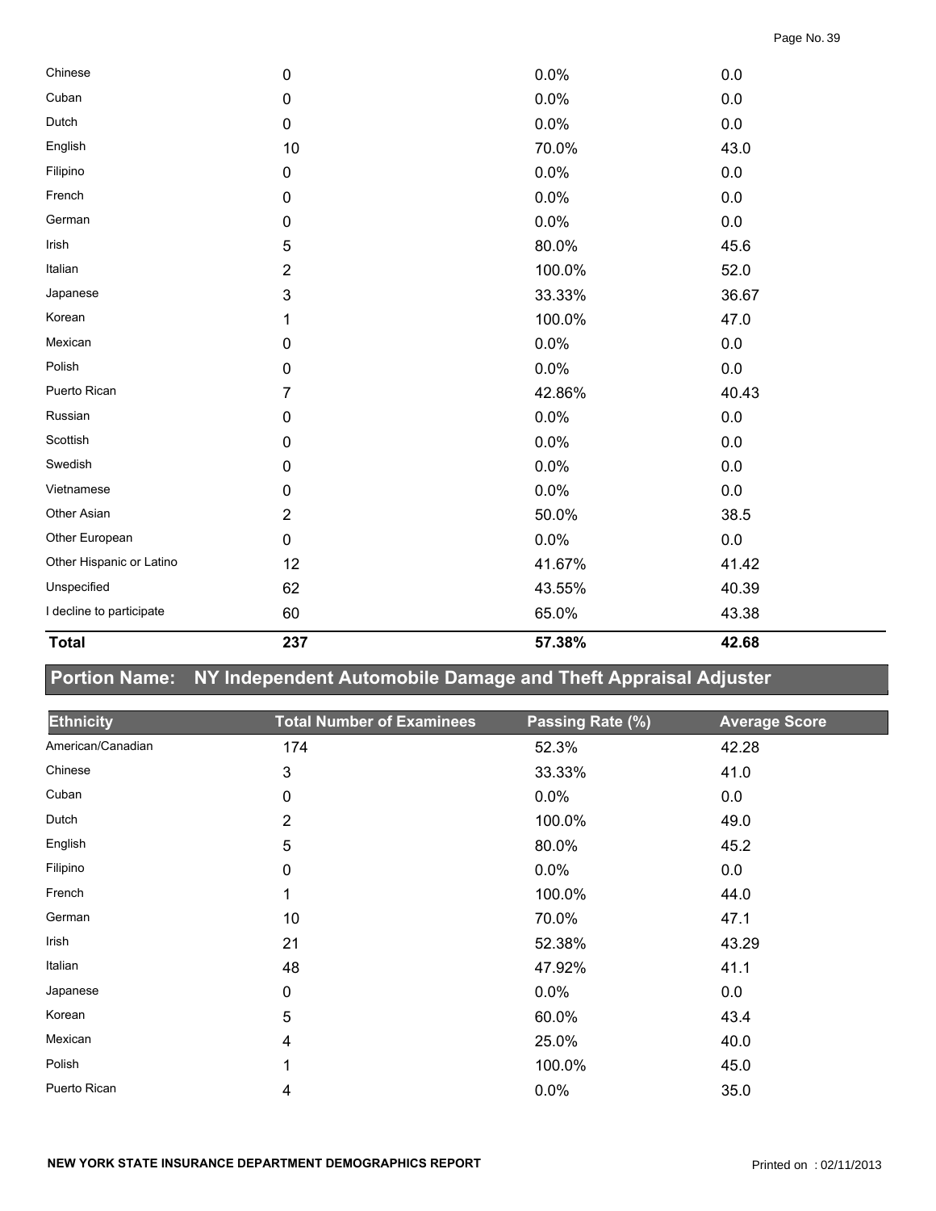| | | | |
|---|---|---|---|
| Chinese | 0 | 0.0% | 0.0 |
| Cuban | 0 | 0.0% | 0.0 |
| Dutch | 0 | 0.0% | 0.0 |
| English | 10 | 70.0% | 43.0 |
| Filipino | 0 | 0.0% | 0.0 |
| French | 0 | 0.0% | 0.0 |
| German | 0 | 0.0% | 0.0 |
| Irish | 5 | 80.0% | 45.6 |
| Italian | 2 | 100.0% | 52.0 |
| Japanese | 3 | 33.33% | 36.67 |
| Korean | 1 | 100.0% | 47.0 |
| Mexican | 0 | 0.0% | 0.0 |
| Polish | 0 | 0.0% | 0.0 |
| Puerto Rican | 7 | 42.86% | 40.43 |
| Russian | 0 | 0.0% | 0.0 |
| Scottish | 0 | 0.0% | 0.0 |
| Swedish | 0 | 0.0% | 0.0 |
| Vietnamese | 0 | 0.0% | 0.0 |
| Other Asian | 2 | 50.0% | 38.5 |
| Other European | 0 | 0.0% | 0.0 |
| Other Hispanic or Latino | 12 | 41.67% | 41.42 |
| Unspecified | 62 | 43.55% | 40.39 |
| I decline to participate | 60 | 65.0% | 43.38 |
| **Total** | **237** | **57.38%** | **42.68** |

## Portion Name: NY Independent Automobile Damage and Theft Appraisal Adjuster

| Ethnicity | Total Number of Examinees | Passing Rate (%) | Average Score |
|---|---|---|---|
| American/Canadian | 174 | 52.3% | 42.28 |
| Chinese | 3 | 33.33% | 41.0 |
| Cuban | 0 | 0.0% | 0.0 |
| Dutch | 2 | 100.0% | 49.0 |
| English | 5 | 80.0% | 45.2 |
| Filipino | 0 | 0.0% | 0.0 |
| French | 1 | 100.0% | 44.0 |
| German | 10 | 70.0% | 47.1 |
| Irish | 21 | 52.38% | 43.29 |
| Italian | 48 | 47.92% | 41.1 |
| Japanese | 0 | 0.0% | 0.0 |
| Korean | 5 | 60.0% | 43.4 |
| Mexican | 4 | 25.0% | 40.0 |
| Polish | 1 | 100.0% | 45.0 |
| Puerto Rican | 4 | 0.0% | 35.0 |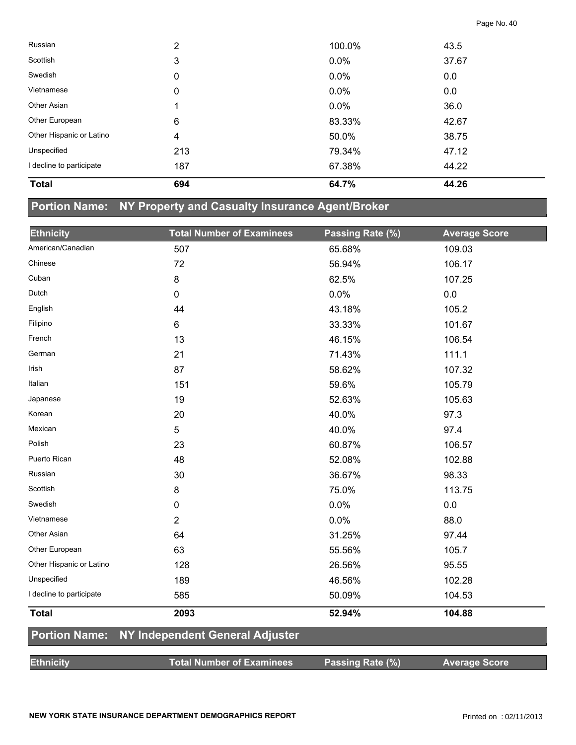| Ethnicity | Total Number of Examinees | Passing Rate (%) | Average Score |
|---|---|---|---|
| Russian | 2 | 100.0% | 43.5 |
| Scottish | 3 | 0.0% | 37.67 |
| Swedish | 0 | 0.0% | 0.0 |
| Vietnamese | 0 | 0.0% | 0.0 |
| Other Asian | 1 | 0.0% | 36.0 |
| Other European | 6 | 83.33% | 42.67 |
| Other Hispanic or Latino | 4 | 50.0% | 38.75 |
| Unspecified | 213 | 79.34% | 47.12 |
| I decline to participate | 187 | 67.38% | 44.22 |
| **Total** | **694** | **64.7%** | **44.26** |

## Portion Name: NY Property and Casualty Insurance Agent/Broker

| Ethnicity | Total Number of Examinees | Passing Rate (%) | Average Score |
|---|---|---|---|
| American/Canadian | 507 | 65.68% | 109.03 |
| Chinese | 72 | 56.94% | 106.17 |
| Cuban | 8 | 62.5% | 107.25 |
| Dutch | 0 | 0.0% | 0.0 |
| English | 44 | 43.18% | 105.2 |
| Filipino | 6 | 33.33% | 101.67 |
| French | 13 | 46.15% | 106.54 |
| German | 21 | 71.43% | 111.1 |
| Irish | 87 | 58.62% | 107.32 |
| Italian | 151 | 59.6% | 105.79 |
| Japanese | 19 | 52.63% | 105.63 |
| Korean | 20 | 40.0% | 97.3 |
| Mexican | 5 | 40.0% | 97.4 |
| Polish | 23 | 60.87% | 106.57 |
| Puerto Rican | 48 | 52.08% | 102.88 |
| Russian | 30 | 36.67% | 98.33 |
| Scottish | 8 | 75.0% | 113.75 |
| Swedish | 0 | 0.0% | 0.0 |
| Vietnamese | 2 | 0.0% | 88.0 |
| Other Asian | 64 | 31.25% | 97.44 |
| Other European | 63 | 55.56% | 105.7 |
| Other Hispanic or Latino | 128 | 26.56% | 95.55 |
| Unspecified | 189 | 46.56% | 102.28 |
| I decline to participate | 585 | 50.09% | 104.53 |
| **Total** | **2093** | **52.94%** | **104.88** |

## Portion Name: NY Independent General Adjuster

| Ethnicity | Total Number of Examinees | Passing Rate (%) | Average Score |
|---|---|---|---|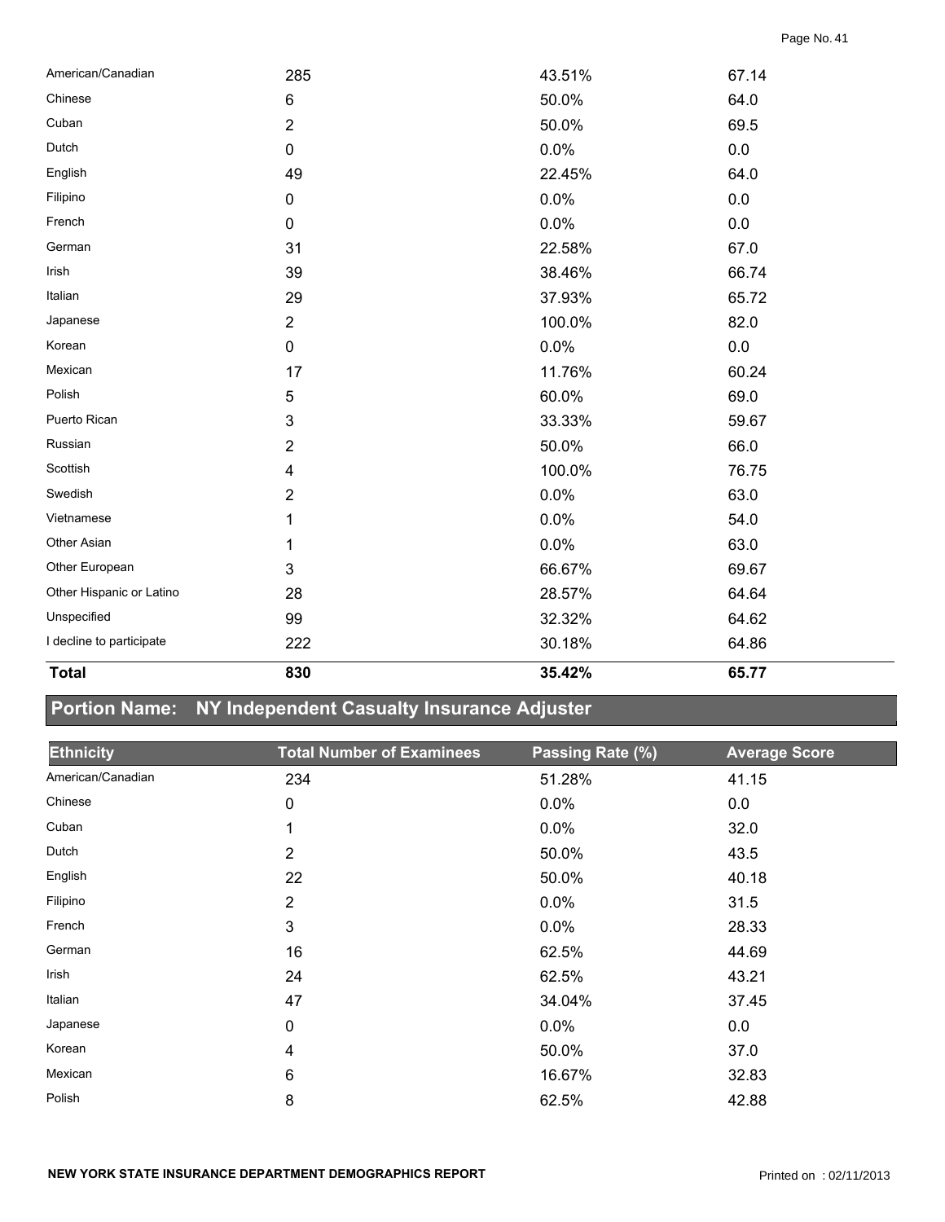| Ethnicity | Total Number of Examinees | Passing Rate (%) | Average Score |
|---|---|---|---|
| American/Canadian | 285 | 43.51% | 67.14 |
| Chinese | 6 | 50.0% | 64.0 |
| Cuban | 2 | 50.0% | 69.5 |
| Dutch | 0 | 0.0% | 0.0 |
| English | 49 | 22.45% | 64.0 |
| Filipino | 0 | 0.0% | 0.0 |
| French | 0 | 0.0% | 0.0 |
| German | 31 | 22.58% | 67.0 |
| Irish | 39 | 38.46% | 66.74 |
| Italian | 29 | 37.93% | 65.72 |
| Japanese | 2 | 100.0% | 82.0 |
| Korean | 0 | 0.0% | 0.0 |
| Mexican | 17 | 11.76% | 60.24 |
| Polish | 5 | 60.0% | 69.0 |
| Puerto Rican | 3 | 33.33% | 59.67 |
| Russian | 2 | 50.0% | 66.0 |
| Scottish | 4 | 100.0% | 76.75 |
| Swedish | 2 | 0.0% | 63.0 |
| Vietnamese | 1 | 0.0% | 54.0 |
| Other Asian | 1 | 0.0% | 63.0 |
| Other European | 3 | 66.67% | 69.67 |
| Other Hispanic or Latino | 28 | 28.57% | 64.64 |
| Unspecified | 99 | 32.32% | 64.62 |
| I decline to participate | 222 | 30.18% | 64.86 |
| **Total** | **830** | **35.42%** | **65.77** |

## Portion Name: NY Independent Casualty Insurance Adjuster

| Ethnicity | Total Number of Examinees | Passing Rate (%) | Average Score |
|---|---|---|---|
| American/Canadian | 234 | 51.28% | 41.15 |
| Chinese | 0 | 0.0% | 0.0 |
| Cuban | 1 | 0.0% | 32.0 |
| Dutch | 2 | 50.0% | 43.5 |
| English | 22 | 50.0% | 40.18 |
| Filipino | 2 | 0.0% | 31.5 |
| French | 3 | 0.0% | 28.33 |
| German | 16 | 62.5% | 44.69 |
| Irish | 24 | 62.5% | 43.21 |
| Italian | 47 | 34.04% | 37.45 |
| Japanese | 0 | 0.0% | 0.0 |
| Korean | 4 | 50.0% | 37.0 |
| Mexican | 6 | 16.67% | 32.83 |
| Polish | 8 | 62.5% | 42.88 |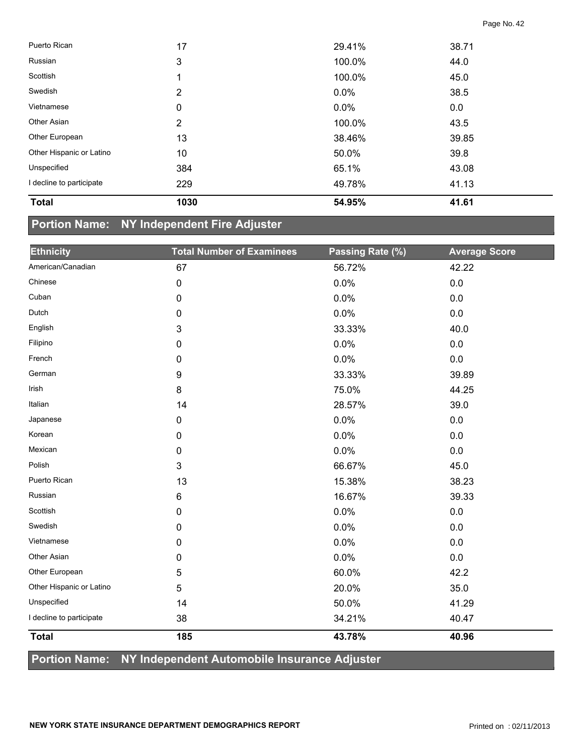| Ethnicity | Total Number of Examinees | Passing Rate (%) | Average Score |
|---|---|---|---|
| Puerto Rican | 17 | 29.41% | 38.71 |
| Russian | 3 | 100.0% | 44.0 |
| Scottish | 1 | 100.0% | 45.0 |
| Swedish | 2 | 0.0% | 38.5 |
| Vietnamese | 0 | 0.0% | 0.0 |
| Other Asian | 2 | 100.0% | 43.5 |
| Other European | 13 | 38.46% | 39.85 |
| Other Hispanic or Latino | 10 | 50.0% | 39.8 |
| Unspecified | 384 | 65.1% | 43.08 |
| I decline to participate | 229 | 49.78% | 41.13 |
| **Total** | **1030** | **54.95%** | **41.61** |

## Portion Name: NY Independent Fire Adjuster

| Ethnicity | Total Number of Examinees | Passing Rate (%) | Average Score |
|---|---|---|---|
| American/Canadian | 67 | 56.72% | 42.22 |
| Chinese | 0 | 0.0% | 0.0 |
| Cuban | 0 | 0.0% | 0.0 |
| Dutch | 0 | 0.0% | 0.0 |
| English | 3 | 33.33% | 40.0 |
| Filipino | 0 | 0.0% | 0.0 |
| French | 0 | 0.0% | 0.0 |
| German | 9 | 33.33% | 39.89 |
| Irish | 8 | 75.0% | 44.25 |
| Italian | 14 | 28.57% | 39.0 |
| Japanese | 0 | 0.0% | 0.0 |
| Korean | 0 | 0.0% | 0.0 |
| Mexican | 0 | 0.0% | 0.0 |
| Polish | 3 | 66.67% | 45.0 |
| Puerto Rican | 13 | 15.38% | 38.23 |
| Russian | 6 | 16.67% | 39.33 |
| Scottish | 0 | 0.0% | 0.0 |
| Swedish | 0 | 0.0% | 0.0 |
| Vietnamese | 0 | 0.0% | 0.0 |
| Other Asian | 0 | 0.0% | 0.0 |
| Other European | 5 | 60.0% | 42.2 |
| Other Hispanic or Latino | 5 | 20.0% | 35.0 |
| Unspecified | 14 | 50.0% | 41.29 |
| I decline to participate | 38 | 34.21% | 40.47 |
| **Total** | **185** | **43.78%** | **40.96** |

## Portion Name: NY Independent Automobile Insurance Adjuster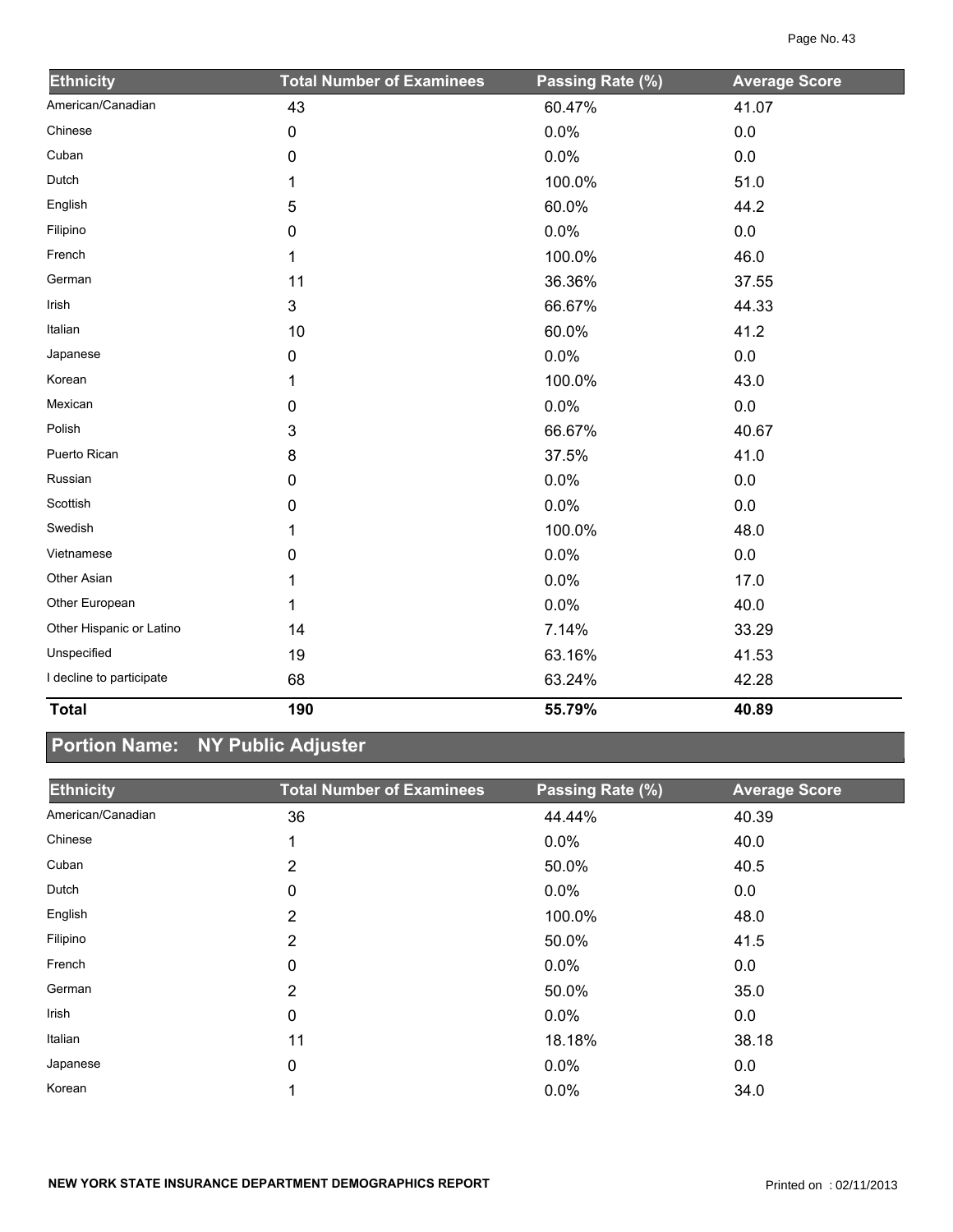| Ethnicity | Total Number of Examinees | Passing Rate (%) | Average Score |
|---|---|---|---|
| American/Canadian | 43 | 60.47% | 41.07 |
| Chinese | 0 | 0.0% | 0.0 |
| Cuban | 0 | 0.0% | 0.0 |
| Dutch | 1 | 100.0% | 51.0 |
| English | 5 | 60.0% | 44.2 |
| Filipino | 0 | 0.0% | 0.0 |
| French | 1 | 100.0% | 46.0 |
| German | 11 | 36.36% | 37.55 |
| Irish | 3 | 66.67% | 44.33 |
| Italian | 10 | 60.0% | 41.2 |
| Japanese | 0 | 0.0% | 0.0 |
| Korean | 1 | 100.0% | 43.0 |
| Mexican | 0 | 0.0% | 0.0 |
| Polish | 3 | 66.67% | 40.67 |
| Puerto Rican | 8 | 37.5% | 41.0 |
| Russian | 0 | 0.0% | 0.0 |
| Scottish | 0 | 0.0% | 0.0 |
| Swedish | 1 | 100.0% | 48.0 |
| Vietnamese | 0 | 0.0% | 0.0 |
| Other Asian | 1 | 0.0% | 17.0 |
| Other European | 1 | 0.0% | 40.0 |
| Other Hispanic or Latino | 14 | 7.14% | 33.29 |
| Unspecified | 19 | 63.16% | 41.53 |
| I decline to participate | 68 | 63.24% | 42.28 |
| **Total** | **190** | **55.79%** | **40.89** |

## Portion Name: NY Public Adjuster

| Ethnicity | Total Number of Examinees | Passing Rate (%) | Average Score |
|---|---|---|---|
| American/Canadian | 36 | 44.44% | 40.39 |
| Chinese | 1 | 0.0% | 40.0 |
| Cuban | 2 | 50.0% | 40.5 |
| Dutch | 0 | 0.0% | 0.0 |
| English | 2 | 100.0% | 48.0 |
| Filipino | 2 | 50.0% | 41.5 |
| French | 0 | 0.0% | 0.0 |
| German | 2 | 50.0% | 35.0 |
| Irish | 0 | 0.0% | 0.0 |
| Italian | 11 | 18.18% | 38.18 |
| Japanese | 0 | 0.0% | 0.0 |
| Korean | 1 | 0.0% | 34.0 |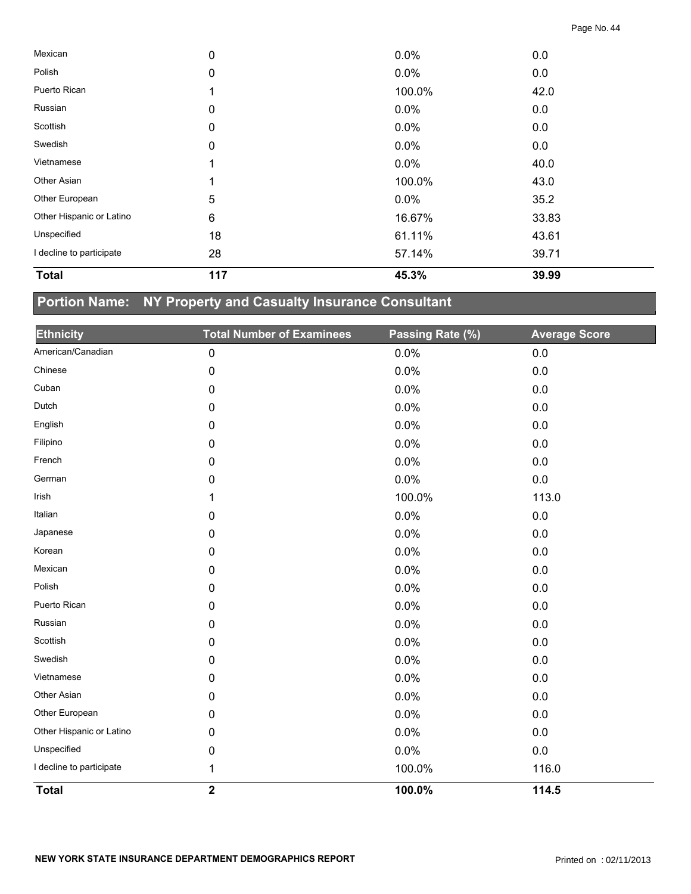| Mexican | 0 | 0.0% | 0.0 |
|---|---|---|---|
| Polish | 0 | 0.0% | 0.0 |
| Puerto Rican | 1 | 100.0% | 42.0 |
| Russian | 0 | 0.0% | 0.0 |
| Scottish | 0 | 0.0% | 0.0 |
| Swedish | 0 | 0.0% | 0.0 |
| Vietnamese | 1 | 0.0% | 40.0 |
| Other Asian | 1 | 100.0% | 43.0 |
| Other European | 5 | 0.0% | 35.2 |
| Other Hispanic or Latino | 6 | 16.67% | 33.83 |
| Unspecified | 18 | 61.11% | 43.61 |
| I decline to participate | 28 | 57.14% | 39.71 |
| **Total** | **117** | **45.3%** | **39.99** |

## Portion Name: NY Property and Casualty Insurance Consultant

| Ethnicity | Total Number of Examinees | Passing Rate (%) | Average Score |
|---|---|---|---|
| American/Canadian | 0 | 0.0% | 0.0 |
| Chinese | 0 | 0.0% | 0.0 |
| Cuban | 0 | 0.0% | 0.0 |
| Dutch | 0 | 0.0% | 0.0 |
| English | 0 | 0.0% | 0.0 |
| Filipino | 0 | 0.0% | 0.0 |
| French | 0 | 0.0% | 0.0 |
| German | 0 | 0.0% | 0.0 |
| Irish | 1 | 100.0% | 113.0 |
| Italian | 0 | 0.0% | 0.0 |
| Japanese | 0 | 0.0% | 0.0 |
| Korean | 0 | 0.0% | 0.0 |
| Mexican | 0 | 0.0% | 0.0 |
| Polish | 0 | 0.0% | 0.0 |
| Puerto Rican | 0 | 0.0% | 0.0 |
| Russian | 0 | 0.0% | 0.0 |
| Scottish | 0 | 0.0% | 0.0 |
| Swedish | 0 | 0.0% | 0.0 |
| Vietnamese | 0 | 0.0% | 0.0 |
| Other Asian | 0 | 0.0% | 0.0 |
| Other European | 0 | 0.0% | 0.0 |
| Other Hispanic or Latino | 0 | 0.0% | 0.0 |
| Unspecified | 0 | 0.0% | 0.0 |
| I decline to participate | 1 | 100.0% | 116.0 |
| **Total** | **2** | **100.0%** | **114.5** |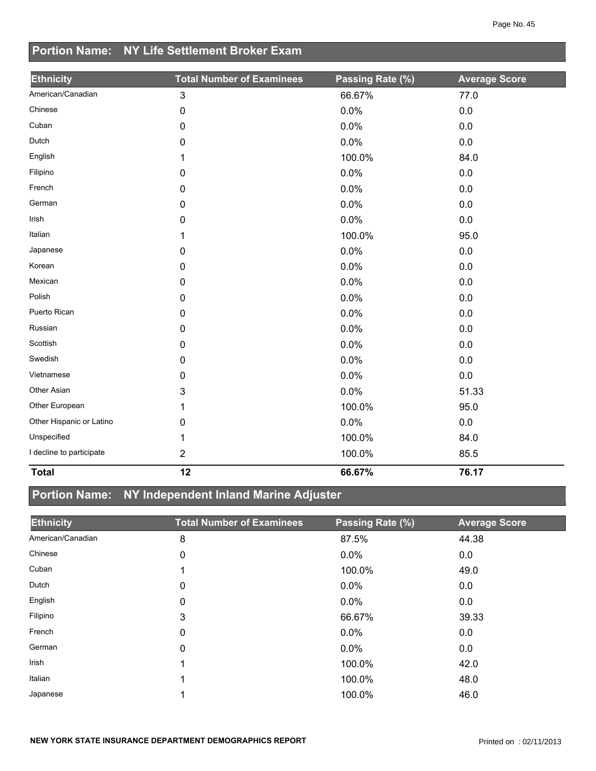## Portion Name: NY Life Settlement Broker Exam

| Ethnicity | Total Number of Examinees | Passing Rate (%) | Average Score |
|---|---|---|---|
| American/Canadian | 3 | 66.67% | 77.0 |
| Chinese | 0 | 0.0% | 0.0 |
| Cuban | 0 | 0.0% | 0.0 |
| Dutch | 0 | 0.0% | 0.0 |
| English | 1 | 100.0% | 84.0 |
| Filipino | 0 | 0.0% | 0.0 |
| French | 0 | 0.0% | 0.0 |
| German | 0 | 0.0% | 0.0 |
| Irish | 0 | 0.0% | 0.0 |
| Italian | 1 | 100.0% | 95.0 |
| Japanese | 0 | 0.0% | 0.0 |
| Korean | 0 | 0.0% | 0.0 |
| Mexican | 0 | 0.0% | 0.0 |
| Polish | 0 | 0.0% | 0.0 |
| Puerto Rican | 0 | 0.0% | 0.0 |
| Russian | 0 | 0.0% | 0.0 |
| Scottish | 0 | 0.0% | 0.0 |
| Swedish | 0 | 0.0% | 0.0 |
| Vietnamese | 0 | 0.0% | 0.0 |
| Other Asian | 3 | 0.0% | 51.33 |
| Other European | 1 | 100.0% | 95.0 |
| Other Hispanic or Latino | 0 | 0.0% | 0.0 |
| Unspecified | 1 | 100.0% | 84.0 |
| I decline to participate | 2 | 100.0% | 85.5 |
| **Total** | **12** | **66.67%** | **76.17** |

## Portion Name: NY Independent Inland Marine Adjuster

| Ethnicity | Total Number of Examinees | Passing Rate (%) | Average Score |
|---|---|---|---|
| American/Canadian | 8 | 87.5% | 44.38 |
| Chinese | 0 | 0.0% | 0.0 |
| Cuban | 1 | 100.0% | 49.0 |
| Dutch | 0 | 0.0% | 0.0 |
| English | 0 | 0.0% | 0.0 |
| Filipino | 3 | 66.67% | 39.33 |
| French | 0 | 0.0% | 0.0 |
| German | 0 | 0.0% | 0.0 |
| Irish | 1 | 100.0% | 42.0 |
| Italian | 1 | 100.0% | 48.0 |
| Japanese | 1 | 100.0% | 46.0 |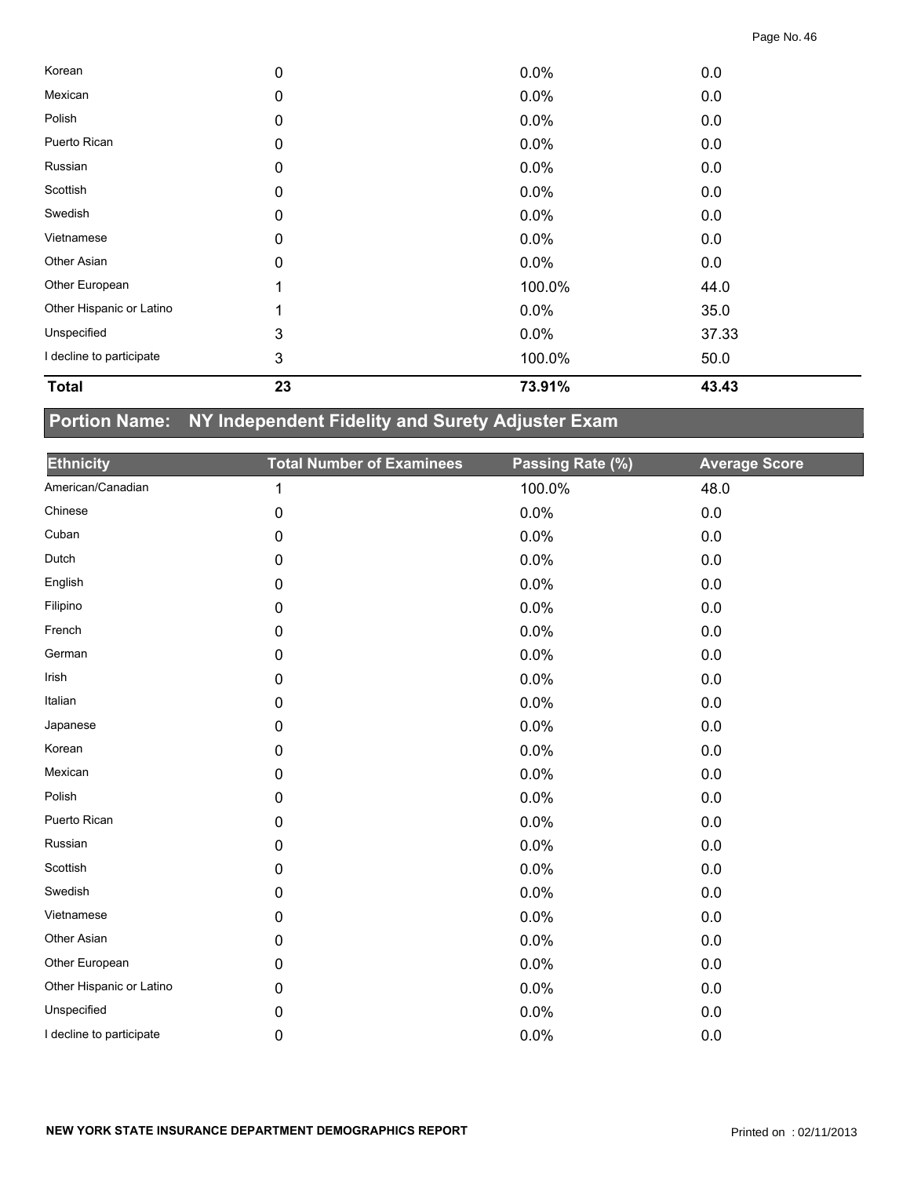| | | | |
|---|---|---|---|
| Korean | 0 | 0.0% | 0.0 |
| Mexican | 0 | 0.0% | 0.0 |
| Polish | 0 | 0.0% | 0.0 |
| Puerto Rican | 0 | 0.0% | 0.0 |
| Russian | 0 | 0.0% | 0.0 |
| Scottish | 0 | 0.0% | 0.0 |
| Swedish | 0 | 0.0% | 0.0 |
| Vietnamese | 0 | 0.0% | 0.0 |
| Other Asian | 0 | 0.0% | 0.0 |
| Other European | 1 | 100.0% | 44.0 |
| Other Hispanic or Latino | 1 | 0.0% | 35.0 |
| Unspecified | 3 | 0.0% | 37.33 |
| I decline to participate | 3 | 100.0% | 50.0 |
| **Total** | **23** | **73.91%** | **43.43** |

## Portion Name: NY Independent Fidelity and Surety Adjuster Exam

| Ethnicity | Total Number of Examinees | Passing Rate (%) | Average Score |
|---|---|---|---|
| American/Canadian | 1 | 100.0% | 48.0 |
| Chinese | 0 | 0.0% | 0.0 |
| Cuban | 0 | 0.0% | 0.0 |
| Dutch | 0 | 0.0% | 0.0 |
| English | 0 | 0.0% | 0.0 |
| Filipino | 0 | 0.0% | 0.0 |
| French | 0 | 0.0% | 0.0 |
| German | 0 | 0.0% | 0.0 |
| Irish | 0 | 0.0% | 0.0 |
| Italian | 0 | 0.0% | 0.0 |
| Japanese | 0 | 0.0% | 0.0 |
| Korean | 0 | 0.0% | 0.0 |
| Mexican | 0 | 0.0% | 0.0 |
| Polish | 0 | 0.0% | 0.0 |
| Puerto Rican | 0 | 0.0% | 0.0 |
| Russian | 0 | 0.0% | 0.0 |
| Scottish | 0 | 0.0% | 0.0 |
| Swedish | 0 | 0.0% | 0.0 |
| Vietnamese | 0 | 0.0% | 0.0 |
| Other Asian | 0 | 0.0% | 0.0 |
| Other European | 0 | 0.0% | 0.0 |
| Other Hispanic or Latino | 0 | 0.0% | 0.0 |
| Unspecified | 0 | 0.0% | 0.0 |
| I decline to participate | 0 | 0.0% | 0.0 |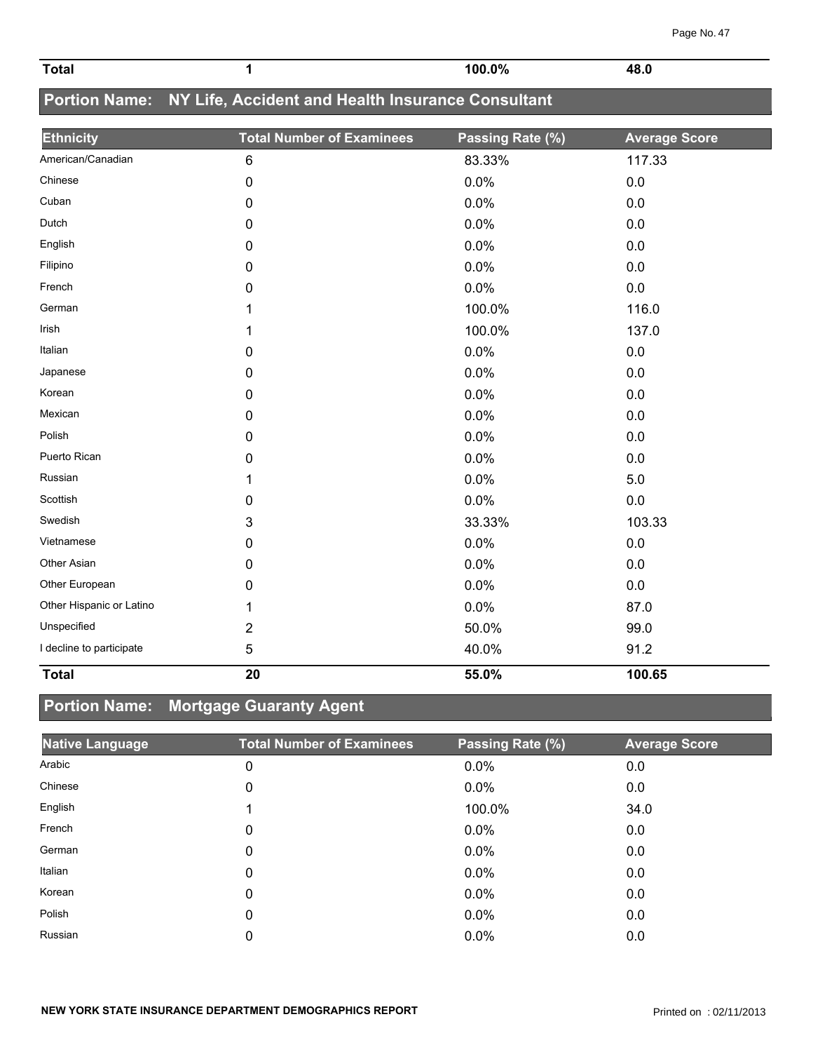| Total | 1 | 100.0% | 48.0 |
|---|---|---|---|

## Portion Name: NY Life, Accident and Health Insurance Consultant

| Ethnicity | Total Number of Examinees | Passing Rate (%) | Average Score |
|---|---|---|---|
| American/Canadian | 6 | 83.33% | 117.33 |
| Chinese | 0 | 0.0% | 0.0 |
| Cuban | 0 | 0.0% | 0.0 |
| Dutch | 0 | 0.0% | 0.0 |
| English | 0 | 0.0% | 0.0 |
| Filipino | 0 | 0.0% | 0.0 |
| French | 0 | 0.0% | 0.0 |
| German | 1 | 100.0% | 116.0 |
| Irish | 1 | 100.0% | 137.0 |
| Italian | 0 | 0.0% | 0.0 |
| Japanese | 0 | 0.0% | 0.0 |
| Korean | 0 | 0.0% | 0.0 |
| Mexican | 0 | 0.0% | 0.0 |
| Polish | 0 | 0.0% | 0.0 |
| Puerto Rican | 0 | 0.0% | 0.0 |
| Russian | 1 | 0.0% | 5.0 |
| Scottish | 0 | 0.0% | 0.0 |
| Swedish | 3 | 33.33% | 103.33 |
| Vietnamese | 0 | 0.0% | 0.0 |
| Other Asian | 0 | 0.0% | 0.0 |
| Other European | 0 | 0.0% | 0.0 |
| Other Hispanic or Latino | 1 | 0.0% | 87.0 |
| Unspecified | 2 | 50.0% | 99.0 |
| I decline to participate | 5 | 40.0% | 91.2 |
| **Total** | **20** | **55.0%** | **100.65** |

## Portion Name: Mortgage Guaranty Agent

| Native Language | Total Number of Examinees | Passing Rate (%) | Average Score |
|---|---|---|---|
| Arabic | 0 | 0.0% | 0.0 |
| Chinese | 0 | 0.0% | 0.0 |
| English | 1 | 100.0% | 34.0 |
| French | 0 | 0.0% | 0.0 |
| German | 0 | 0.0% | 0.0 |
| Italian | 0 | 0.0% | 0.0 |
| Korean | 0 | 0.0% | 0.0 |
| Polish | 0 | 0.0% | 0.0 |
| Russian | 0 | 0.0% | 0.0 |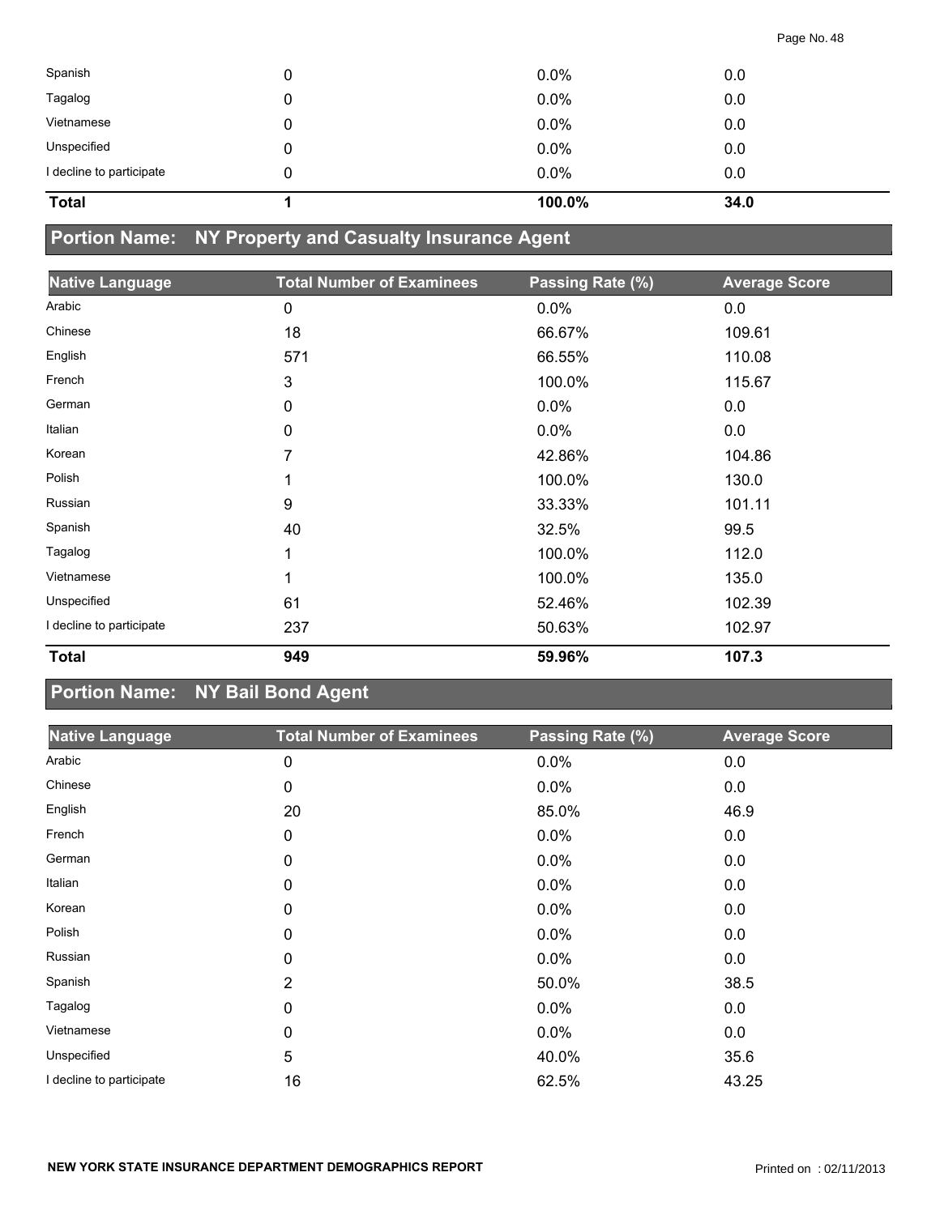| Native Language | Total Number of Examinees | Passing Rate (%) | Average Score |
|---|---|---|---|
| Spanish | 0 | 0.0% | 0.0 |
| Tagalog | 0 | 0.0% | 0.0 |
| Vietnamese | 0 | 0.0% | 0.0 |
| Unspecified | 0 | 0.0% | 0.0 |
| I decline to participate | 0 | 0.0% | 0.0 |
| **Total** | **1** | **100.0%** | **34.0** |

## Portion Name: NY Property and Casualty Insurance Agent

| Native Language | Total Number of Examinees | Passing Rate (%) | Average Score |
|---|---|---|---|
| Arabic | 0 | 0.0% | 0.0 |
| Chinese | 18 | 66.67% | 109.61 |
| English | 571 | 66.55% | 110.08 |
| French | 3 | 100.0% | 115.67 |
| German | 0 | 0.0% | 0.0 |
| Italian | 0 | 0.0% | 0.0 |
| Korean | 7 | 42.86% | 104.86 |
| Polish | 1 | 100.0% | 130.0 |
| Russian | 9 | 33.33% | 101.11 |
| Spanish | 40 | 32.5% | 99.5 |
| Tagalog | 1 | 100.0% | 112.0 |
| Vietnamese | 1 | 100.0% | 135.0 |
| Unspecified | 61 | 52.46% | 102.39 |
| I decline to participate | 237 | 50.63% | 102.97 |
| **Total** | **949** | **59.96%** | **107.3** |

## Portion Name: NY Bail Bond Agent

| Native Language | Total Number of Examinees | Passing Rate (%) | Average Score |
|---|---|---|---|
| Arabic | 0 | 0.0% | 0.0 |
| Chinese | 0 | 0.0% | 0.0 |
| English | 20 | 85.0% | 46.9 |
| French | 0 | 0.0% | 0.0 |
| German | 0 | 0.0% | 0.0 |
| Italian | 0 | 0.0% | 0.0 |
| Korean | 0 | 0.0% | 0.0 |
| Polish | 0 | 0.0% | 0.0 |
| Russian | 0 | 0.0% | 0.0 |
| Spanish | 2 | 50.0% | 38.5 |
| Tagalog | 0 | 0.0% | 0.0 |
| Vietnamese | 0 | 0.0% | 0.0 |
| Unspecified | 5 | 40.0% | 35.6 |
| I decline to participate | 16 | 62.5% | 43.25 |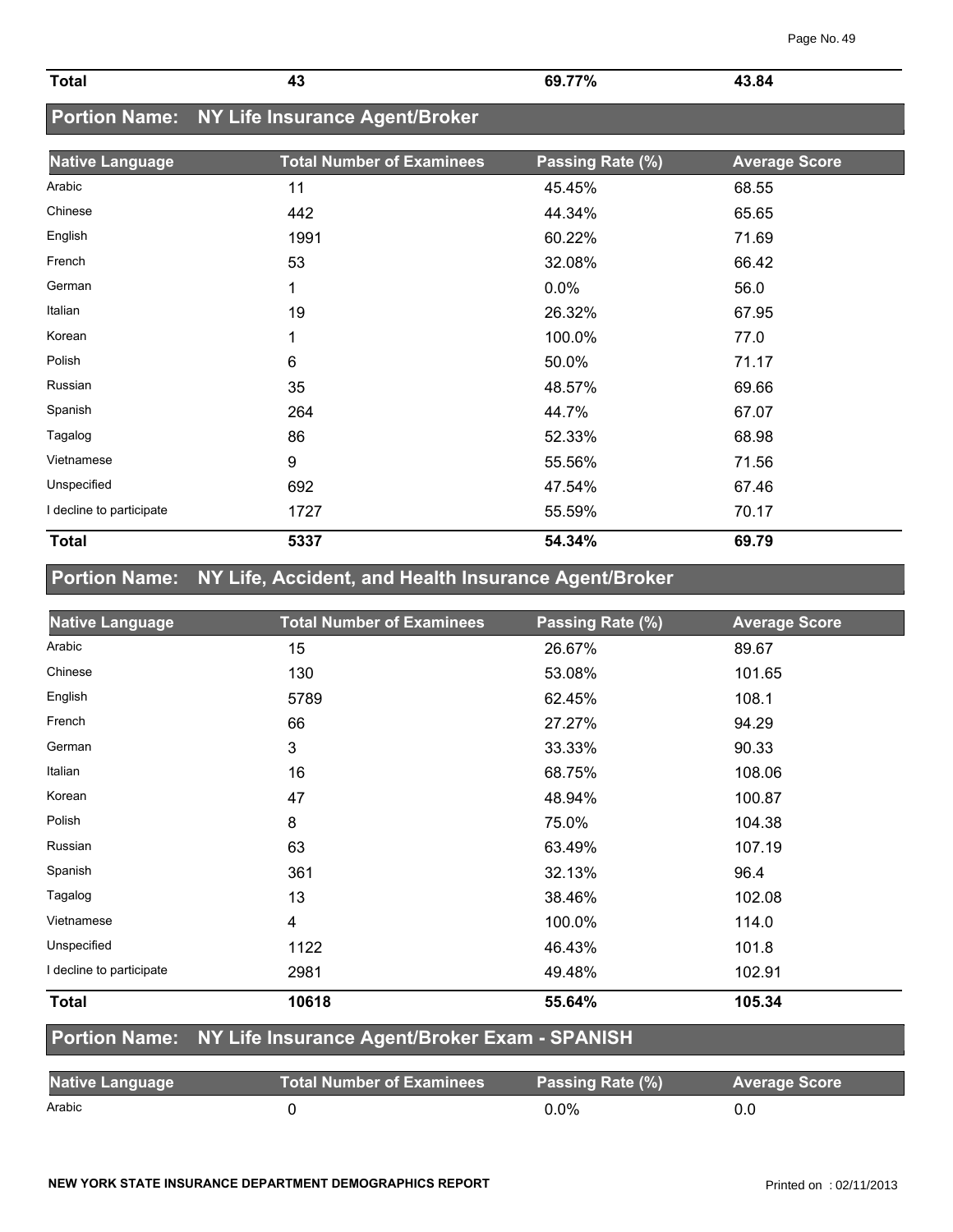| Total | 43 | 69.77% | 43.84 |
|---|---|---|---|

## Portion Name: NY Life Insurance Agent/Broker

| Native Language | Total Number of Examinees | Passing Rate (%) | Average Score |
|---|---|---|---|
| Arabic | 11 | 45.45% | 68.55 |
| Chinese | 442 | 44.34% | 65.65 |
| English | 1991 | 60.22% | 71.69 |
| French | 53 | 32.08% | 66.42 |
| German | 1 | 0.0% | 56.0 |
| Italian | 19 | 26.32% | 67.95 |
| Korean | 1 | 100.0% | 77.0 |
| Polish | 6 | 50.0% | 71.17 |
| Russian | 35 | 48.57% | 69.66 |
| Spanish | 264 | 44.7% | 67.07 |
| Tagalog | 86 | 52.33% | 68.98 |
| Vietnamese | 9 | 55.56% | 71.56 |
| Unspecified | 692 | 47.54% | 67.46 |
| I decline to participate | 1727 | 55.59% | 70.17 |
| **Total** | **5337** | **54.34%** | **69.79** |

## Portion Name: NY Life, Accident, and Health Insurance Agent/Broker

| Native Language | Total Number of Examinees | Passing Rate (%) | Average Score |
|---|---|---|---|
| Arabic | 15 | 26.67% | 89.67 |
| Chinese | 130 | 53.08% | 101.65 |
| English | 5789 | 62.45% | 108.1 |
| French | 66 | 27.27% | 94.29 |
| German | 3 | 33.33% | 90.33 |
| Italian | 16 | 68.75% | 108.06 |
| Korean | 47 | 48.94% | 100.87 |
| Polish | 8 | 75.0% | 104.38 |
| Russian | 63 | 63.49% | 107.19 |
| Spanish | 361 | 32.13% | 96.4 |
| Tagalog | 13 | 38.46% | 102.08 |
| Vietnamese | 4 | 100.0% | 114.0 |
| Unspecified | 1122 | 46.43% | 101.8 |
| I decline to participate | 2981 | 49.48% | 102.91 |
| **Total** | **10618** | **55.64%** | **105.34** |

## Portion Name: NY Life Insurance Agent/Broker Exam - SPANISH

| Native Language | Total Number of Examinees | Passing Rate (%) | Average Score |
|---|---|---|---|
| Arabic | 0 | 0.0% | 0.0 |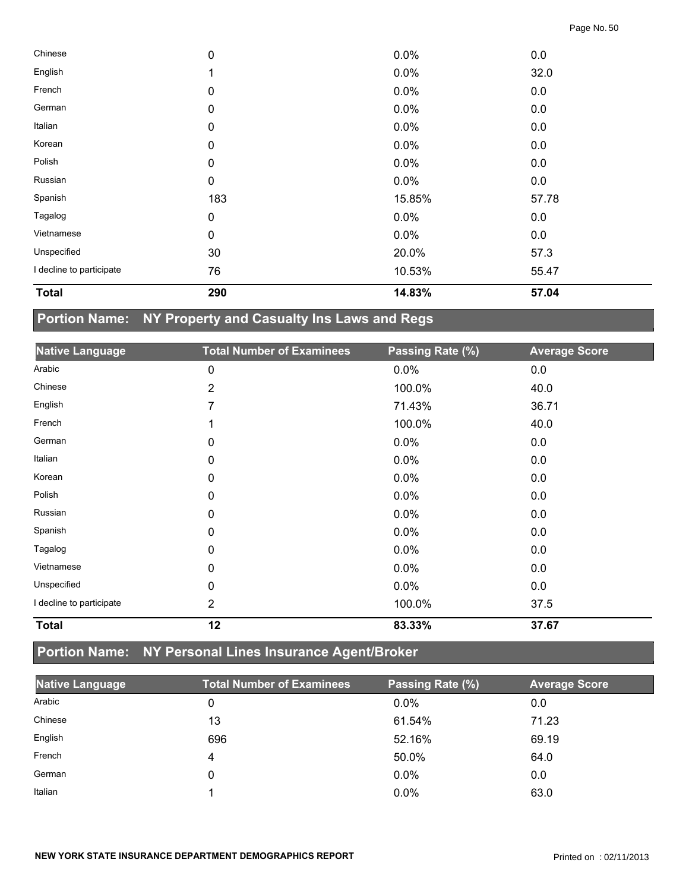| | | | |
|---|---|---|---|
| Chinese | 0 | 0.0% | 0.0 |
| English | 1 | 0.0% | 32.0 |
| French | 0 | 0.0% | 0.0 |
| German | 0 | 0.0% | 0.0 |
| Italian | 0 | 0.0% | 0.0 |
| Korean | 0 | 0.0% | 0.0 |
| Polish | 0 | 0.0% | 0.0 |
| Russian | 0 | 0.0% | 0.0 |
| Spanish | 183 | 15.85% | 57.78 |
| Tagalog | 0 | 0.0% | 0.0 |
| Vietnamese | 0 | 0.0% | 0.0 |
| Unspecified | 30 | 20.0% | 57.3 |
| I decline to participate | 76 | 10.53% | 55.47 |
| **Total** | **290** | **14.83%** | **57.04** |

## Portion Name: NY Property and Casualty Ins Laws and Regs

| Native Language | Total Number of Examinees | Passing Rate (%) | Average Score |
|---|---|---|---|
| Arabic | 0 | 0.0% | 0.0 |
| Chinese | 2 | 100.0% | 40.0 |
| English | 7 | 71.43% | 36.71 |
| French | 1 | 100.0% | 40.0 |
| German | 0 | 0.0% | 0.0 |
| Italian | 0 | 0.0% | 0.0 |
| Korean | 0 | 0.0% | 0.0 |
| Polish | 0 | 0.0% | 0.0 |
| Russian | 0 | 0.0% | 0.0 |
| Spanish | 0 | 0.0% | 0.0 |
| Tagalog | 0 | 0.0% | 0.0 |
| Vietnamese | 0 | 0.0% | 0.0 |
| Unspecified | 0 | 0.0% | 0.0 |
| I decline to participate | 2 | 100.0% | 37.5 |
| **Total** | **12** | **83.33%** | **37.67** |

## Portion Name: NY Personal Lines Insurance Agent/Broker

| Native Language | Total Number of Examinees | Passing Rate (%) | Average Score |
|---|---|---|---|
| Arabic | 0 | 0.0% | 0.0 |
| Chinese | 13 | 61.54% | 71.23 |
| English | 696 | 52.16% | 69.19 |
| French | 4 | 50.0% | 64.0 |
| German | 0 | 0.0% | 0.0 |
| Italian | 1 | 0.0% | 63.0 |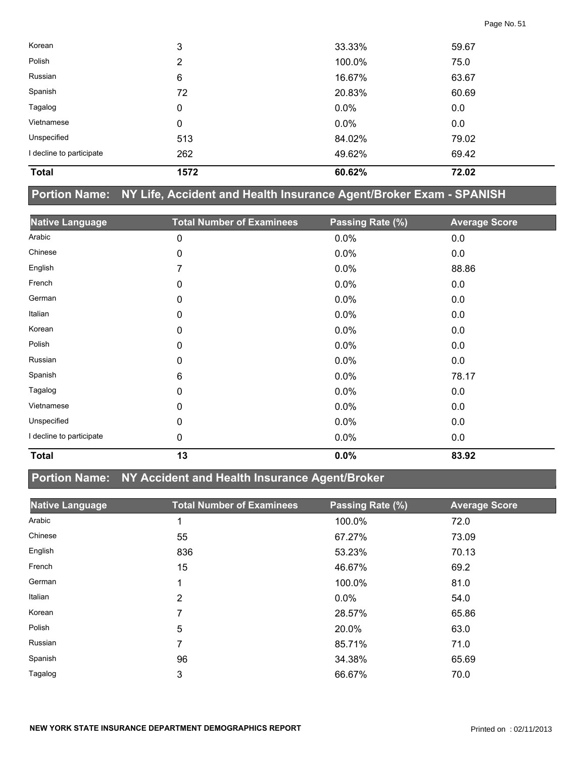| Native Language | Total Number of Examinees | Passing Rate (%) | Average Score |
|---|---|---|---|
| Korean | 3 | 33.33% | 59.67 |
| Polish | 2 | 100.0% | 75.0 |
| Russian | 6 | 16.67% | 63.67 |
| Spanish | 72 | 20.83% | 60.69 |
| Tagalog | 0 | 0.0% | 0.0 |
| Vietnamese | 0 | 0.0% | 0.0 |
| Unspecified | 513 | 84.02% | 79.02 |
| I decline to participate | 262 | 49.62% | 69.42 |
| **Total** | **1572** | **60.62%** | **72.02** |

## Portion Name: NY Life, Accident and Health Insurance Agent/Broker Exam - SPANISH

| Native Language | Total Number of Examinees | Passing Rate (%) | Average Score |
|---|---|---|---|
| Arabic | 0 | 0.0% | 0.0 |
| Chinese | 0 | 0.0% | 0.0 |
| English | 7 | 0.0% | 88.86 |
| French | 0 | 0.0% | 0.0 |
| German | 0 | 0.0% | 0.0 |
| Italian | 0 | 0.0% | 0.0 |
| Korean | 0 | 0.0% | 0.0 |
| Polish | 0 | 0.0% | 0.0 |
| Russian | 0 | 0.0% | 0.0 |
| Spanish | 6 | 0.0% | 78.17 |
| Tagalog | 0 | 0.0% | 0.0 |
| Vietnamese | 0 | 0.0% | 0.0 |
| Unspecified | 0 | 0.0% | 0.0 |
| I decline to participate | 0 | 0.0% | 0.0 |
| **Total** | **13** | **0.0%** | **83.92** |

## Portion Name: NY Accident and Health Insurance Agent/Broker

| Native Language | Total Number of Examinees | Passing Rate (%) | Average Score |
|---|---|---|---|
| Arabic | 1 | 100.0% | 72.0 |
| Chinese | 55 | 67.27% | 73.09 |
| English | 836 | 53.23% | 70.13 |
| French | 15 | 46.67% | 69.2 |
| German | 1 | 100.0% | 81.0 |
| Italian | 2 | 0.0% | 54.0 |
| Korean | 7 | 28.57% | 65.86 |
| Polish | 5 | 20.0% | 63.0 |
| Russian | 7 | 85.71% | 71.0 |
| Spanish | 96 | 34.38% | 65.69 |
| Tagalog | 3 | 66.67% | 70.0 |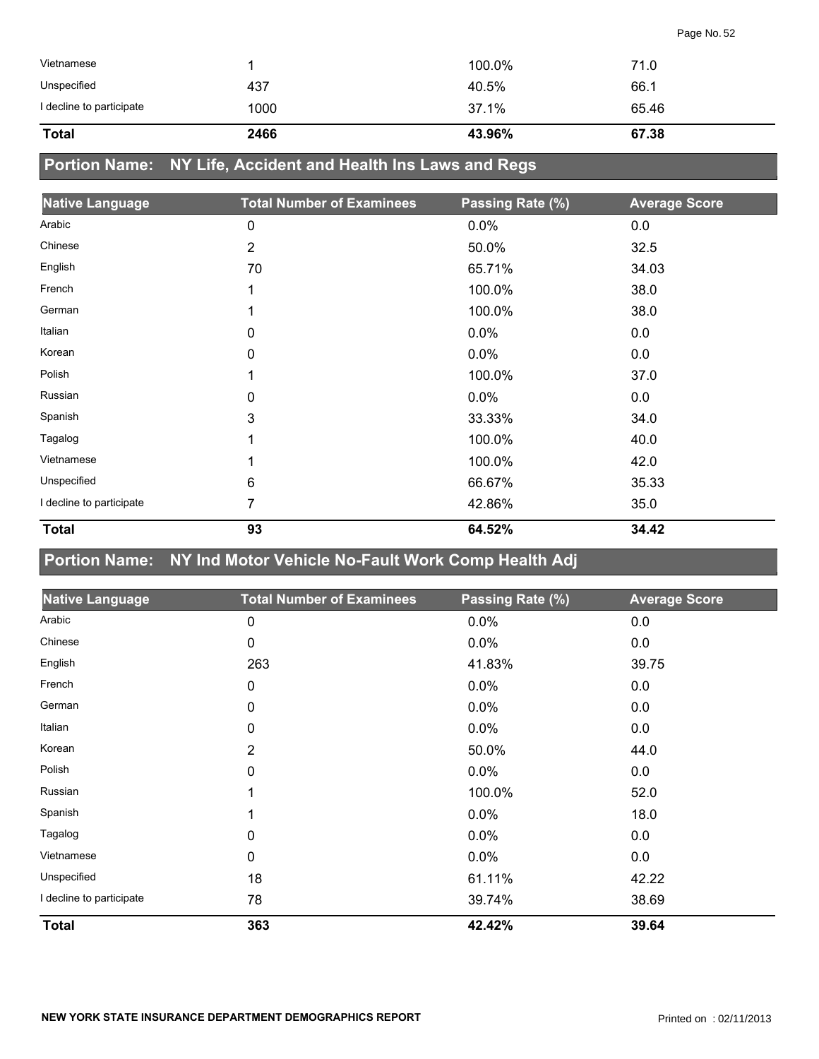| Native Language | Total Number of Examinees | Passing Rate (%) | Average Score |
|---|---|---|---|
| Vietnamese | 1 | 100.0% | 71.0 |
| Unspecified | 437 | 40.5% | 66.1 |
| I decline to participate | 1000 | 37.1% | 65.46 |
| **Total** | **2466** | **43.96%** | **67.38** |

## Portion Name: NY Life, Accident and Health Ins Laws and Regs

| Native Language | Total Number of Examinees | Passing Rate (%) | Average Score |
|---|---|---|---|
| Arabic | 0 | 0.0% | 0.0 |
| Chinese | 2 | 50.0% | 32.5 |
| English | 70 | 65.71% | 34.03 |
| French | 1 | 100.0% | 38.0 |
| German | 1 | 100.0% | 38.0 |
| Italian | 0 | 0.0% | 0.0 |
| Korean | 0 | 0.0% | 0.0 |
| Polish | 1 | 100.0% | 37.0 |
| Russian | 0 | 0.0% | 0.0 |
| Spanish | 3 | 33.33% | 34.0 |
| Tagalog | 1 | 100.0% | 40.0 |
| Vietnamese | 1 | 100.0% | 42.0 |
| Unspecified | 6 | 66.67% | 35.33 |
| I decline to participate | 7 | 42.86% | 35.0 |
| **Total** | **93** | **64.52%** | **34.42** |

## Portion Name: NY Ind Motor Vehicle No-Fault Work Comp Health Adj

| Native Language | Total Number of Examinees | Passing Rate (%) | Average Score |
|---|---|---|---|
| Arabic | 0 | 0.0% | 0.0 |
| Chinese | 0 | 0.0% | 0.0 |
| English | 263 | 41.83% | 39.75 |
| French | 0 | 0.0% | 0.0 |
| German | 0 | 0.0% | 0.0 |
| Italian | 0 | 0.0% | 0.0 |
| Korean | 2 | 50.0% | 44.0 |
| Polish | 0 | 0.0% | 0.0 |
| Russian | 1 | 100.0% | 52.0 |
| Spanish | 1 | 0.0% | 18.0 |
| Tagalog | 0 | 0.0% | 0.0 |
| Vietnamese | 0 | 0.0% | 0.0 |
| Unspecified | 18 | 61.11% | 42.22 |
| I decline to participate | 78 | 39.74% | 38.69 |
| **Total** | **363** | **42.42%** | **39.64** |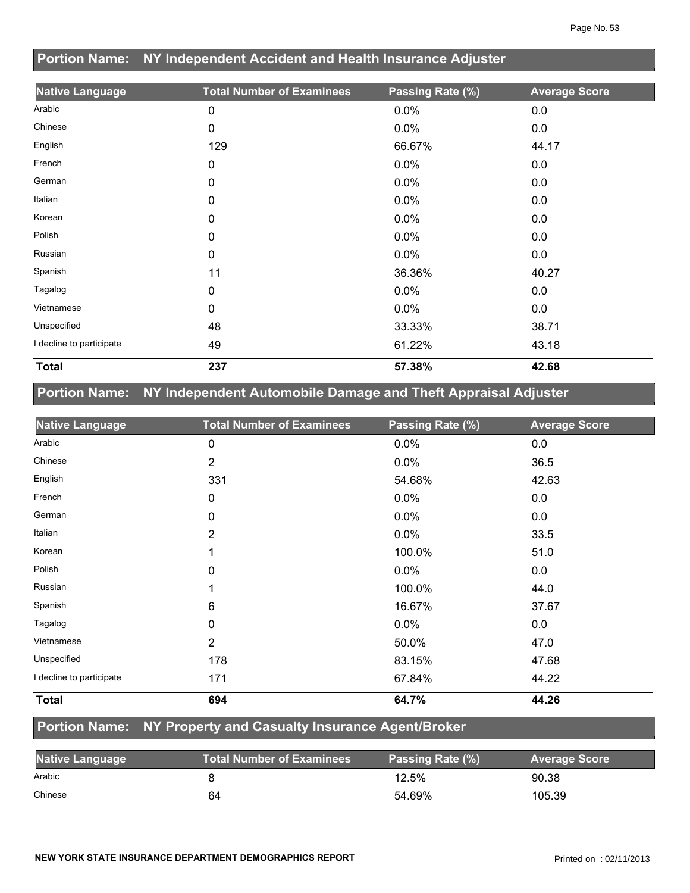## Portion Name: NY Independent Accident and Health Insurance Adjuster

| Native Language | Total Number of Examinees | Passing Rate (%) | Average Score |
|---|---|---|---|
| Arabic | 0 | 0.0% | 0.0 |
| Chinese | 0 | 0.0% | 0.0 |
| English | 129 | 66.67% | 44.17 |
| French | 0 | 0.0% | 0.0 |
| German | 0 | 0.0% | 0.0 |
| Italian | 0 | 0.0% | 0.0 |
| Korean | 0 | 0.0% | 0.0 |
| Polish | 0 | 0.0% | 0.0 |
| Russian | 0 | 0.0% | 0.0 |
| Spanish | 11 | 36.36% | 40.27 |
| Tagalog | 0 | 0.0% | 0.0 |
| Vietnamese | 0 | 0.0% | 0.0 |
| Unspecified | 48 | 33.33% | 38.71 |
| I decline to participate | 49 | 61.22% | 43.18 |
| **Total** | **237** | **57.38%** | **42.68** |

## Portion Name: NY Independent Automobile Damage and Theft Appraisal Adjuster

| Native Language | Total Number of Examinees | Passing Rate (%) | Average Score |
|---|---|---|---|
| Arabic | 0 | 0.0% | 0.0 |
| Chinese | 2 | 0.0% | 36.5 |
| English | 331 | 54.68% | 42.63 |
| French | 0 | 0.0% | 0.0 |
| German | 0 | 0.0% | 0.0 |
| Italian | 2 | 0.0% | 33.5 |
| Korean | 1 | 100.0% | 51.0 |
| Polish | 0 | 0.0% | 0.0 |
| Russian | 1 | 100.0% | 44.0 |
| Spanish | 6 | 16.67% | 37.67 |
| Tagalog | 0 | 0.0% | 0.0 |
| Vietnamese | 2 | 50.0% | 47.0 |
| Unspecified | 178 | 83.15% | 47.68 |
| I decline to participate | 171 | 67.84% | 44.22 |
| **Total** | **694** | **64.7%** | **44.26** |

## Portion Name: NY Property and Casualty Insurance Agent/Broker

| Native Language | Total Number of Examinees | Passing Rate (%) | Average Score |
|---|---|---|---|
| Arabic | 8 | 12.5% | 90.38 |
| Chinese | 64 | 54.69% | 105.39 |

NEW YORK STATE INSURANCE DEPARTMENT DEMOGRAPHICS REPORT

Printed on : 02/11/2013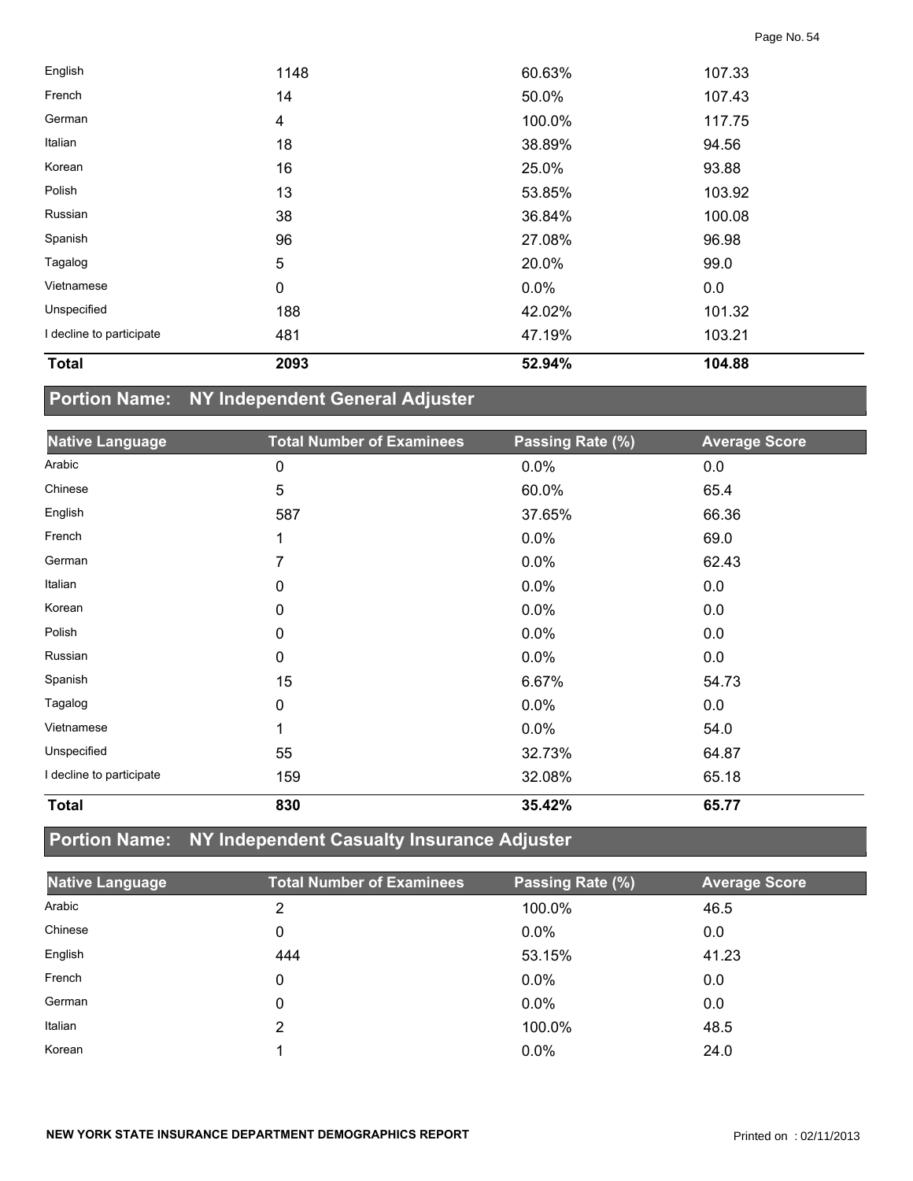| Native Language | Total Number of Examinees | Passing Rate (%) | Average Score |
|---|---|---|---|
| English | 1148 | 60.63% | 107.33 |
| French | 14 | 50.0% | 107.43 |
| German | 4 | 100.0% | 117.75 |
| Italian | 18 | 38.89% | 94.56 |
| Korean | 16 | 25.0% | 93.88 |
| Polish | 13 | 53.85% | 103.92 |
| Russian | 38 | 36.84% | 100.08 |
| Spanish | 96 | 27.08% | 96.98 |
| Tagalog | 5 | 20.0% | 99.0 |
| Vietnamese | 0 | 0.0% | 0.0 |
| Unspecified | 188 | 42.02% | 101.32 |
| I decline to participate | 481 | 47.19% | 103.21 |
| **Total** | **2093** | **52.94%** | **104.88** |

## Portion Name: NY Independent General Adjuster

| Native Language | Total Number of Examinees | Passing Rate (%) | Average Score |
|---|---|---|---|
| Arabic | 0 | 0.0% | 0.0 |
| Chinese | 5 | 60.0% | 65.4 |
| English | 587 | 37.65% | 66.36 |
| French | 1 | 0.0% | 69.0 |
| German | 7 | 0.0% | 62.43 |
| Italian | 0 | 0.0% | 0.0 |
| Korean | 0 | 0.0% | 0.0 |
| Polish | 0 | 0.0% | 0.0 |
| Russian | 0 | 0.0% | 0.0 |
| Spanish | 15 | 6.67% | 54.73 |
| Tagalog | 0 | 0.0% | 0.0 |
| Vietnamese | 1 | 0.0% | 54.0 |
| Unspecified | 55 | 32.73% | 64.87 |
| I decline to participate | 159 | 32.08% | 65.18 |
| **Total** | **830** | **35.42%** | **65.77** |

## Portion Name: NY Independent Casualty Insurance Adjuster

| Native Language | Total Number of Examinees | Passing Rate (%) | Average Score |
|---|---|---|---|
| Arabic | 2 | 100.0% | 46.5 |
| Chinese | 0 | 0.0% | 0.0 |
| English | 444 | 53.15% | 41.23 |
| French | 0 | 0.0% | 0.0 |
| German | 0 | 0.0% | 0.0 |
| Italian | 2 | 100.0% | 48.5 |
| Korean | 1 | 0.0% | 24.0 |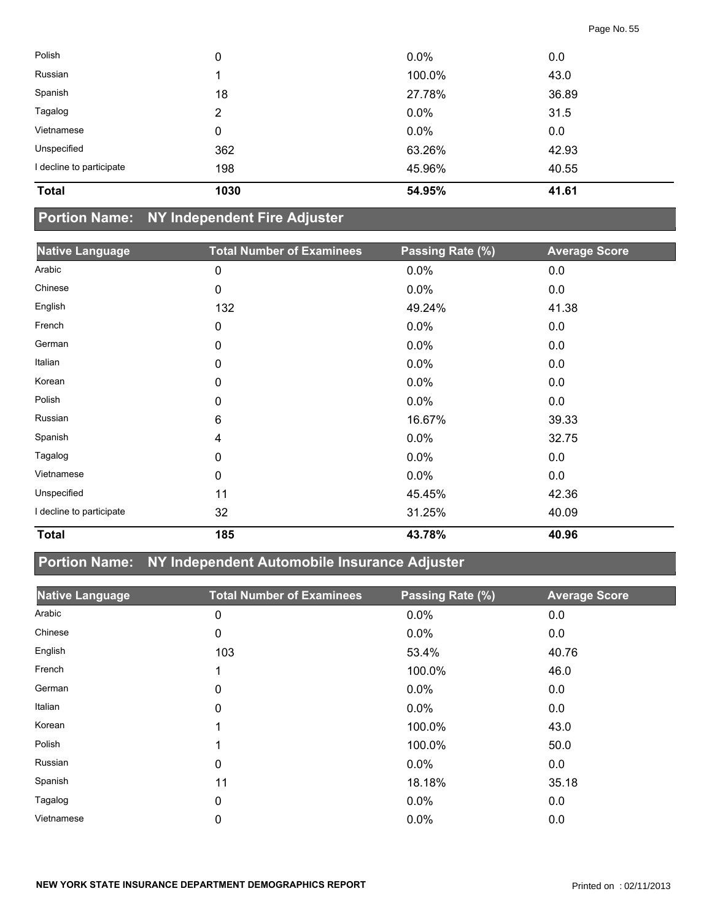| | | | |
|---|---|---|---|
| Polish | 0 | 0.0% | 0.0 |
| Russian | 1 | 100.0% | 43.0 |
| Spanish | 18 | 27.78% | 36.89 |
| Tagalog | 2 | 0.0% | 31.5 |
| Vietnamese | 0 | 0.0% | 0.0 |
| Unspecified | 362 | 63.26% | 42.93 |
| I decline to participate | 198 | 45.96% | 40.55 |
| **Total** | **1030** | **54.95%** | **41.61** |

## Portion Name: NY Independent Fire Adjuster

| Native Language | Total Number of Examinees | Passing Rate (%) | Average Score |
|---|---|---|---|
| Arabic | 0 | 0.0% | 0.0 |
| Chinese | 0 | 0.0% | 0.0 |
| English | 132 | 49.24% | 41.38 |
| French | 0 | 0.0% | 0.0 |
| German | 0 | 0.0% | 0.0 |
| Italian | 0 | 0.0% | 0.0 |
| Korean | 0 | 0.0% | 0.0 |
| Polish | 0 | 0.0% | 0.0 |
| Russian | 6 | 16.67% | 39.33 |
| Spanish | 4 | 0.0% | 32.75 |
| Tagalog | 0 | 0.0% | 0.0 |
| Vietnamese | 0 | 0.0% | 0.0 |
| Unspecified | 11 | 45.45% | 42.36 |
| I decline to participate | 32 | 31.25% | 40.09 |
| **Total** | **185** | **43.78%** | **40.96** |

## Portion Name: NY Independent Automobile Insurance Adjuster

| Native Language | Total Number of Examinees | Passing Rate (%) | Average Score |
|---|---|---|---|
| Arabic | 0 | 0.0% | 0.0 |
| Chinese | 0 | 0.0% | 0.0 |
| English | 103 | 53.4% | 40.76 |
| French | 1 | 100.0% | 46.0 |
| German | 0 | 0.0% | 0.0 |
| Italian | 0 | 0.0% | 0.0 |
| Korean | 1 | 100.0% | 43.0 |
| Polish | 1 | 100.0% | 50.0 |
| Russian | 0 | 0.0% | 0.0 |
| Spanish | 11 | 18.18% | 35.18 |
| Tagalog | 0 | 0.0% | 0.0 |
| Vietnamese | 0 | 0.0% | 0.0 |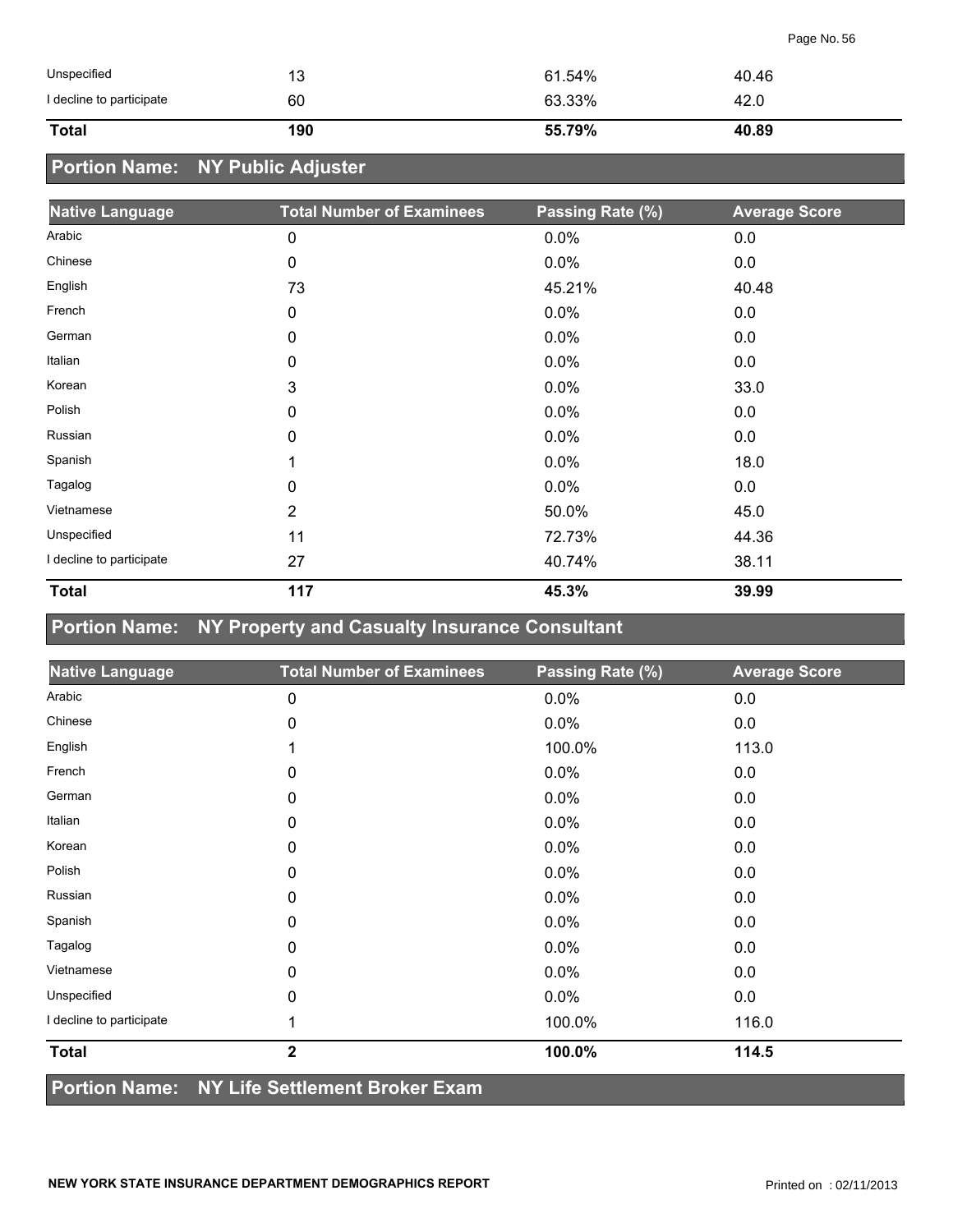| Native Language | Total Number of Examinees | Passing Rate (%) | Average Score |
|---|---|---|---|
| Unspecified | 13 | 61.54% | 40.46 |
| I decline to participate | 60 | 63.33% | 42.0 |
| **Total** | **190** | **55.79%** | **40.89** |

## Portion Name: NY Public Adjuster

| Native Language | Total Number of Examinees | Passing Rate (%) | Average Score |
|---|---|---|---|
| Arabic | 0 | 0.0% | 0.0 |
| Chinese | 0 | 0.0% | 0.0 |
| English | 73 | 45.21% | 40.48 |
| French | 0 | 0.0% | 0.0 |
| German | 0 | 0.0% | 0.0 |
| Italian | 0 | 0.0% | 0.0 |
| Korean | 3 | 0.0% | 33.0 |
| Polish | 0 | 0.0% | 0.0 |
| Russian | 0 | 0.0% | 0.0 |
| Spanish | 1 | 0.0% | 18.0 |
| Tagalog | 0 | 0.0% | 0.0 |
| Vietnamese | 2 | 50.0% | 45.0 |
| Unspecified | 11 | 72.73% | 44.36 |
| I decline to participate | 27 | 40.74% | 38.11 |
| **Total** | **117** | **45.3%** | **39.99** |

## Portion Name: NY Property and Casualty Insurance Consultant

| Native Language | Total Number of Examinees | Passing Rate (%) | Average Score |
|---|---|---|---|
| Arabic | 0 | 0.0% | 0.0 |
| Chinese | 0 | 0.0% | 0.0 |
| English | 1 | 100.0% | 113.0 |
| French | 0 | 0.0% | 0.0 |
| German | 0 | 0.0% | 0.0 |
| Italian | 0 | 0.0% | 0.0 |
| Korean | 0 | 0.0% | 0.0 |
| Polish | 0 | 0.0% | 0.0 |
| Russian | 0 | 0.0% | 0.0 |
| Spanish | 0 | 0.0% | 0.0 |
| Tagalog | 0 | 0.0% | 0.0 |
| Vietnamese | 0 | 0.0% | 0.0 |
| Unspecified | 0 | 0.0% | 0.0 |
| I decline to participate | 1 | 100.0% | 116.0 |
| **Total** | **2** | **100.0%** | **114.5** |

## Portion Name: NY Life Settlement Broker Exam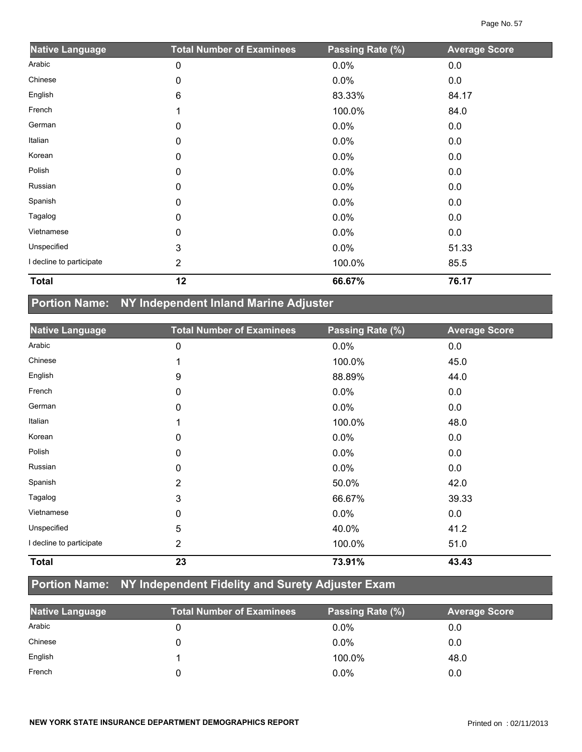| Native Language | Total Number of Examinees | Passing Rate (%) | Average Score |
|---|---|---|---|
| Arabic | 0 | 0.0% | 0.0 |
| Chinese | 0 | 0.0% | 0.0 |
| English | 6 | 83.33% | 84.17 |
| French | 1 | 100.0% | 84.0 |
| German | 0 | 0.0% | 0.0 |
| Italian | 0 | 0.0% | 0.0 |
| Korean | 0 | 0.0% | 0.0 |
| Polish | 0 | 0.0% | 0.0 |
| Russian | 0 | 0.0% | 0.0 |
| Spanish | 0 | 0.0% | 0.0 |
| Tagalog | 0 | 0.0% | 0.0 |
| Vietnamese | 0 | 0.0% | 0.0 |
| Unspecified | 3 | 0.0% | 51.33 |
| I decline to participate | 2 | 100.0% | 85.5 |
| **Total** | **12** | **66.67%** | **76.17** |

## Portion Name: NY Independent Inland Marine Adjuster

| Native Language | Total Number of Examinees | Passing Rate (%) | Average Score |
|---|---|---|---|
| Arabic | 0 | 0.0% | 0.0 |
| Chinese | 1 | 100.0% | 45.0 |
| English | 9 | 88.89% | 44.0 |
| French | 0 | 0.0% | 0.0 |
| German | 0 | 0.0% | 0.0 |
| Italian | 1 | 100.0% | 48.0 |
| Korean | 0 | 0.0% | 0.0 |
| Polish | 0 | 0.0% | 0.0 |
| Russian | 0 | 0.0% | 0.0 |
| Spanish | 2 | 50.0% | 42.0 |
| Tagalog | 3 | 66.67% | 39.33 |
| Vietnamese | 0 | 0.0% | 0.0 |
| Unspecified | 5 | 40.0% | 41.2 |
| I decline to participate | 2 | 100.0% | 51.0 |
| **Total** | **23** | **73.91%** | **43.43** |

## Portion Name: NY Independent Fidelity and Surety Adjuster Exam

| Native Language | Total Number of Examinees | Passing Rate (%) | Average Score |
|---|---|---|---|
| Arabic | 0 | 0.0% | 0.0 |
| Chinese | 0 | 0.0% | 0.0 |
| English | 1 | 100.0% | 48.0 |
| French | 0 | 0.0% | 0.0 |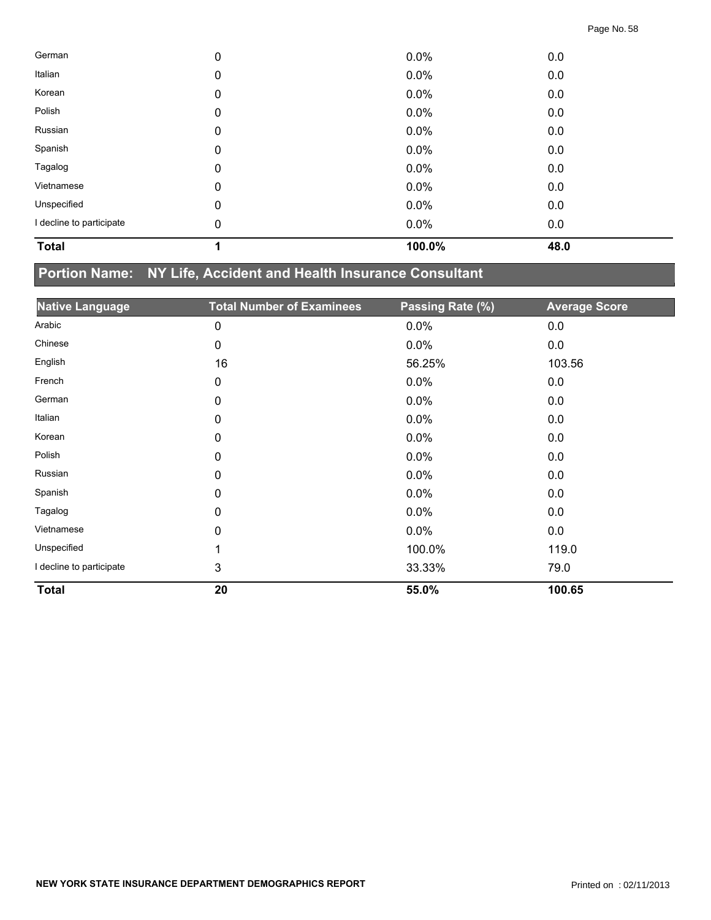| | | | |
|---|---|---|---|
| German | 0 | 0.0% | 0.0 |
| Italian | 0 | 0.0% | 0.0 |
| Korean | 0 | 0.0% | 0.0 |
| Polish | 0 | 0.0% | 0.0 |
| Russian | 0 | 0.0% | 0.0 |
| Spanish | 0 | 0.0% | 0.0 |
| Tagalog | 0 | 0.0% | 0.0 |
| Vietnamese | 0 | 0.0% | 0.0 |
| Unspecified | 0 | 0.0% | 0.0 |
| I decline to participate | 0 | 0.0% | 0.0 |
| **Total** | **1** | **100.0%** | **48.0** |

## Portion Name: NY Life, Accident and Health Insurance Consultant

| Native Language | Total Number of Examinees | Passing Rate (%) | Average Score |
|---|---|---|---|
| Arabic | 0 | 0.0% | 0.0 |
| Chinese | 0 | 0.0% | 0.0 |
| English | 16 | 56.25% | 103.56 |
| French | 0 | 0.0% | 0.0 |
| German | 0 | 0.0% | 0.0 |
| Italian | 0 | 0.0% | 0.0 |
| Korean | 0 | 0.0% | 0.0 |
| Polish | 0 | 0.0% | 0.0 |
| Russian | 0 | 0.0% | 0.0 |
| Spanish | 0 | 0.0% | 0.0 |
| Tagalog | 0 | 0.0% | 0.0 |
| Vietnamese | 0 | 0.0% | 0.0 |
| Unspecified | 1 | 100.0% | 119.0 |
| I decline to participate | 3 | 33.33% | 79.0 |
| **Total** | **20** | **55.0%** | **100.65** |